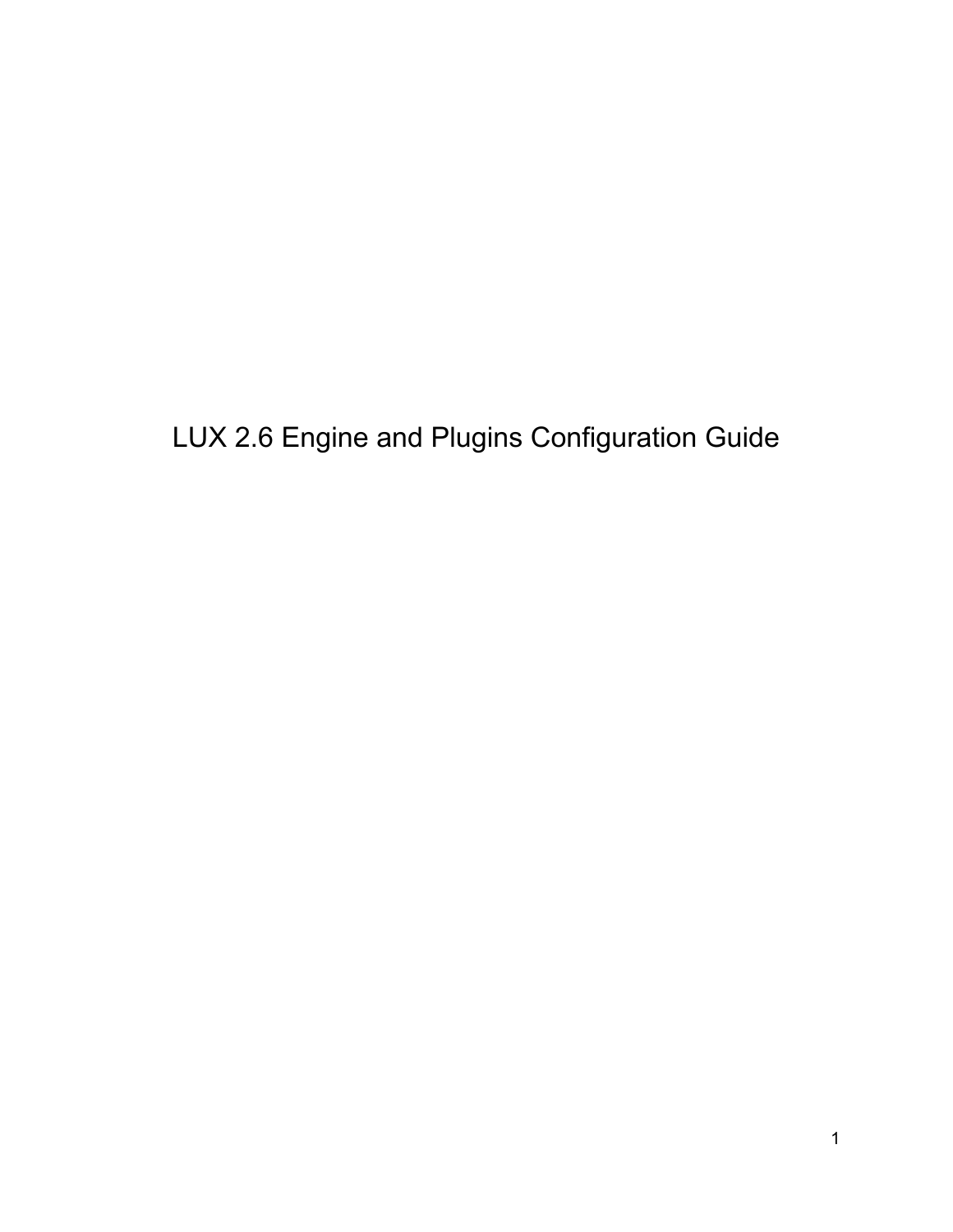# LUX 2.6 Engine and Plugins Configuration Guide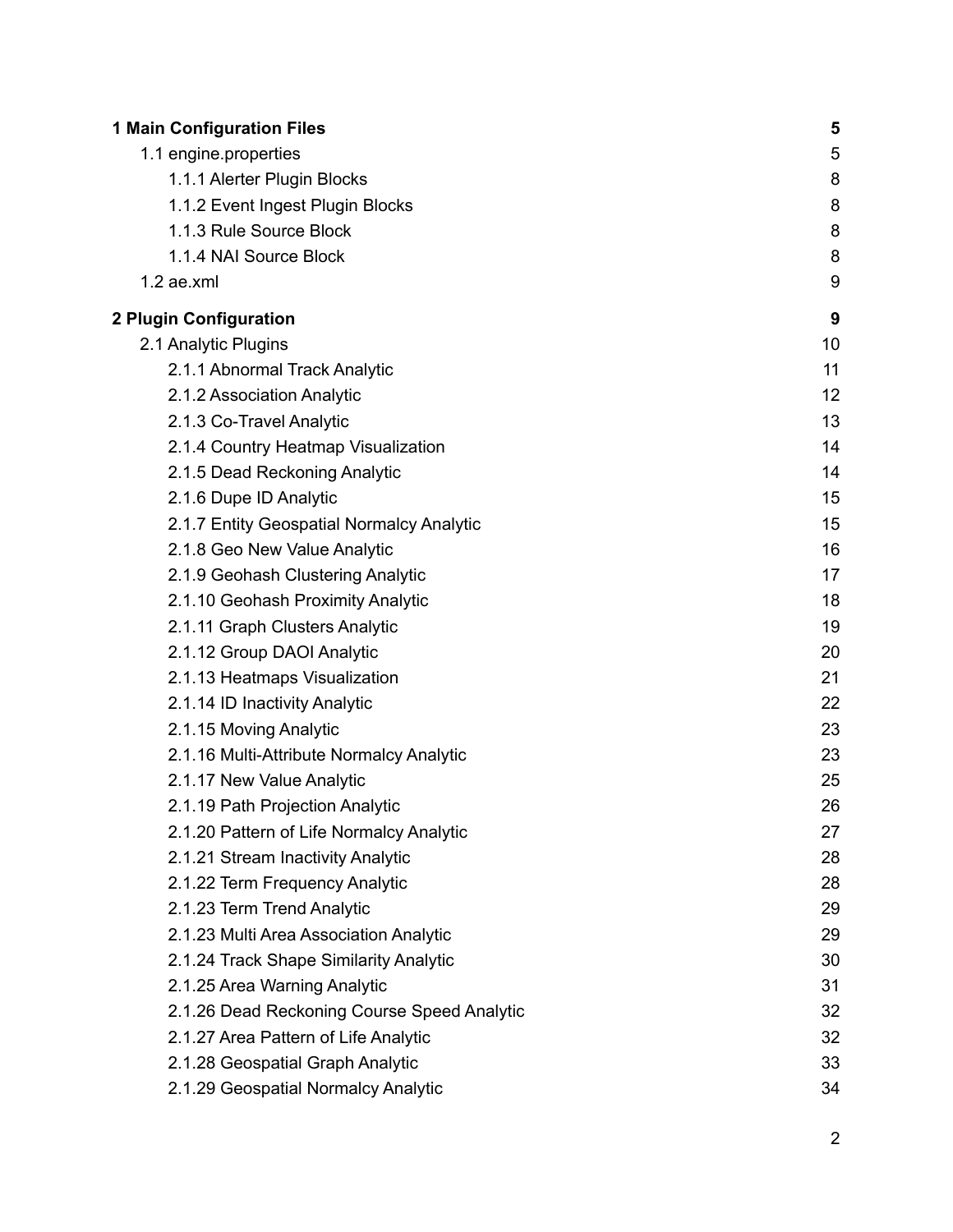| | |
|---|---|
| **1 Main Configuration Files** | **5** |
| 1.1 engine.properties | 5 |
| 1.1.1 Alerter Plugin Blocks | 8 |
| 1.1.2 Event Ingest Plugin Blocks | 8 |
| 1.1.3 Rule Source Block | 8 |
| 1.1.4 NAI Source Block | 8 |
| 1.2 ae.xml | 9 |
| **2 Plugin Configuration** | **9** |
| 2.1 Analytic Plugins | 10 |
| 2.1.1 Abnormal Track Analytic | 11 |
| 2.1.2 Association Analytic | 12 |
| 2.1.3 Co-Travel Analytic | 13 |
| 2.1.4 Country Heatmap Visualization | 14 |
| 2.1.5 Dead Reckoning Analytic | 14 |
| 2.1.6 Dupe ID Analytic | 15 |
| 2.1.7 Entity Geospatial Normalcy Analytic | 15 |
| 2.1.8 Geo New Value Analytic | 16 |
| 2.1.9 Geohash Clustering Analytic | 17 |
| 2.1.10 Geohash Proximity Analytic | 18 |
| 2.1.11 Graph Clusters Analytic | 19 |
| 2.1.12 Group DAOI Analytic | 20 |
| 2.1.13 Heatmaps Visualization | 21 |
| 2.1.14 ID Inactivity Analytic | 22 |
| 2.1.15 Moving Analytic | 23 |
| 2.1.16 Multi-Attribute Normalcy Analytic | 23 |
| 2.1.17 New Value Analytic | 25 |
| 2.1.19 Path Projection Analytic | 26 |
| 2.1.20 Pattern of Life Normalcy Analytic | 27 |
| 2.1.21 Stream Inactivity Analytic | 28 |
| 2.1.22 Term Frequency Analytic | 28 |
| 2.1.23 Term Trend Analytic | 29 |
| 2.1.23 Multi Area Association Analytic | 29 |
| 2.1.24 Track Shape Similarity Analytic | 30 |
| 2.1.25 Area Warning Analytic | 31 |
| 2.1.26 Dead Reckoning Course Speed Analytic | 32 |
| 2.1.27 Area Pattern of Life Analytic | 32 |
| 2.1.28 Geospatial Graph Analytic | 33 |
| 2.1.29 Geospatial Normalcy Analytic | 34 |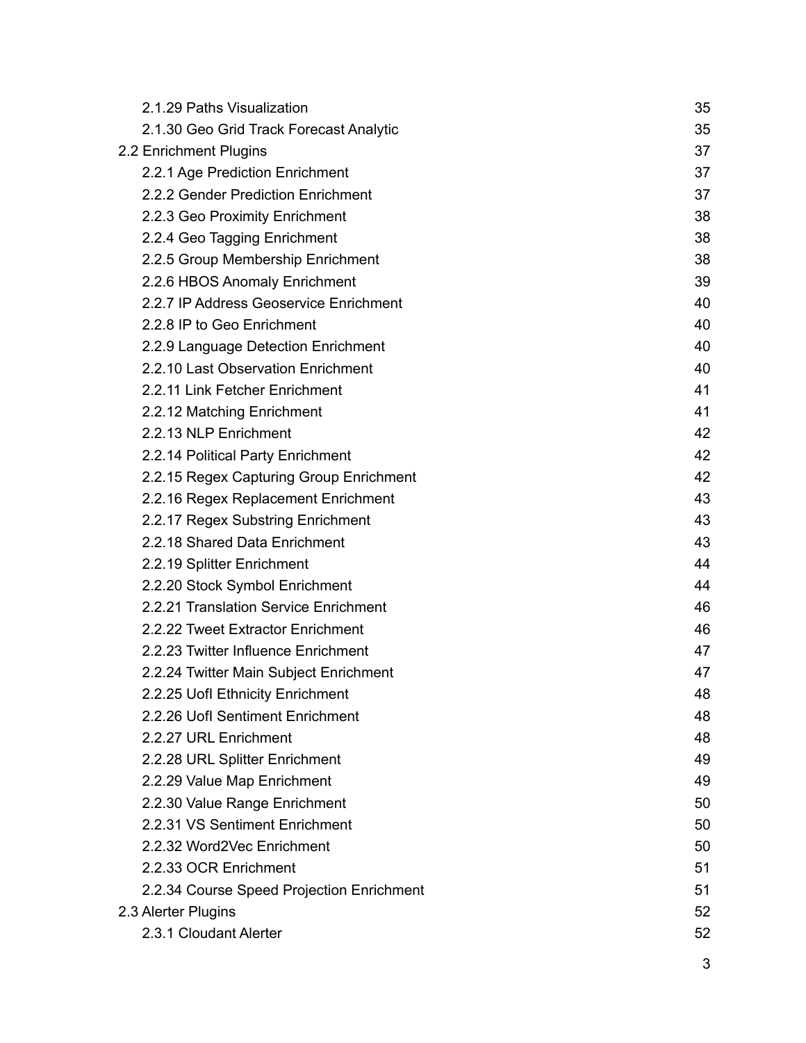2.1.29 Paths Visualization 35
2.1.30 Geo Grid Track Forecast Analytic 35
2.2 Enrichment Plugins 37
2.2.1 Age Prediction Enrichment 37
2.2.2 Gender Prediction Enrichment 37
2.2.3 Geo Proximity Enrichment 38
2.2.4 Geo Tagging Enrichment 38
2.2.5 Group Membership Enrichment 38
2.2.6 HBOS Anomaly Enrichment 39
2.2.7 IP Address Geoservice Enrichment 40
2.2.8 IP to Geo Enrichment 40
2.2.9 Language Detection Enrichment 40
2.2.10 Last Observation Enrichment 40
2.2.11 Link Fetcher Enrichment 41
2.2.12 Matching Enrichment 41
2.2.13 NLP Enrichment 42
2.2.14 Political Party Enrichment 42
2.2.15 Regex Capturing Group Enrichment 42
2.2.16 Regex Replacement Enrichment 43
2.2.17 Regex Substring Enrichment 43
2.2.18 Shared Data Enrichment 43
2.2.19 Splitter Enrichment 44
2.2.20 Stock Symbol Enrichment 44
2.2.21 Translation Service Enrichment 46
2.2.22 Tweet Extractor Enrichment 46
2.2.23 Twitter Influence Enrichment 47
2.2.24 Twitter Main Subject Enrichment 47
2.2.25 UofI Ethnicity Enrichment 48
2.2.26 UofI Sentiment Enrichment 48
2.2.27 URL Enrichment 48
2.2.28 URL Splitter Enrichment 49
2.2.29 Value Map Enrichment 49
2.2.30 Value Range Enrichment 50
2.2.31 VS Sentiment Enrichment 50
2.2.32 Word2Vec Enrichment 50
2.2.33 OCR Enrichment 51
2.2.34 Course Speed Projection Enrichment 51
2.3 Alerter Plugins 52
2.3.1 Cloudant Alerter 52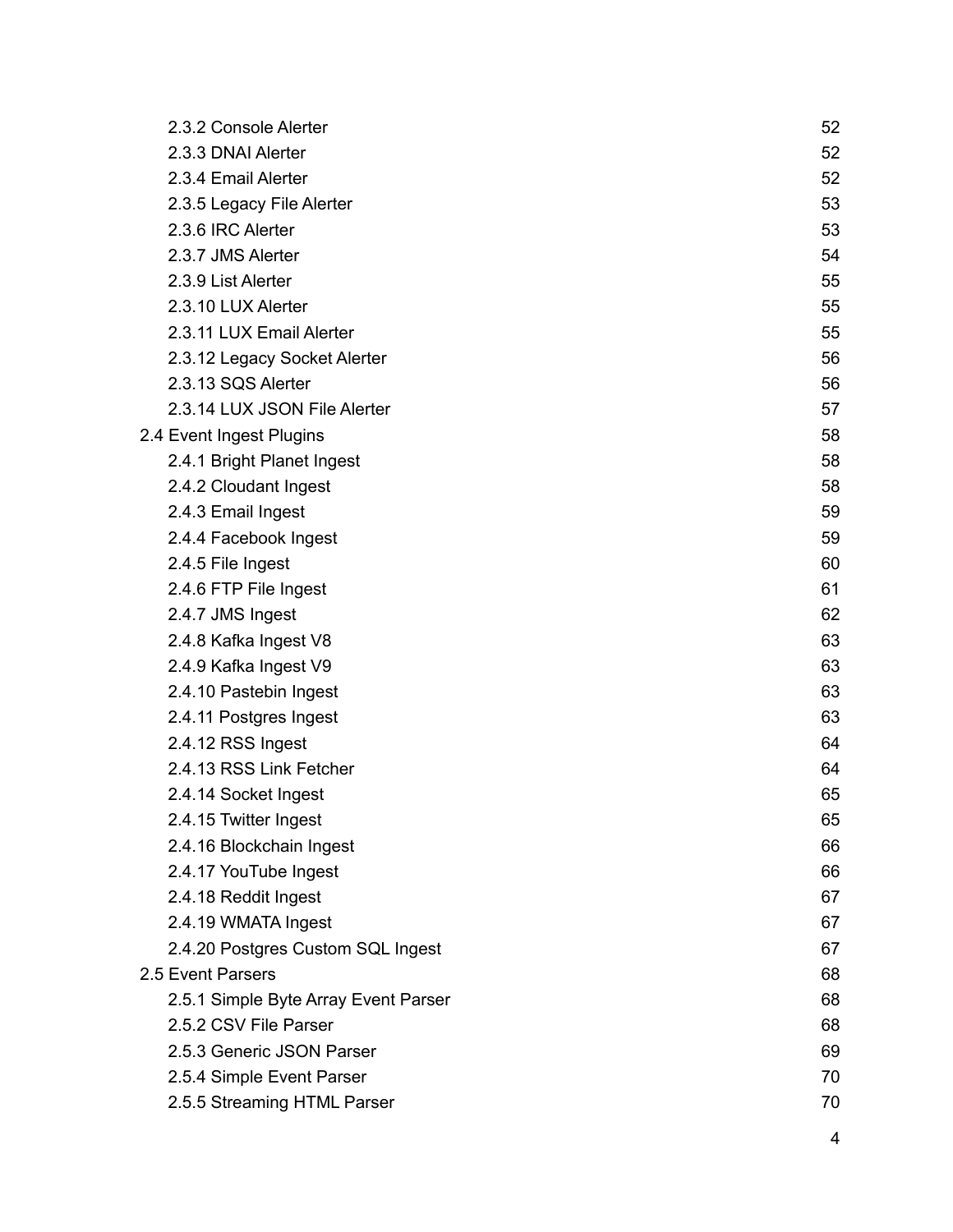- 2.3.2 Console Alerter 52
- 2.3.3 DNAI Alerter 52
- 2.3.4 Email Alerter 52
- 2.3.5 Legacy File Alerter 53
- 2.3.6 IRC Alerter 53
- 2.3.7 JMS Alerter 54
- 2.3.9 List Alerter 55
- 2.3.10 LUX Alerter 55
- 2.3.11 LUX Email Alerter 55
- 2.3.12 Legacy Socket Alerter 56
- 2.3.13 SQS Alerter 56
- 2.3.14 LUX JSON File Alerter 57

2.4 Event Ingest Plugins 58

- 2.4.1 Bright Planet Ingest 58
- 2.4.2 Cloudant Ingest 58
- 2.4.3 Email Ingest 59
- 2.4.4 Facebook Ingest 59
- 2.4.5 File Ingest 60
- 2.4.6 FTP File Ingest 61
- 2.4.7 JMS Ingest 62
- 2.4.8 Kafka Ingest V8 63
- 2.4.9 Kafka Ingest V9 63
- 2.4.10 Pastebin Ingest 63
- 2.4.11 Postgres Ingest 63
- 2.4.12 RSS Ingest 64
- 2.4.13 RSS Link Fetcher 64
- 2.4.14 Socket Ingest 65
- 2.4.15 Twitter Ingest 65
- 2.4.16 Blockchain Ingest 66
- 2.4.17 YouTube Ingest 66
- 2.4.18 Reddit Ingest 67
- 2.4.19 WMATA Ingest 67
- 2.4.20 Postgres Custom SQL Ingest 67

2.5 Event Parsers 68

- 2.5.1 Simple Byte Array Event Parser 68
- 2.5.2 CSV File Parser 68
- 2.5.3 Generic JSON Parser 69
- 2.5.4 Simple Event Parser 70
- 2.5.5 Streaming HTML Parser 70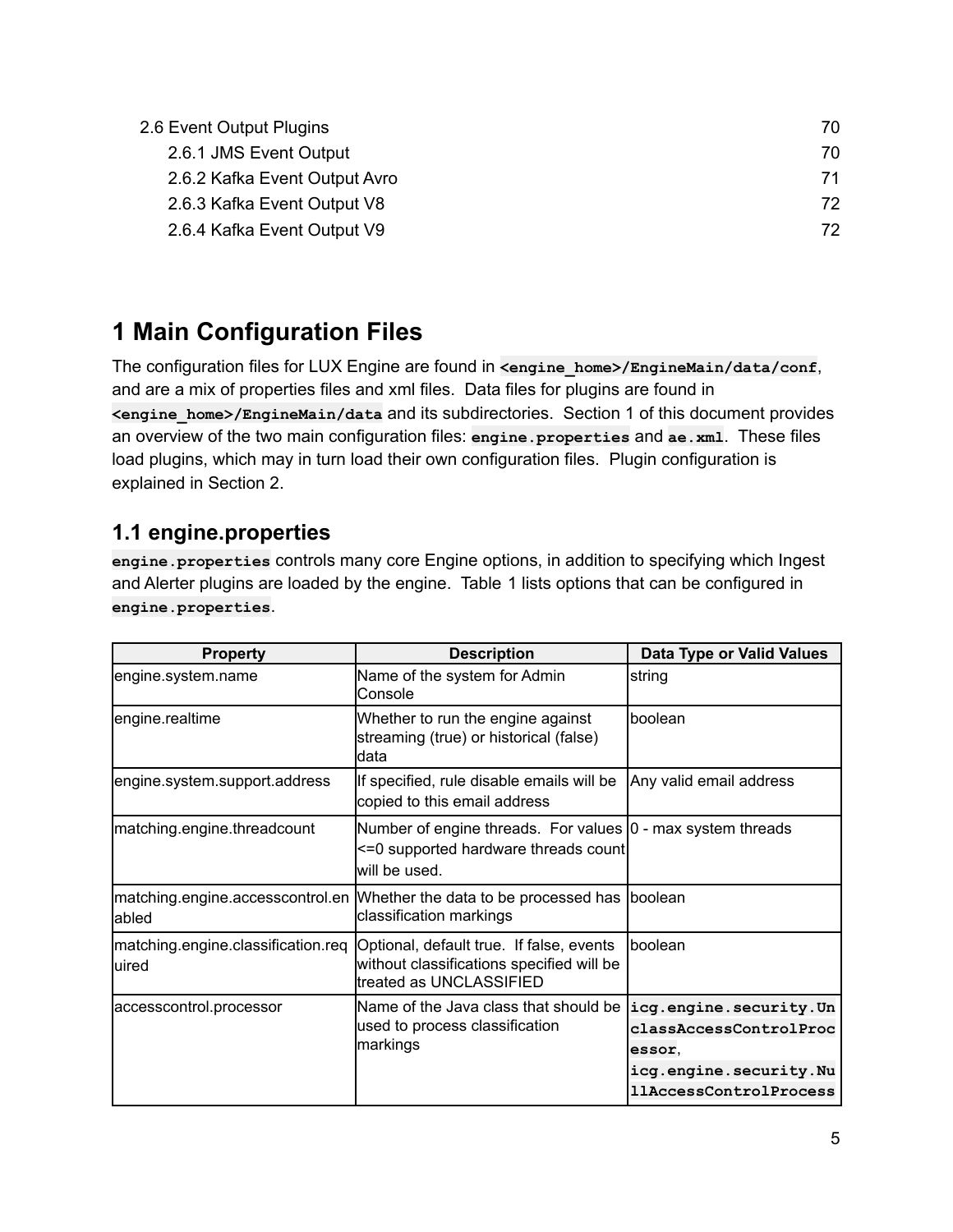2.6 Event Output Plugins 70
 2.6.1 JMS Event Output 70
 2.6.2 Kafka Event Output Avro 71
 2.6.3 Kafka Event Output V8 72
 2.6.4 Kafka Event Output V9 72

# 1 Main Configuration Files

The configuration files for LUX Engine are found in **`<engine_home>/EngineMain/data/conf`**, and are a mix of properties files and xml files. Data files for plugins are found in **`<engine_home>/EngineMain/data`** and its subdirectories. Section 1 of this document provides an overview of the two main configuration files: **`engine.properties`** and **`ae.xml`**. These files load plugins, which may in turn load their own configuration files. Plugin configuration is explained in Section 2.

## 1.1 engine.properties

**`engine.properties`** controls many core Engine options, in addition to specifying which Ingest and Alerter plugins are loaded by the engine. Table 1 lists options that can be configured in **`engine.properties`**.

| Property | Description | Data Type or Valid Values |
|---|---|---|
| engine.system.name | Name of the system for Admin Console | string |
| engine.realtime | Whether to run the engine against streaming (true) or historical (false) data | boolean |
| engine.system.support.address | If specified, rule disable emails will be copied to this email address | Any valid email address |
| matching.engine.threadcount | Number of engine threads. For values <=0 supported hardware threads count will be used. | 0 - max system threads |
| matching.engine.accesscontrol.enabled | Whether the data to be processed has classification markings | boolean |
| matching.engine.classification.required | Optional, default true. If false, events without classifications specified will be treated as UNCLASSIFIED | boolean |
| accesscontrol.processor | Name of the Java class that should be used to process classification markings | **`icg.engine.security.UnclassAccessControlProcessor`**, **`icg.engine.security.NullAccessControlProcess`** |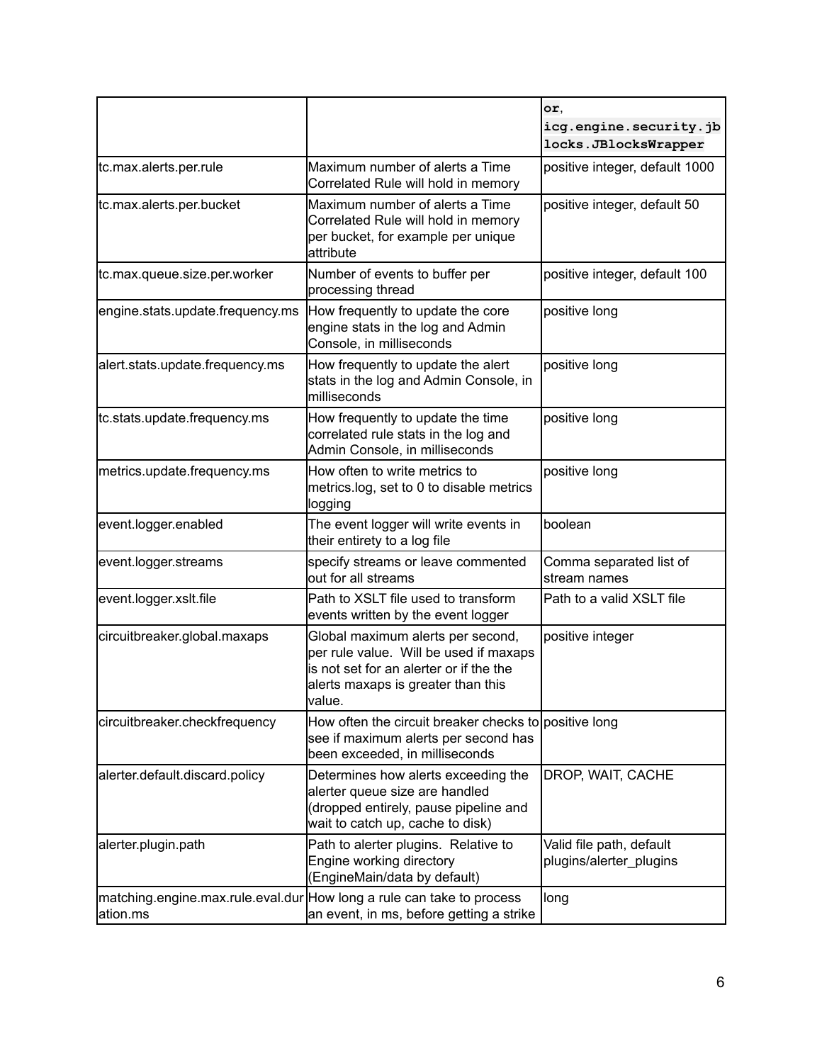| | | |
|---|---|---|
| | | `or`, `icg.engine.security.jblocks.JBlocksWrapper` |
| tc.max.alerts.per.rule | Maximum number of alerts a Time Correlated Rule will hold in memory | positive integer, default 1000 |
| tc.max.alerts.per.bucket | Maximum number of alerts a Time Correlated Rule will hold in memory per bucket, for example per unique attribute | positive integer, default 50 |
| tc.max.queue.size.per.worker | Number of events to buffer per processing thread | positive integer, default 100 |
| engine.stats.update.frequency.ms | How frequently to update the core engine stats in the log and Admin Console, in milliseconds | positive long |
| alert.stats.update.frequency.ms | How frequently to update the alert stats in the log and Admin Console, in milliseconds | positive long |
| tc.stats.update.frequency.ms | How frequently to update the time correlated rule stats in the log and Admin Console, in milliseconds | positive long |
| metrics.update.frequency.ms | How often to write metrics to metrics.log, set to 0 to disable metrics logging | positive long |
| event.logger.enabled | The event logger will write events in their entirety to a log file | boolean |
| event.logger.streams | specify streams or leave commented out for all streams | Comma separated list of stream names |
| event.logger.xslt.file | Path to XSLT file used to transform events written by the event logger | Path to a valid XSLT file |
| circuitbreaker.global.maxaps | Global maximum alerts per second, per rule value. Will be used if maxaps is not set for an alerter or if the the alerts maxaps is greater than this value. | positive integer |
| circuitbreaker.checkfrequency | How often the circuit breaker checks to see if maximum alerts per second has been exceeded, in milliseconds | positive long |
| alerter.default.discard.policy | Determines how alerts exceeding the alerter queue size are handled (dropped entirely, pause pipeline and wait to catch up, cache to disk) | DROP, WAIT, CACHE |
| alerter.plugin.path | Path to alerter plugins. Relative to Engine working directory (EngineMain/data by default) | Valid file path, default plugins/alerter_plugins |
| matching.engine.max.rule.eval.duration.ms | How long a rule can take to process an event, in ms, before getting a strike | long |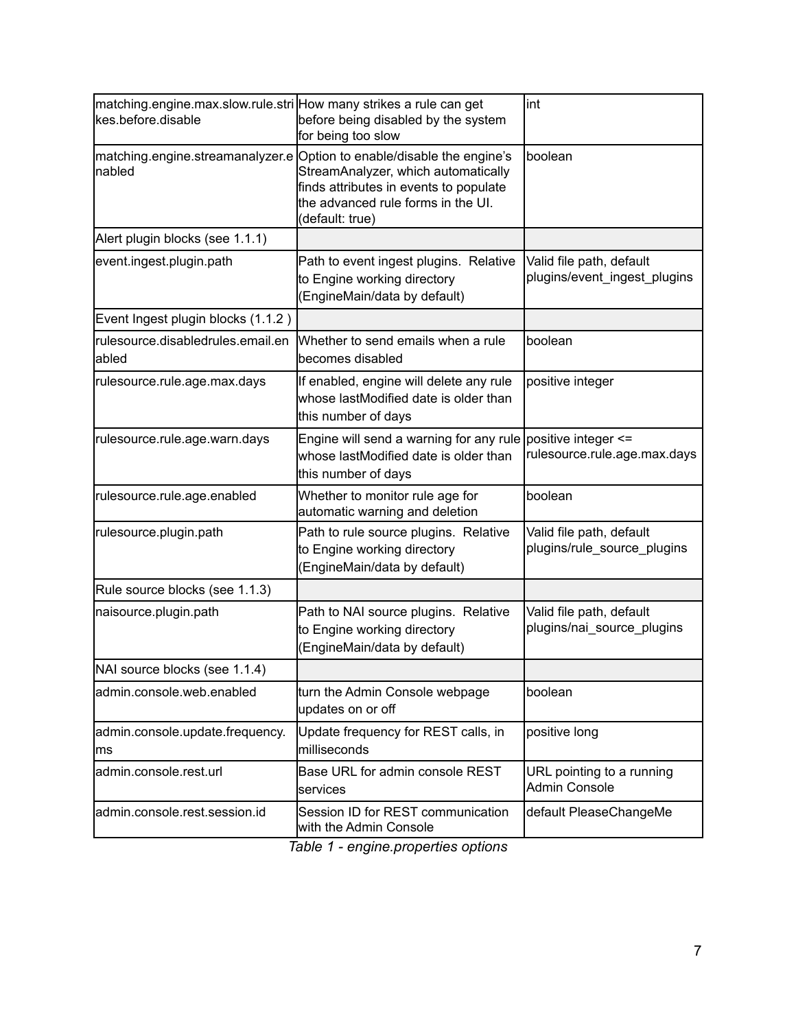| | | |
|---|---|---|
| matching.engine.max.slow.rule.strikes.before.disable | How many strikes a rule can get before being disabled by the system for being too slow | int |
| matching.engine.streamanalyzer.enabled | Option to enable/disable the engine's StreamAnalyzer, which automatically finds attributes in events to populate the advanced rule forms in the UI. (default: true) | boolean |
| Alert plugin blocks (see 1.1.1) | | |
| event.ingest.plugin.path | Path to event ingest plugins. Relative to Engine working directory (EngineMain/data by default) | Valid file path, default plugins/event_ingest_plugins |
| Event Ingest plugin blocks (1.1.2 ) | | |
| rulesource.disabledrules.email.enabled | Whether to send emails when a rule becomes disabled | boolean |
| rulesource.rule.age.max.days | If enabled, engine will delete any rule whose lastModified date is older than this number of days | positive integer |
| rulesource.rule.age.warn.days | Engine will send a warning for any rule whose lastModified date is older than this number of days | positive integer <= rulesource.rule.age.max.days |
| rulesource.rule.age.enabled | Whether to monitor rule age for automatic warning and deletion | boolean |
| rulesource.plugin.path | Path to rule source plugins. Relative to Engine working directory (EngineMain/data by default) | Valid file path, default plugins/rule_source_plugins |
| Rule source blocks (see 1.1.3) | | |
| naisource.plugin.path | Path to NAI source plugins. Relative to Engine working directory (EngineMain/data by default) | Valid file path, default plugins/nai_source_plugins |
| NAI source blocks (see 1.1.4) | | |
| admin.console.web.enabled | turn the Admin Console webpage updates on or off | boolean |
| admin.console.update.frequency.ms | Update frequency for REST calls, in milliseconds | positive long |
| admin.console.rest.url | Base URL for admin console REST services | URL pointing to a running Admin Console |
| admin.console.rest.session.id | Session ID for REST communication with the Admin Console | default PleaseChangeMe |

*Table 1 - engine.properties options*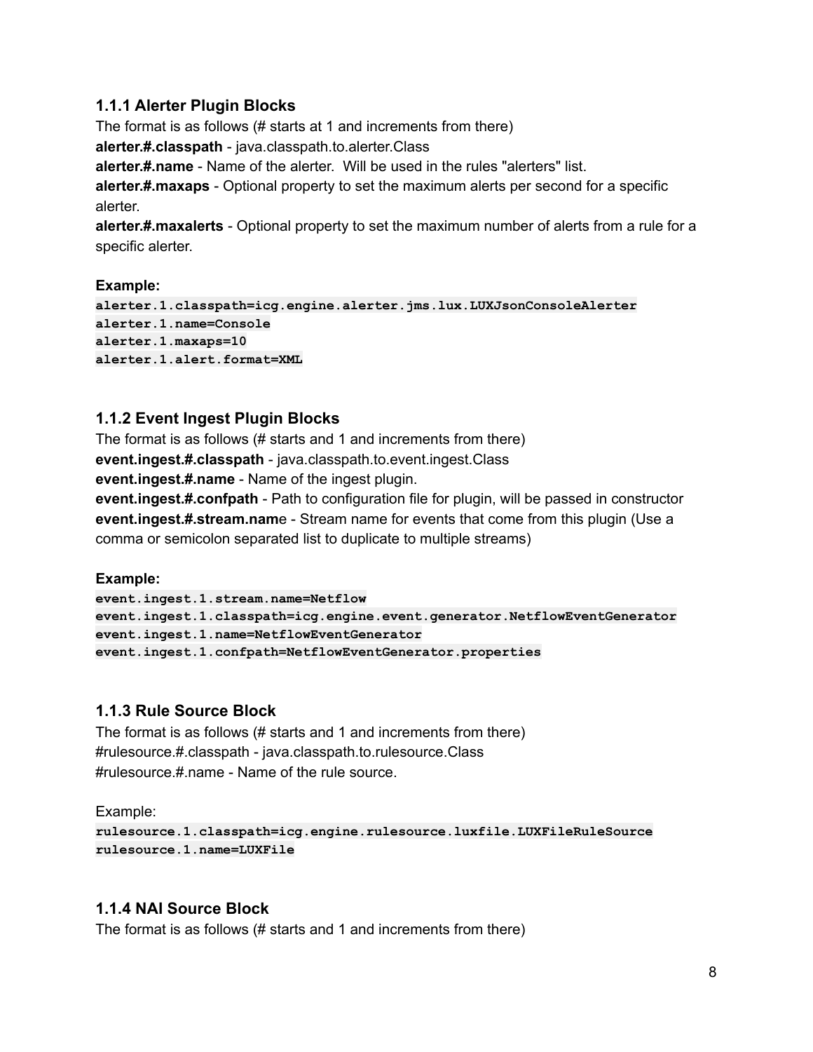### 1.1.1 Alerter Plugin Blocks

The format is as follows (# starts at 1 and increments from there)
**alerter.#.classpath** - java.classpath.to.alerter.Class
**alerter.#.name** - Name of the alerter.  Will be used in the rules "alerters" list.
**alerter.#.maxaps** - Optional property to set the maximum alerts per second for a specific alerter.
**alerter.#.maxalerts** - Optional property to set the maximum number of alerts from a rule for a specific alerter.

**Example:**

```
alerter.1.classpath=icg.engine.alerter.jms.lux.LUXJsonConsoleAlerter
alerter.1.name=Console
alerter.1.maxaps=10
alerter.1.alert.format=XML
```

### 1.1.2 Event Ingest Plugin Blocks

The format is as follows (# starts and 1 and increments from there)
**event.ingest.#.classpath** - java.classpath.to.event.ingest.Class
**event.ingest.#.name** - Name of the ingest plugin.
**event.ingest.#.confpath** - Path to configuration file for plugin, will be passed in constructor
**event.ingest.#.stream.name** - Stream name for events that come from this plugin (Use a comma or semicolon separated list to duplicate to multiple streams)

**Example:**

```
event.ingest.1.stream.name=Netflow
event.ingest.1.classpath=icg.engine.event.generator.NetflowEventGenerator
event.ingest.1.name=NetflowEventGenerator
event.ingest.1.confpath=NetflowEventGenerator.properties
```

### 1.1.3 Rule Source Block

The format is as follows (# starts and 1 and increments from there)
#rulesource.#.classpath - java.classpath.to.rulesource.Class
#rulesource.#.name - Name of the rule source.

Example:

```
rulesource.1.classpath=icg.engine.rulesource.luxfile.LUXFileRuleSource
rulesource.1.name=LUXFile
```

### 1.1.4 NAI Source Block

The format is as follows (# starts and 1 and increments from there)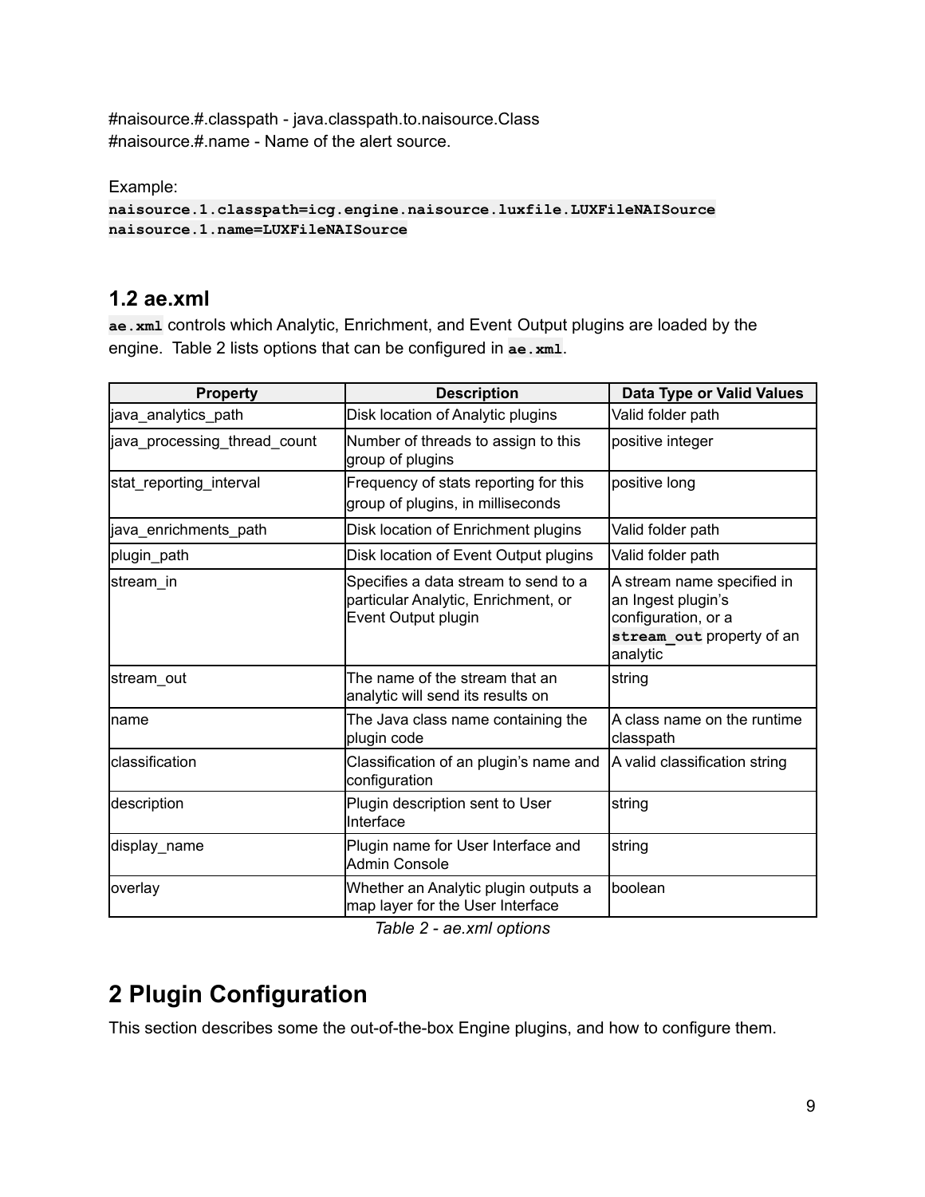#naisource.#.classpath - java.classpath.to.naisource.Class
#naisource.#.name - Name of the alert source.

Example:

```
naisource.1.classpath=icg.engine.naisource.luxfile.LUXFileNAISource
naisource.1.name=LUXFileNAISource
```

## 1.2 ae.xml

**ae.xml** controls which Analytic, Enrichment, and Event Output plugins are loaded by the engine. Table 2 lists options that can be configured in **ae.xml**.

| Property | Description | Data Type or Valid Values |
| --- | --- | --- |
| java_analytics_path | Disk location of Analytic plugins | Valid folder path |
| java_processing_thread_count | Number of threads to assign to this group of plugins | positive integer |
| stat_reporting_interval | Frequency of stats reporting for this group of plugins, in milliseconds | positive long |
| java_enrichments_path | Disk location of Enrichment plugins | Valid folder path |
| plugin_path | Disk location of Event Output plugins | Valid folder path |
| stream_in | Specifies a data stream to send to a particular Analytic, Enrichment, or Event Output plugin | A stream name specified in an Ingest plugin's configuration, or a **stream_out** property of an analytic |
| stream_out | The name of the stream that an analytic will send its results on | string |
| name | The Java class name containing the plugin code | A class name on the runtime classpath |
| classification | Classification of an plugin's name and configuration | A valid classification string |
| description | Plugin description sent to User Interface | string |
| display_name | Plugin name for User Interface and Admin Console | string |
| overlay | Whether an Analytic plugin outputs a map layer for the User Interface | boolean |

*Table 2 - ae.xml options*

# 2 Plugin Configuration

This section describes some the out-of-the-box Engine plugins, and how to configure them.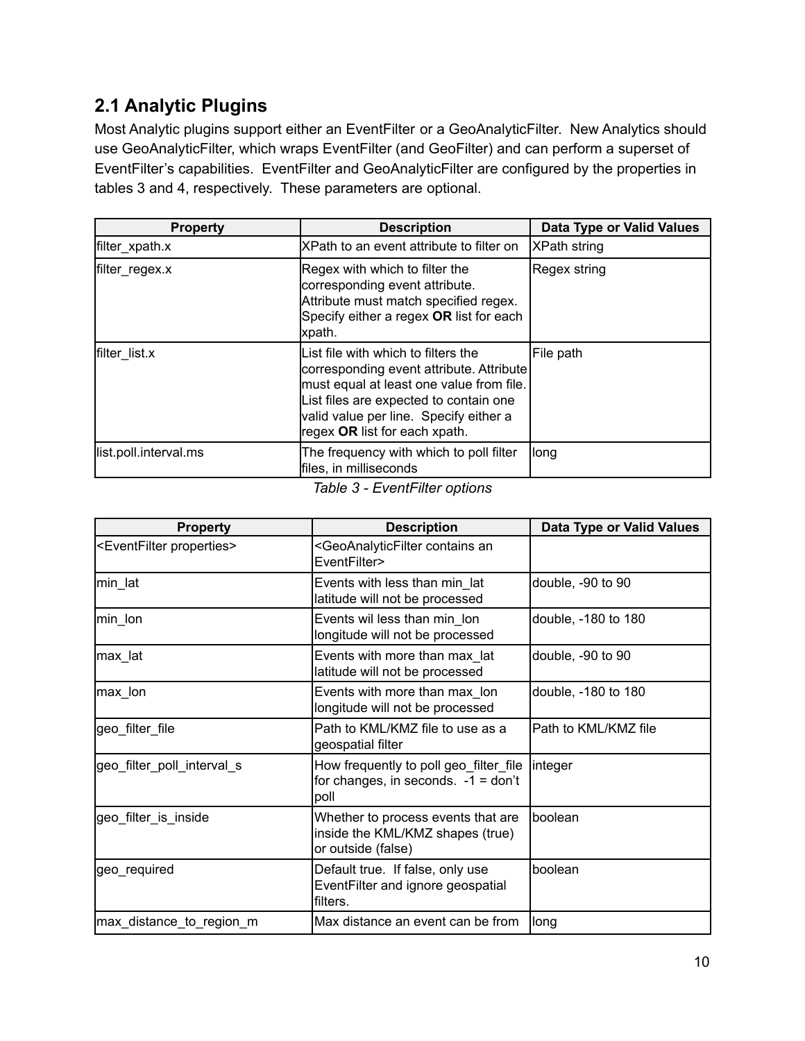## 2.1 Analytic Plugins

Most Analytic plugins support either an EventFilter or a GeoAnalyticFilter. New Analytics should use GeoAnalyticFilter, which wraps EventFilter (and GeoFilter) and can perform a superset of EventFilter's capabilities. EventFilter and GeoAnalyticFilter are configured by the properties in tables 3 and 4, respectively. These parameters are optional.

| Property | Description | Data Type or Valid Values |
|---|---|---|
| filter_xpath.x | XPath to an event attribute to filter on | XPath string |
| filter_regex.x | Regex with which to filter the corresponding event attribute. Attribute must match specified regex. Specify either a regex **OR** list for each xpath. | Regex string |
| filter_list.x | List file with which to filters the corresponding event attribute. Attribute must equal at least one value from file. List files are expected to contain one valid value per line. Specify either a regex **OR** list for each xpath. | File path |
| list.poll.interval.ms | The frequency with which to poll filter files, in milliseconds | long |

*Table 3 - EventFilter options*

| Property | Description | Data Type or Valid Values |
|---|---|---|
| <EventFilter properties> | <GeoAnalyticFilter contains an EventFilter> | |
| min_lat | Events with less than min_lat latitude will not be processed | double, -90 to 90 |
| min_lon | Events wil less than min_lon longitude will not be processed | double, -180 to 180 |
| max_lat | Events with more than max_lat latitude will not be processed | double, -90 to 90 |
| max_lon | Events with more than max_lon longitude will not be processed | double, -180 to 180 |
| geo_filter_file | Path to KML/KMZ file to use as a geospatial filter | Path to KML/KMZ file |
| geo_filter_poll_interval_s | How frequently to poll geo_filter_file for changes, in seconds. -1 = don't poll | integer |
| geo_filter_is_inside | Whether to process events that are inside the KML/KMZ shapes (true) or outside (false) | boolean |
| geo_required | Default true. If false, only use EventFilter and ignore geospatial filters. | boolean |
| max_distance_to_region_m | Max distance an event can be from | long |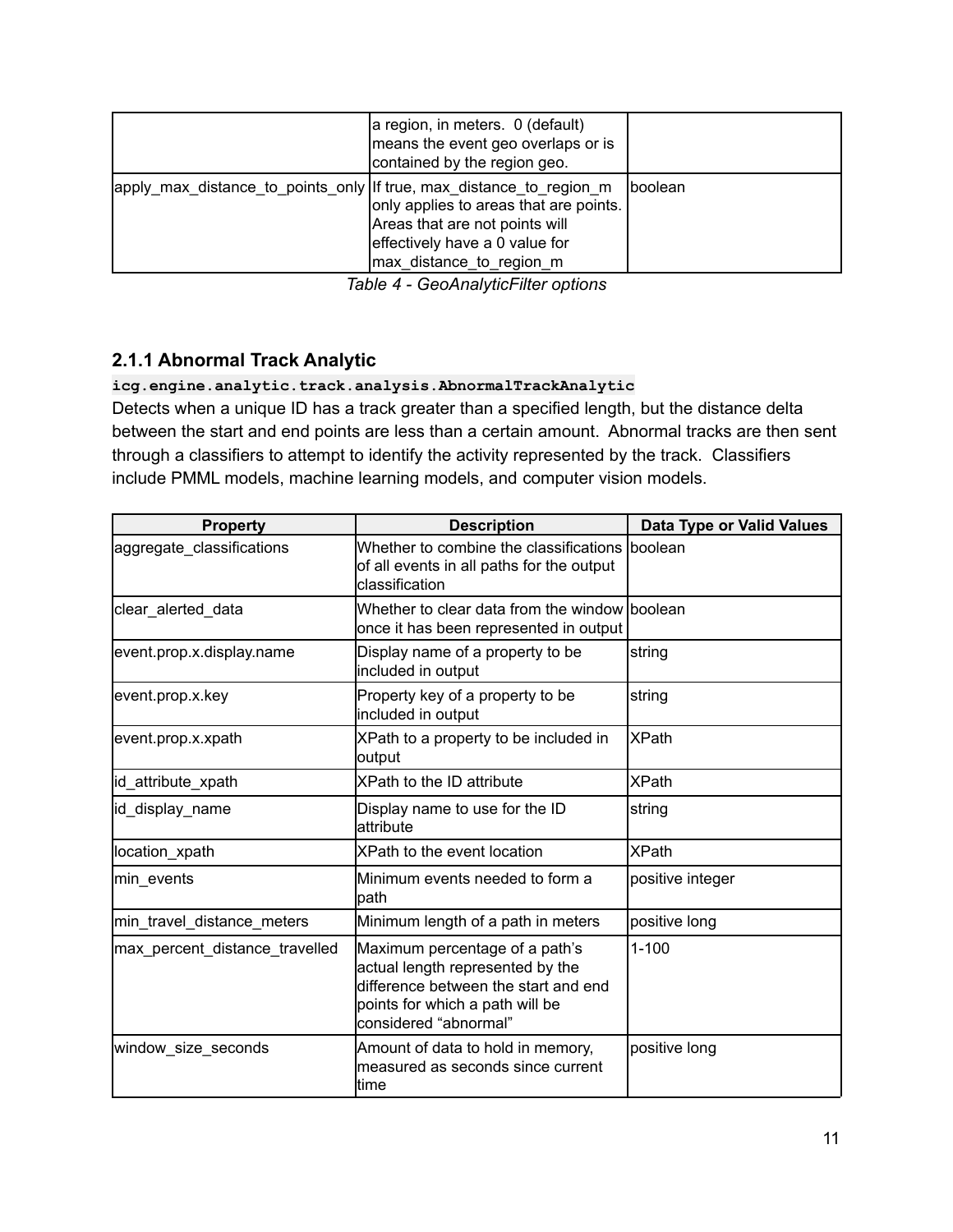| | a region, in meters. 0 (default) means the event geo overlaps or is contained by the region geo. | |
|---|---|---|
| apply_max_distance_to_points_only | If true, max_distance_to_region_m only applies to areas that are points. Areas that are not points will effectively have a 0 value for max_distance_to_region_m | boolean |

*Table 4 - GeoAnalyticFilter options*

### 2.1.1 Abnormal Track Analytic

**`icg.engine.analytic.track.analysis.AbnormalTrackAnalytic`**

Detects when a unique ID has a track greater than a specified length, but the distance delta between the start and end points are less than a certain amount. Abnormal tracks are then sent through a classifiers to attempt to identify the activity represented by the track. Classifiers include PMML models, machine learning models, and computer vision models.

| Property | Description | Data Type or Valid Values |
|---|---|---|
| aggregate_classifications | Whether to combine the classifications of all events in all paths for the output classification | boolean |
| clear_alerted_data | Whether to clear data from the window once it has been represented in output | boolean |
| event.prop.x.display.name | Display name of a property to be included in output | string |
| event.prop.x.key | Property key of a property to be included in output | string |
| event.prop.x.xpath | XPath to a property to be included in output | XPath |
| id_attribute_xpath | XPath to the ID attribute | XPath |
| id_display_name | Display name to use for the ID attribute | string |
| location_xpath | XPath to the event location | XPath |
| min_events | Minimum events needed to form a path | positive integer |
| min_travel_distance_meters | Minimum length of a path in meters | positive long |
| max_percent_distance_travelled | Maximum percentage of a path's actual length represented by the difference between the start and end points for which a path will be considered "abnormal" | 1-100 |
| window_size_seconds | Amount of data to hold in memory, measured as seconds since current time | positive long |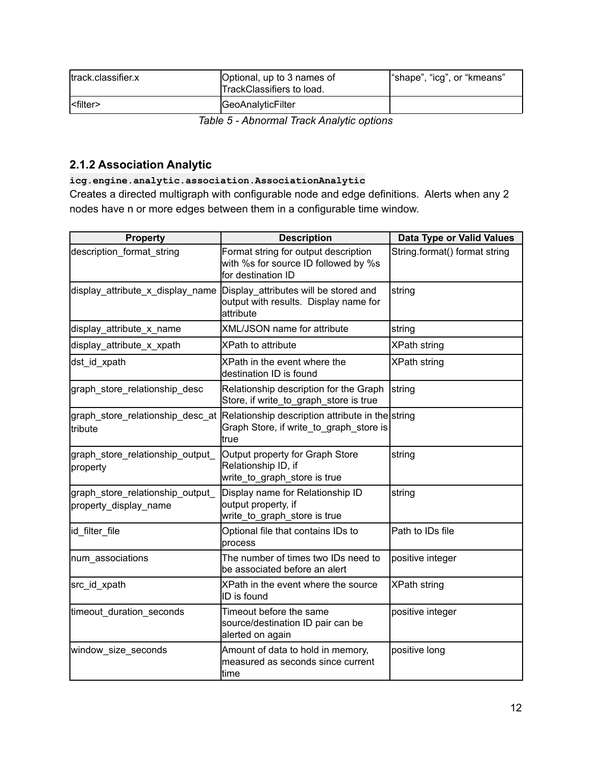| track.classifier.x | Optional, up to 3 names of TrackClassifiers to load. | “shape”, “icg”, or “kmeans” |
|---|---|---|
| <filter> | GeoAnalyticFilter | |

*Table 5 - Abnormal Track Analytic options*

### 2.1.2 Association Analytic

**`icg.engine.analytic.association.AssociationAnalytic`**

Creates a directed multigraph with configurable node and edge definitions. Alerts when any 2 nodes have n or more edges between them in a configurable time window.

| Property | Description | Data Type or Valid Values |
|---|---|---|
| description_format_string | Format string for output description with %s for source ID followed by %s for destination ID | String.format() format string |
| display_attribute_x_display_name | Display_attributes will be stored and output with results. Display name for attribute | string |
| display_attribute_x_name | XML/JSON name for attribute | string |
| display_attribute_x_xpath | XPath to attribute | XPath string |
| dst_id_xpath | XPath in the event where the destination ID is found | XPath string |
| graph_store_relationship_desc | Relationship description for the Graph Store, if write_to_graph_store is true | string |
| graph_store_relationship_desc_attribute | Relationship description attribute in the Graph Store, if write_to_graph_store is true | string |
| graph_store_relationship_output_property | Output property for Graph Store Relationship ID, if write_to_graph_store is true | string |
| graph_store_relationship_output_property_display_name | Display name for Relationship ID output property, if write_to_graph_store is true | string |
| id_filter_file | Optional file that contains IDs to process | Path to IDs file |
| num_associations | The number of times two IDs need to be associated before an alert | positive integer |
| src_id_xpath | XPath in the event where the source ID is found | XPath string |
| timeout_duration_seconds | Timeout before the same source/destination ID pair can be alerted on again | positive integer |
| window_size_seconds | Amount of data to hold in memory, measured as seconds since current time | positive long |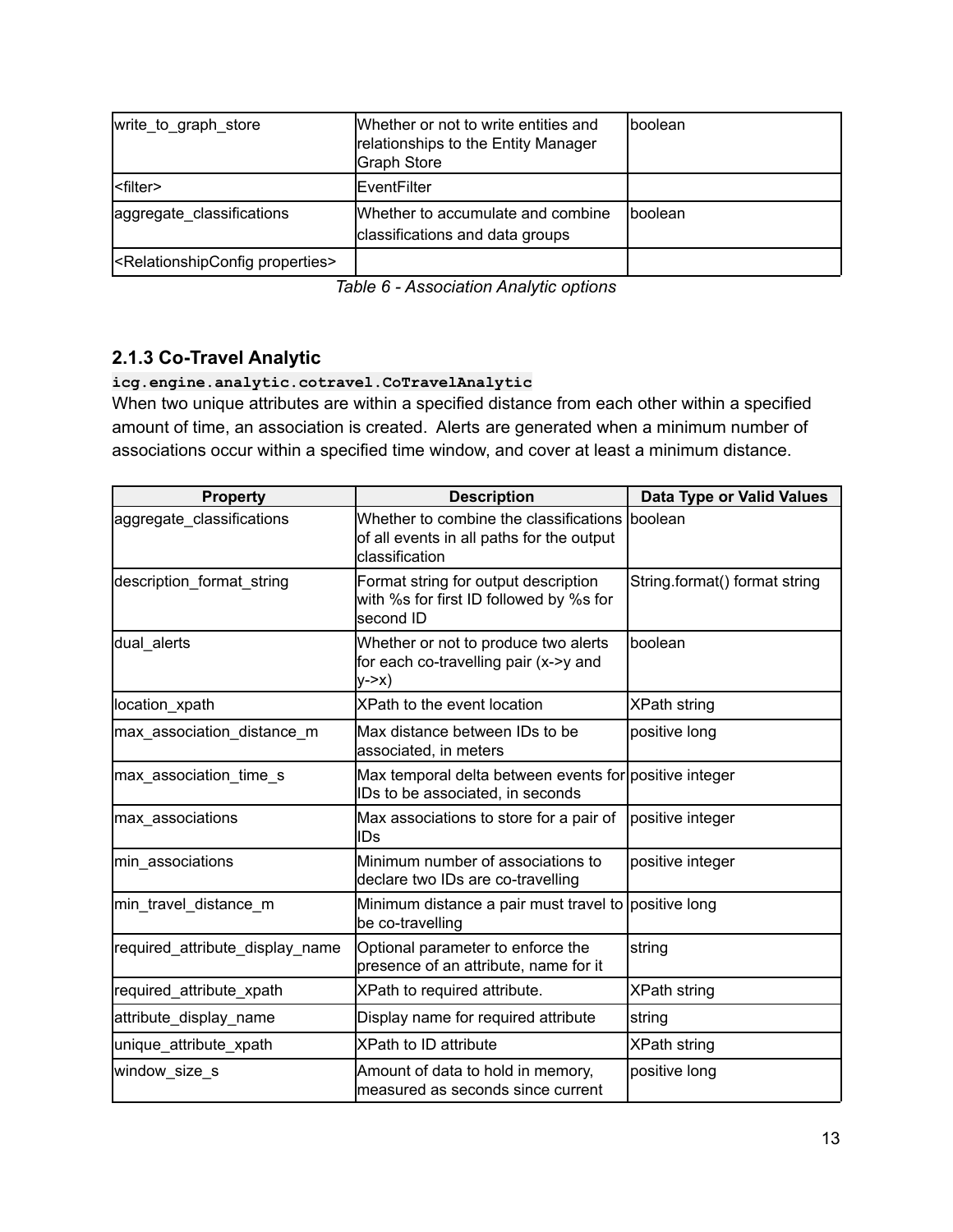| write_to_graph_store | Whether or not to write entities and relationships to the Entity Manager Graph Store | boolean |
|---|---|---|
| <filter> | EventFilter | |
| aggregate_classifications | Whether to accumulate and combine classifications and data groups | boolean |
| <RelationshipConfig properties> | | |

*Table 6 - Association Analytic options*

### 2.1.3 Co-Travel Analytic

`icg.engine.analytic.cotravel.CoTravelAnalytic`

When two unique attributes are within a specified distance from each other within a specified amount of time, an association is created. Alerts are generated when a minimum number of associations occur within a specified time window, and cover at least a minimum distance.

| Property | Description | Data Type or Valid Values |
|---|---|---|
| aggregate_classifications | Whether to combine the classifications of all events in all paths for the output classification | boolean |
| description_format_string | Format string for output description with %s for first ID followed by %s for second ID | String.format() format string |
| dual_alerts | Whether or not to produce two alerts for each co-travelling pair (x->y and y->x) | boolean |
| location_xpath | XPath to the event location | XPath string |
| max_association_distance_m | Max distance between IDs to be associated, in meters | positive long |
| max_association_time_s | Max temporal delta between events for IDs to be associated, in seconds | positive integer |
| max_associations | Max associations to store for a pair of IDs | positive integer |
| min_associations | Minimum number of associations to declare two IDs are co-travelling | positive integer |
| min_travel_distance_m | Minimum distance a pair must travel to be co-travelling | positive long |
| required_attribute_display_name | Optional parameter to enforce the presence of an attribute, name for it | string |
| required_attribute_xpath | XPath to required attribute. | XPath string |
| attribute_display_name | Display name for required attribute | string |
| unique_attribute_xpath | XPath to ID attribute | XPath string |
| window_size_s | Amount of data to hold in memory, measured as seconds since current | positive long |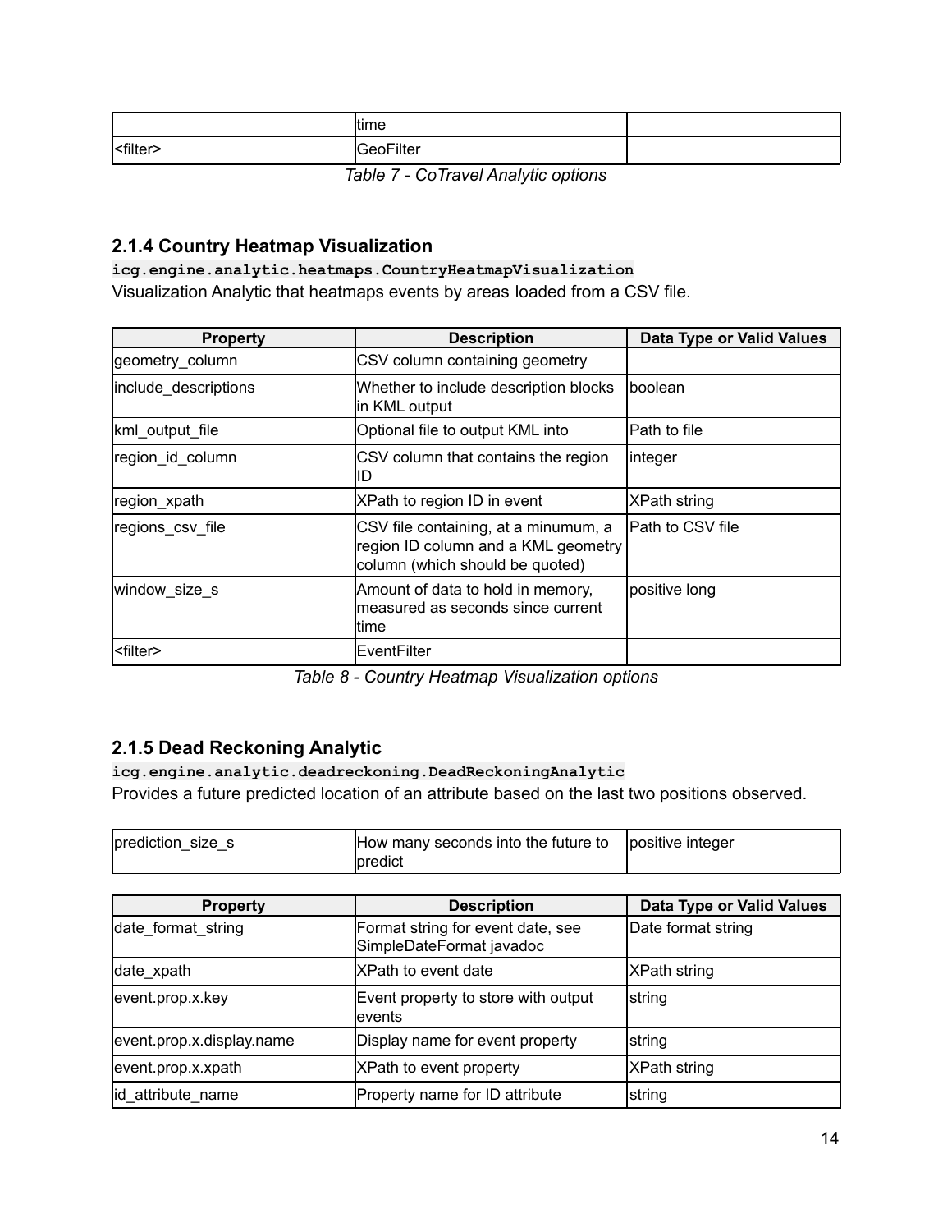| | time | |
|---|---|---|
| <filter> | GeoFilter | |

*Table 7 - CoTravel Analytic options*

### 2.1.4 Country Heatmap Visualization

**`icg.engine.analytic.heatmaps.CountryHeatmapVisualization`**

Visualization Analytic that heatmaps events by areas loaded from a CSV file.

| Property | Description | Data Type or Valid Values |
|---|---|---|
| geometry_column | CSV column containing geometry | |
| include_descriptions | Whether to include description blocks in KML output | boolean |
| kml_output_file | Optional file to output KML into | Path to file |
| region_id_column | CSV column that contains the region ID | integer |
| region_xpath | XPath to region ID in event | XPath string |
| regions_csv_file | CSV file containing, at a minumum, a region ID column and a KML geometry column (which should be quoted) | Path to CSV file |
| window_size_s | Amount of data to hold in memory, measured as seconds since current time | positive long |
| <filter> | EventFilter | |

*Table 8 - Country Heatmap Visualization options*

### 2.1.5 Dead Reckoning Analytic

**`icg.engine.analytic.deadreckoning.DeadReckoningAnalytic`**

Provides a future predicted location of an attribute based on the last two positions observed.

| | | |
|---|---|---|
| prediction_size_s | How many seconds into the future to predict | positive integer |

| Property | Description | Data Type or Valid Values |
|---|---|---|
| date_format_string | Format string for event date, see SimpleDateFormat javadoc | Date format string |
| date_xpath | XPath to event date | XPath string |
| event.prop.x.key | Event property to store with output events | string |
| event.prop.x.display.name | Display name for event property | string |
| event.prop.x.xpath | XPath to event property | XPath string |
| id_attribute_name | Property name for ID attribute | string |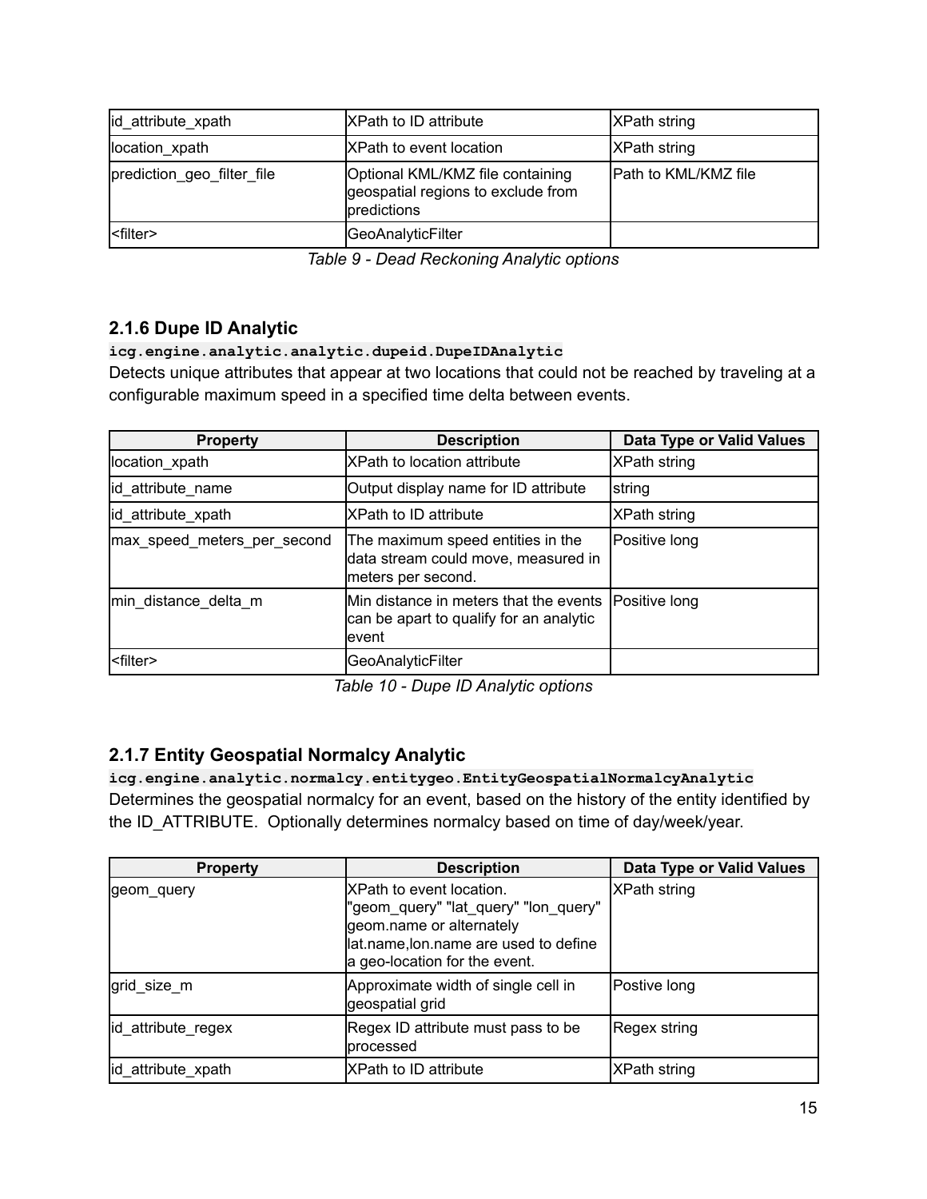| | | |
|---|---|---|
| id_attribute_xpath | XPath to ID attribute | XPath string |
| location_xpath | XPath to event location | XPath string |
| prediction_geo_filter_file | Optional KML/KMZ file containing geospatial regions to exclude from predictions | Path to KML/KMZ file |
| <filter> | GeoAnalyticFilter | |

*Table 9 - Dead Reckoning Analytic options*

### 2.1.6 Dupe ID Analytic

**`icg.engine.analytic.analytic.dupeid.DupeIDAnalytic`**

Detects unique attributes that appear at two locations that could not be reached by traveling at a configurable maximum speed in a specified time delta between events.

| Property | Description | Data Type or Valid Values |
|---|---|---|
| location_xpath | XPath to location attribute | XPath string |
| id_attribute_name | Output display name for ID attribute | string |
| id_attribute_xpath | XPath to ID attribute | XPath string |
| max_speed_meters_per_second | The maximum speed entities in the data stream could move, measured in meters per second. | Positive long |
| min_distance_delta_m | Min distance in meters that the events can be apart to qualify for an analytic event | Positive long |
| <filter> | GeoAnalyticFilter | |

*Table 10 - Dupe ID Analytic options*

### 2.1.7 Entity Geospatial Normalcy Analytic

**`icg.engine.analytic.normalcy.entitygeo.EntityGeospatialNormalcyAnalytic`**

Determines the geospatial normalcy for an event, based on the history of the entity identified by the ID_ATTRIBUTE. Optionally determines normalcy based on time of day/week/year.

| Property | Description | Data Type or Valid Values |
|---|---|---|
| geom_query | XPath to event location. "geom_query" "lat_query" "lon_query" geom.name or alternately lat.name,lon.name are used to define a geo-location for the event. | XPath string |
| grid_size_m | Approximate width of single cell in geospatial grid | Postive long |
| id_attribute_regex | Regex ID attribute must pass to be processed | Regex string |
| id_attribute_xpath | XPath to ID attribute | XPath string |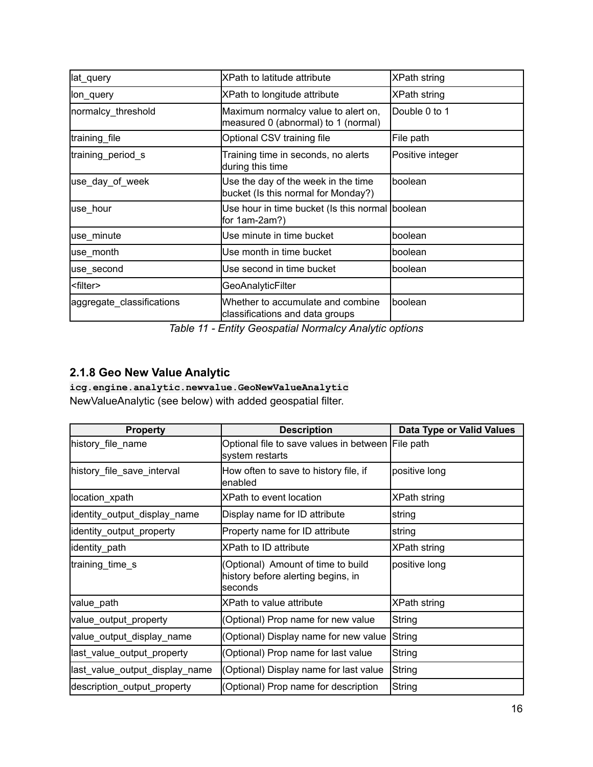| | | |
|---|---|---|
| lat_query | XPath to latitude attribute | XPath string |
| lon_query | XPath to longitude attribute | XPath string |
| normalcy_threshold | Maximum normalcy value to alert on, measured 0 (abnormal) to 1 (normal) | Double 0 to 1 |
| training_file | Optional CSV training file | File path |
| training_period_s | Training time in seconds, no alerts during this time | Positive integer |
| use_day_of_week | Use the day of the week in the time bucket (Is this normal for Monday?) | boolean |
| use_hour | Use hour in time bucket (Is this normal for 1am-2am?) | boolean |
| use_minute | Use minute in time bucket | boolean |
| use_month | Use month in time bucket | boolean |
| use_second | Use second in time bucket | boolean |
| <filter> | GeoAnalyticFilter | |
| aggregate_classifications | Whether to accumulate and combine classifications and data groups | boolean |

*Table 11 - Entity Geospatial Normalcy Analytic options*

### 2.1.8 Geo New Value Analytic

`icg.engine.analytic.newvalue.GeoNewValueAnalytic`

NewValueAnalytic (see below) with added geospatial filter.

| Property | Description | Data Type or Valid Values |
|---|---|---|
| history_file_name | Optional file to save values in between system restarts | File path |
| history_file_save_interval | How often to save to history file, if enabled | positive long |
| location_xpath | XPath to event location | XPath string |
| identity_output_display_name | Display name for ID attribute | string |
| identity_output_property | Property name for ID attribute | string |
| identity_path | XPath to ID attribute | XPath string |
| training_time_s | (Optional) Amount of time to build history before alerting begins, in seconds | positive long |
| value_path | XPath to value attribute | XPath string |
| value_output_property | (Optional) Prop name for new value | String |
| value_output_display_name | (Optional) Display name for new value | String |
| last_value_output_property | (Optional) Prop name for last value | String |
| last_value_output_display_name | (Optional) Display name for last value | String |
| description_output_property | (Optional) Prop name for description | String |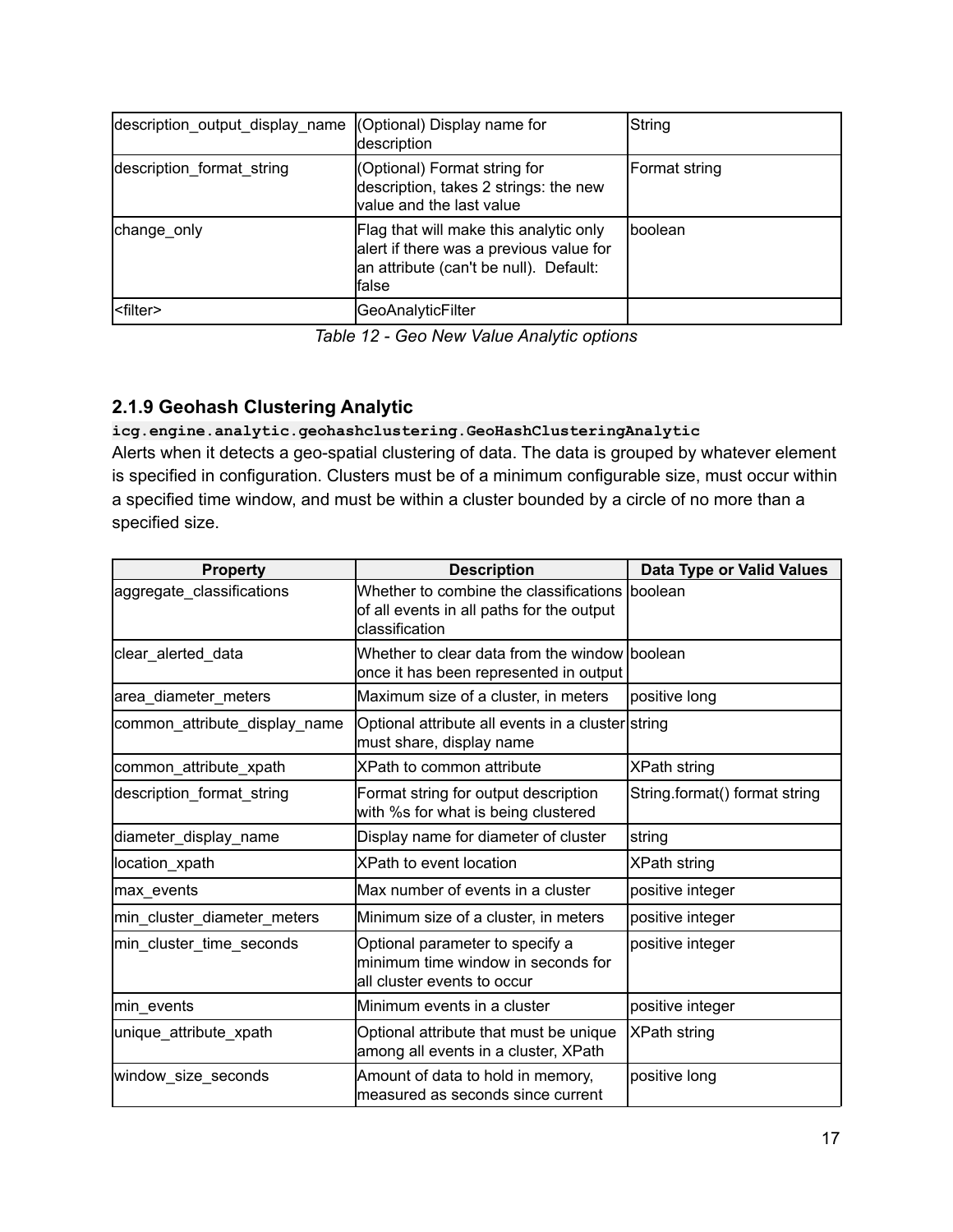| description_output_display_name | (Optional) Display name for description | String |
|---|---|---|
| description_format_string | (Optional) Format string for description, takes 2 strings: the new value and the last value | Format string |
| change_only | Flag that will make this analytic only alert if there was a previous value for an attribute (can't be null). Default: false | boolean |
| <filter> | GeoAnalyticFilter | |

*Table 12 - Geo New Value Analytic options*

### 2.1.9 Geohash Clustering Analytic

**`icg.engine.analytic.geohashclustering.GeoHashClusteringAnalytic`**

Alerts when it detects a geo-spatial clustering of data. The data is grouped by whatever element is specified in configuration. Clusters must be of a minimum configurable size, must occur within a specified time window, and must be within a cluster bounded by a circle of no more than a specified size.

| Property | Description | Data Type or Valid Values |
|---|---|---|
| aggregate_classifications | Whether to combine the classifications of all events in all paths for the output classification | boolean |
| clear_alerted_data | Whether to clear data from the window once it has been represented in output | boolean |
| area_diameter_meters | Maximum size of a cluster, in meters | positive long |
| common_attribute_display_name | Optional attribute all events in a cluster must share, display name | string |
| common_attribute_xpath | XPath to common attribute | XPath string |
| description_format_string | Format string for output description with %s for what is being clustered | String.format() format string |
| diameter_display_name | Display name for diameter of cluster | string |
| location_xpath | XPath to event location | XPath string |
| max_events | Max number of events in a cluster | positive integer |
| min_cluster_diameter_meters | Minimum size of a cluster, in meters | positive integer |
| min_cluster_time_seconds | Optional parameter to specify a minimum time window in seconds for all cluster events to occur | positive integer |
| min_events | Minimum events in a cluster | positive integer |
| unique_attribute_xpath | Optional attribute that must be unique among all events in a cluster, XPath | XPath string |
| window_size_seconds | Amount of data to hold in memory, measured as seconds since current | positive long |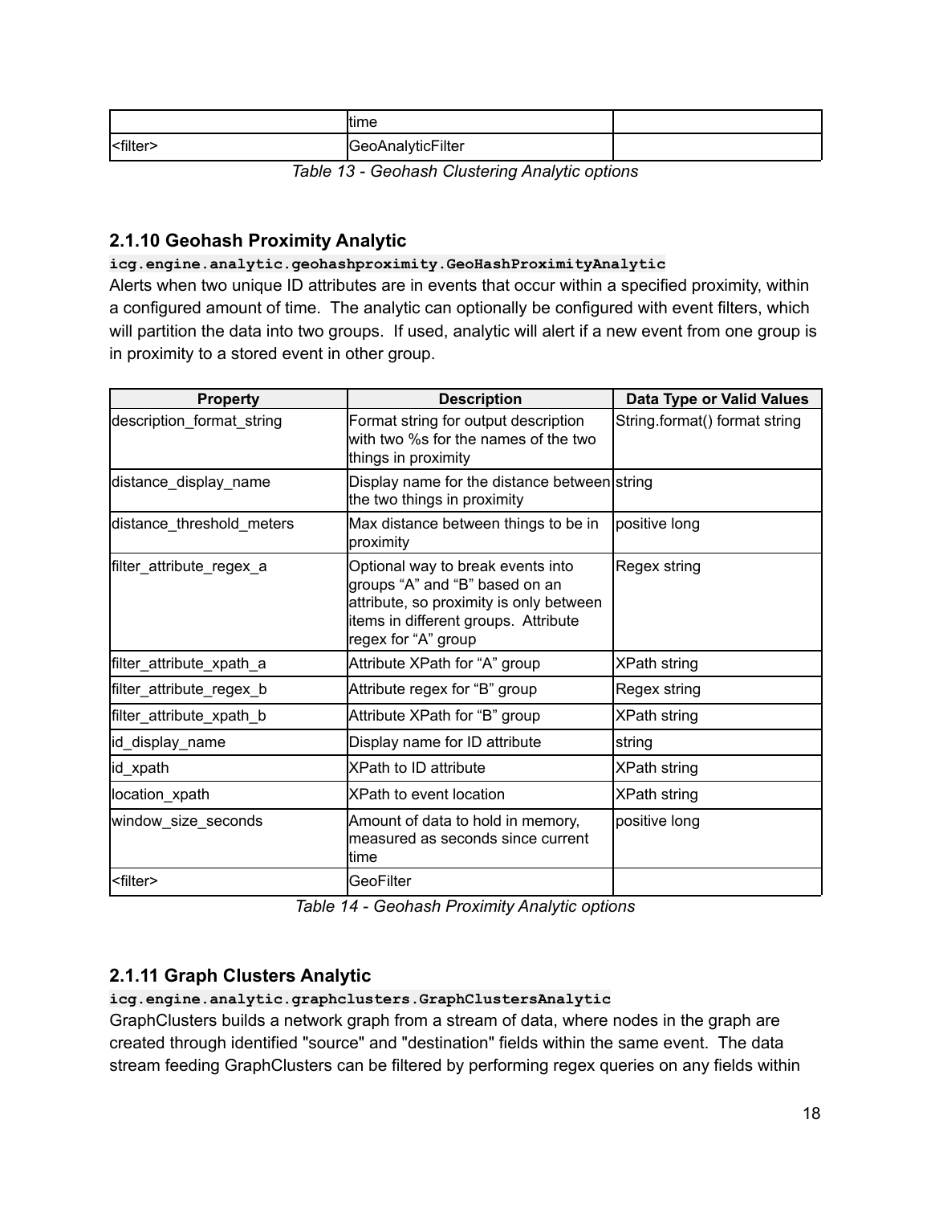| | time | |
|---|---|---|
| <filter> | GeoAnalyticFilter | |

*Table 13 - Geohash Clustering Analytic options*

### 2.1.10 Geohash Proximity Analytic

**`icg.engine.analytic.geohashproximity.GeoHashProximityAnalytic`**

Alerts when two unique ID attributes are in events that occur within a specified proximity, within a configured amount of time. The analytic can optionally be configured with event filters, which will partition the data into two groups. If used, analytic will alert if a new event from one group is in proximity to a stored event in other group.

| Property | Description | Data Type or Valid Values |
|---|---|---|
| description_format_string | Format string for output description with two %s for the names of the two things in proximity | String.format() format string |
| distance_display_name | Display name for the distance between the two things in proximity | string |
| distance_threshold_meters | Max distance between things to be in proximity | positive long |
| filter_attribute_regex_a | Optional way to break events into groups "A" and "B" based on an attribute, so proximity is only between items in different groups. Attribute regex for "A" group | Regex string |
| filter_attribute_xpath_a | Attribute XPath for "A" group | XPath string |
| filter_attribute_regex_b | Attribute regex for "B" group | Regex string |
| filter_attribute_xpath_b | Attribute XPath for "B" group | XPath string |
| id_display_name | Display name for ID attribute | string |
| id_xpath | XPath to ID attribute | XPath string |
| location_xpath | XPath to event location | XPath string |
| window_size_seconds | Amount of data to hold in memory, measured as seconds since current time | positive long |
| <filter> | GeoFilter | |

*Table 14 - Geohash Proximity Analytic options*

### 2.1.11 Graph Clusters Analytic

**`icg.engine.analytic.graphclusters.GraphClustersAnalytic`**

GraphClusters builds a network graph from a stream of data, where nodes in the graph are created through identified "source" and "destination" fields within the same event. The data stream feeding GraphClusters can be filtered by performing regex queries on any fields within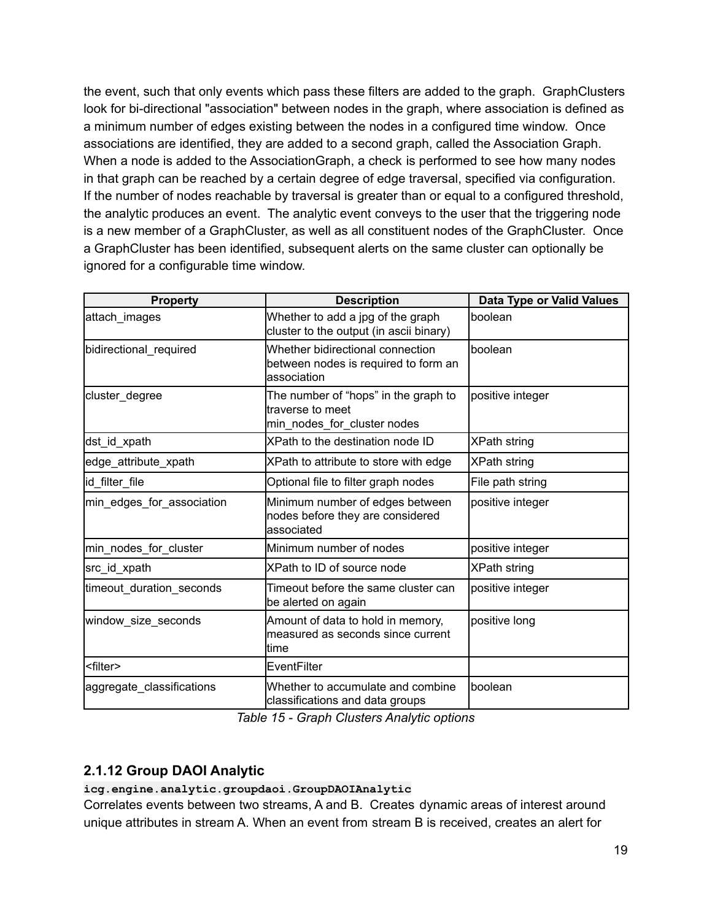the event, such that only events which pass these filters are added to the graph. GraphClusters look for bi-directional "association" between nodes in the graph, where association is defined as a minimum number of edges existing between the nodes in a configured time window. Once associations are identified, they are added to a second graph, called the Association Graph. When a node is added to the AssociationGraph, a check is performed to see how many nodes in that graph can be reached by a certain degree of edge traversal, specified via configuration. If the number of nodes reachable by traversal is greater than or equal to a configured threshold, the analytic produces an event. The analytic event conveys to the user that the triggering node is a new member of a GraphCluster, as well as all constituent nodes of the GraphCluster. Once a GraphCluster has been identified, subsequent alerts on the same cluster can optionally be ignored for a configurable time window.

| Property | Description | Data Type or Valid Values |
|---|---|---|
| attach_images | Whether to add a jpg of the graph cluster to the output (in ascii binary) | boolean |
| bidirectional_required | Whether bidirectional connection between nodes is required to form an association | boolean |
| cluster_degree | The number of "hops" in the graph to traverse to meet min_nodes_for_cluster nodes | positive integer |
| dst_id_xpath | XPath to the destination node ID | XPath string |
| edge_attribute_xpath | XPath to attribute to store with edge | XPath string |
| id_filter_file | Optional file to filter graph nodes | File path string |
| min_edges_for_association | Minimum number of edges between nodes before they are considered associated | positive integer |
| min_nodes_for_cluster | Minimum number of nodes | positive integer |
| src_id_xpath | XPath to ID of source node | XPath string |
| timeout_duration_seconds | Timeout before the same cluster can be alerted on again | positive integer |
| window_size_seconds | Amount of data to hold in memory, measured as seconds since current time | positive long |
| <filter> | EventFilter | |
| aggregate_classifications | Whether to accumulate and combine classifications and data groups | boolean |

*Table 15 - Graph Clusters Analytic options*

### 2.1.12 Group DAOI Analytic

**`icg.engine.analytic.groupdaoi.GroupDAOIAnalytic`**

Correlates events between two streams, A and B. Creates dynamic areas of interest around unique attributes in stream A. When an event from stream B is received, creates an alert for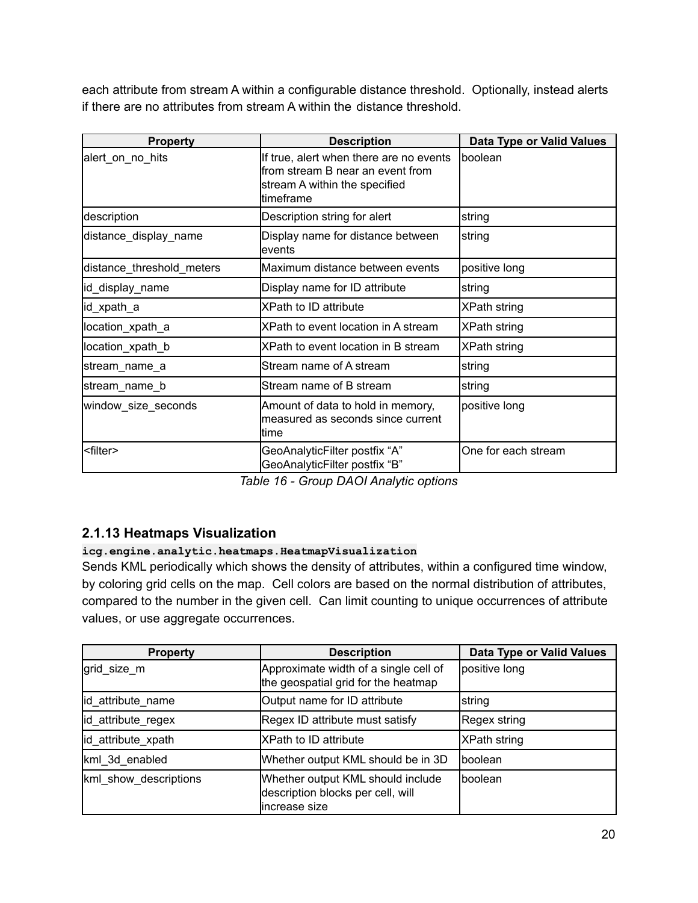each attribute from stream A within a configurable distance threshold. Optionally, instead alerts if there are no attributes from stream A within the distance threshold.

| Property | Description | Data Type or Valid Values |
|---|---|---|
| alert_on_no_hits | If true, alert when there are no events from stream B near an event from stream A within the specified timeframe | boolean |
| description | Description string for alert | string |
| distance_display_name | Display name for distance between events | string |
| distance_threshold_meters | Maximum distance between events | positive long |
| id_display_name | Display name for ID attribute | string |
| id_xpath_a | XPath to ID attribute | XPath string |
| location_xpath_a | XPath to event location in A stream | XPath string |
| location_xpath_b | XPath to event location in B stream | XPath string |
| stream_name_a | Stream name of A stream | string |
| stream_name_b | Stream name of B stream | string |
| window_size_seconds | Amount of data to hold in memory, measured as seconds since current time | positive long |
| <filter> | GeoAnalyticFilter postfix “A” GeoAnalyticFilter postfix “B” | One for each stream |

*Table 16 - Group DAOI Analytic options*

### 2.1.13 Heatmaps Visualization

`icg.engine.analytic.heatmaps.HeatmapVisualization`

Sends KML periodically which shows the density of attributes, within a configured time window, by coloring grid cells on the map. Cell colors are based on the normal distribution of attributes, compared to the number in the given cell. Can limit counting to unique occurrences of attribute values, or use aggregate occurrences.

| Property | Description | Data Type or Valid Values |
|---|---|---|
| grid_size_m | Approximate width of a single cell of the geospatial grid for the heatmap | positive long |
| id_attribute_name | Output name for ID attribute | string |
| id_attribute_regex | Regex ID attribute must satisfy | Regex string |
| id_attribute_xpath | XPath to ID attribute | XPath string |
| kml_3d_enabled | Whether output KML should be in 3D | boolean |
| kml_show_descriptions | Whether output KML should include description blocks per cell, will increase size | boolean |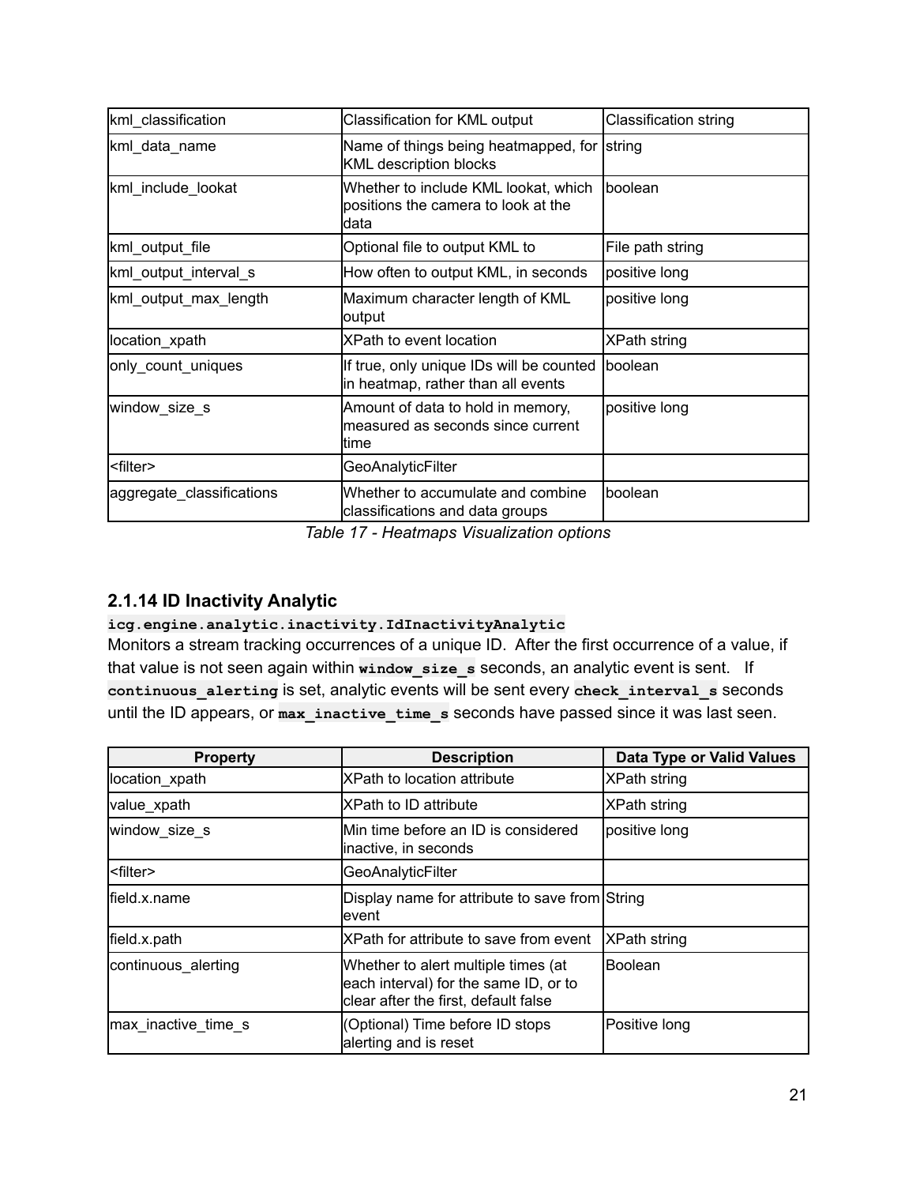| kml_classification | Classification for KML output | Classification string |
| --- | --- | --- |
| kml_data_name | Name of things being heatmapped, for KML description blocks | string |
| kml_include_lookat | Whether to include KML lookat, which positions the camera to look at the data | boolean |
| kml_output_file | Optional file to output KML to | File path string |
| kml_output_interval_s | How often to output KML, in seconds | positive long |
| kml_output_max_length | Maximum character length of KML output | positive long |
| location_xpath | XPath to event location | XPath string |
| only_count_uniques | If true, only unique IDs will be counted in heatmap, rather than all events | boolean |
| window_size_s | Amount of data to hold in memory, measured as seconds since current time | positive long |
| <filter> | GeoAnalyticFilter | |
| aggregate_classifications | Whether to accumulate and combine classifications and data groups | boolean |

*Table 17 - Heatmaps Visualization options*

### 2.1.14 ID Inactivity Analytic

**`icg.engine.analytic.inactivity.IdInactivityAnalytic`**

Monitors a stream tracking occurrences of a unique ID. After the first occurrence of a value, if that value is not seen again within **`window_size_s`** seconds, an analytic event is sent. If **`continuous_alerting`** is set, analytic events will be sent every **`check_interval_s`** seconds until the ID appears, or **`max_inactive_time_s`** seconds have passed since it was last seen.

| Property | Description | Data Type or Valid Values |
| --- | --- | --- |
| location_xpath | XPath to location attribute | XPath string |
| value_xpath | XPath to ID attribute | XPath string |
| window_size_s | Min time before an ID is considered inactive, in seconds | positive long |
| <filter> | GeoAnalyticFilter | |
| field.x.name | Display name for attribute to save from event | String |
| field.x.path | XPath for attribute to save from event | XPath string |
| continuous_alerting | Whether to alert multiple times (at each interval) for the same ID, or to clear after the first, default false | Boolean |
| max_inactive_time_s | (Optional) Time before ID stops alerting and is reset | Positive long |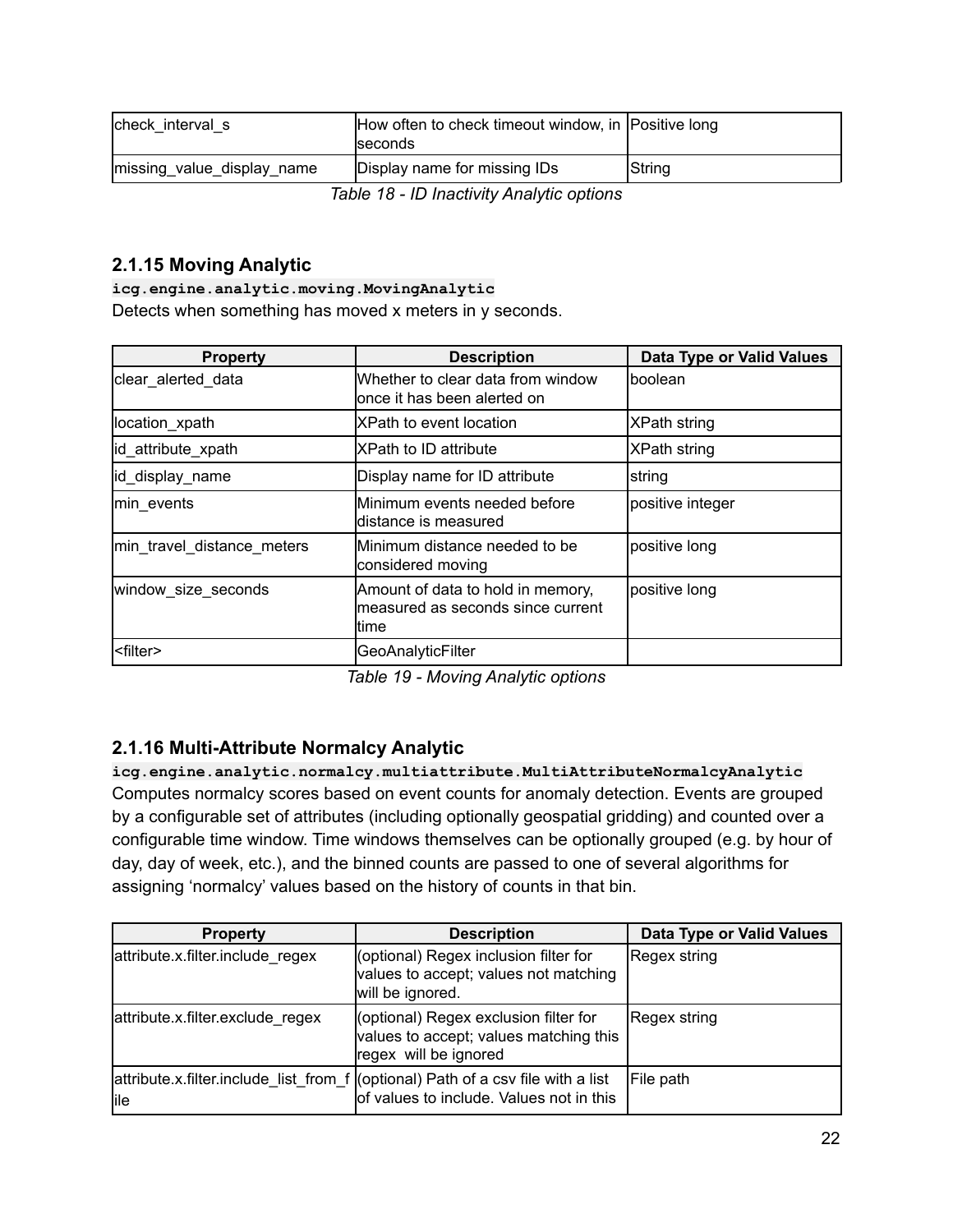| check_interval_s | How often to check timeout window, in seconds | Positive long |
| --- | --- | --- |
| missing_value_display_name | Display name for missing IDs | String |

*Table 18 - ID Inactivity Analytic options*

### 2.1.15 Moving Analytic

**`icg.engine.analytic.moving.MovingAnalytic`**

Detects when something has moved x meters in y seconds.

| Property | Description | Data Type or Valid Values |
| --- | --- | --- |
| clear_alerted_data | Whether to clear data from window once it has been alerted on | boolean |
| location_xpath | XPath to event location | XPath string |
| id_attribute_xpath | XPath to ID attribute | XPath string |
| id_display_name | Display name for ID attribute | string |
| min_events | Minimum events needed before distance is measured | positive integer |
| min_travel_distance_meters | Minimum distance needed to be considered moving | positive long |
| window_size_seconds | Amount of data to hold in memory, measured as seconds since current time | positive long |
| <filter> | GeoAnalyticFilter | |

*Table 19 - Moving Analytic options*

### 2.1.16 Multi-Attribute Normalcy Analytic

**`icg.engine.analytic.normalcy.multiattribute.MultiAttributeNormalcyAnalytic`**

Computes normalcy scores based on event counts for anomaly detection. Events are grouped by a configurable set of attributes (including optionally geospatial gridding) and counted over a configurable time window. Time windows themselves can be optionally grouped (e.g. by hour of day, day of week, etc.), and the binned counts are passed to one of several algorithms for assigning 'normalcy' values based on the history of counts in that bin.

| Property | Description | Data Type or Valid Values |
| --- | --- | --- |
| attribute.x.filter.include_regex | (optional) Regex inclusion filter for values to accept; values not matching will be ignored. | Regex string |
| attribute.x.filter.exclude_regex | (optional) Regex exclusion filter for values to accept; values matching this regex will be ignored | Regex string |
| attribute.x.filter.include_list_from_file | (optional) Path of a csv file with a list of values to include. Values not in this | File path |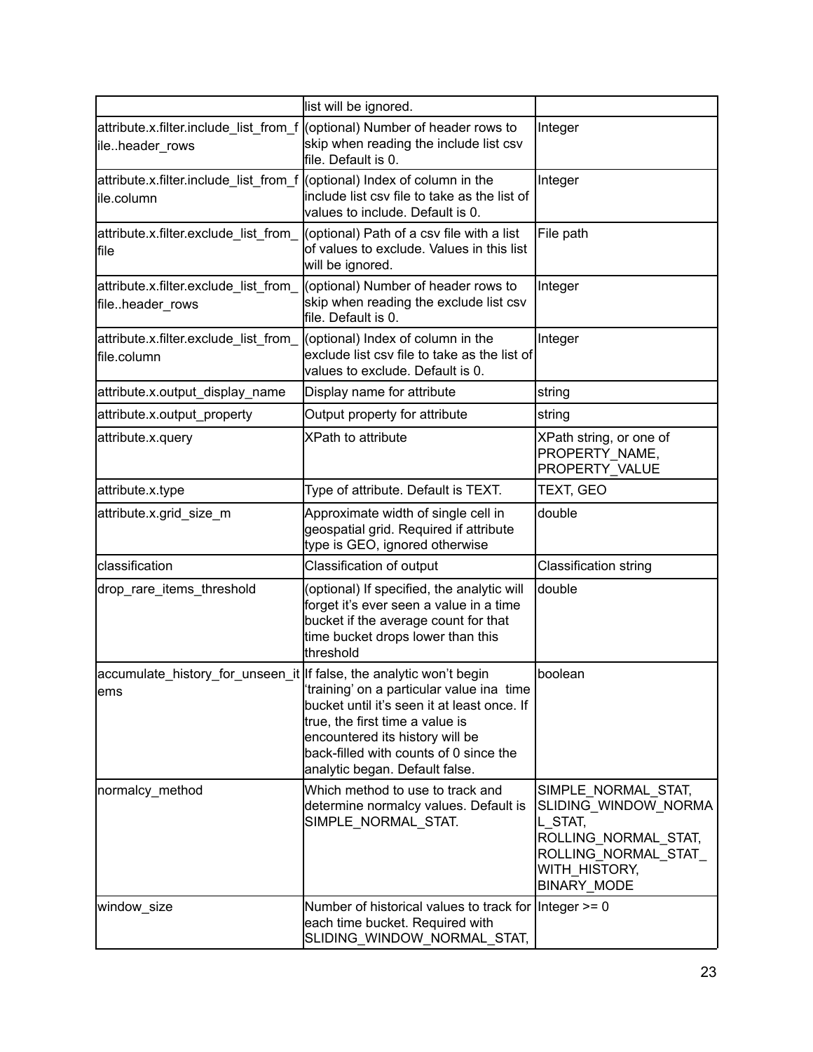| | | |
|---|---|---|
| | list will be ignored. | |
| attribute.x.filter.include_list_from_file..header_rows | (optional) Number of header rows to skip when reading the include list csv file. Default is 0. | Integer |
| attribute.x.filter.include_list_from_file.column | (optional) Index of column in the include list csv file to take as the list of values to include. Default is 0. | Integer |
| attribute.x.filter.exclude_list_from_file | (optional) Path of a csv file with a list of values to exclude. Values in this list will be ignored. | File path |
| attribute.x.filter.exclude_list_from_file..header_rows | (optional) Number of header rows to skip when reading the exclude list csv file. Default is 0. | Integer |
| attribute.x.filter.exclude_list_from_file.column | (optional) Index of column in the exclude list csv file to take as the list of values to exclude. Default is 0. | Integer |
| attribute.x.output_display_name | Display name for attribute | string |
| attribute.x.output_property | Output property for attribute | string |
| attribute.x.query | XPath to attribute | XPath string, or one of PROPERTY_NAME, PROPERTY_VALUE |
| attribute.x.type | Type of attribute. Default is TEXT. | TEXT, GEO |
| attribute.x.grid_size_m | Approximate width of single cell in geospatial grid. Required if attribute type is GEO, ignored otherwise | double |
| classification | Classification of output | Classification string |
| drop_rare_items_threshold | (optional) If specified, the analytic will forget it's ever seen a value in a time bucket if the average count for that time bucket drops lower than this threshold | double |
| accumulate_history_for_unseen_items | If false, the analytic won't begin 'training' on a particular value ina time bucket until it's seen it at least once. If true, the first time a value is encountered its history will be back-filled with counts of 0 since the analytic began. Default false. | boolean |
| normalcy_method | Which method to use to track and determine normalcy values. Default is SIMPLE_NORMAL_STAT. | SIMPLE_NORMAL_STAT, SLIDING_WINDOW_NORMAL_STAT, ROLLING_NORMAL_STAT, ROLLING_NORMAL_STAT_WITH_HISTORY, BINARY_MODE |
| window_size | Number of historical values to track for each time bucket. Required with SLIDING_WINDOW_NORMAL_STAT, | Integer >= 0 |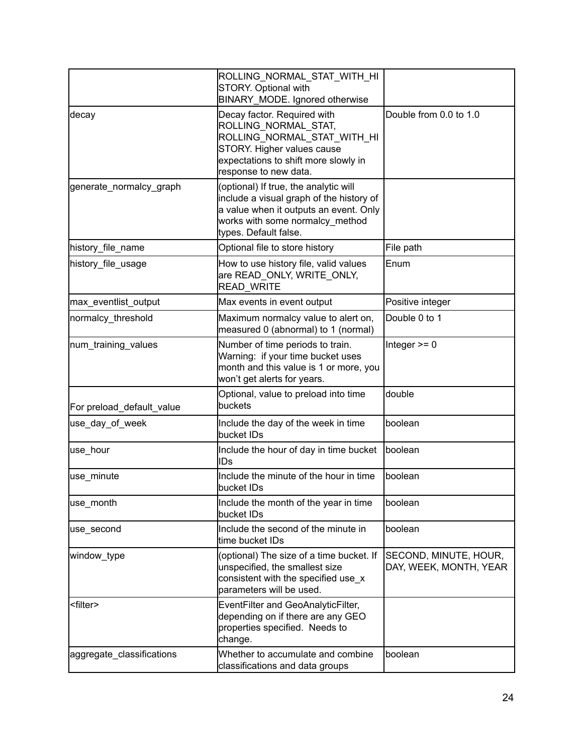| | | |
|---|---|---|
| | ROLLING_NORMAL_STAT_WITH_HISTORY. Optional with BINARY_MODE. Ignored otherwise | |
| decay | Decay factor. Required with ROLLING_NORMAL_STAT, ROLLING_NORMAL_STAT_WITH_HISTORY. Higher values cause expectations to shift more slowly in response to new data. | Double from 0.0 to 1.0 |
| generate_normalcy_graph | (optional) If true, the analytic will include a visual graph of the history of a value when it outputs an event. Only works with some normalcy_method types. Default false. | |
| history_file_name | Optional file to store history | File path |
| history_file_usage | How to use history file, valid values are READ_ONLY, WRITE_ONLY, READ_WRITE | Enum |
| max_eventlist_output | Max events in event output | Positive integer |
| normalcy_threshold | Maximum normalcy value to alert on, measured 0 (abnormal) to 1 (normal) | Double 0 to 1 |
| num_training_values | Number of time periods to train. Warning: if your time bucket uses month and this value is 1 or more, you won't get alerts for years. | Integer >= 0 |
| For preload_default_value | Optional, value to preload into time buckets | double |
| use_day_of_week | Include the day of the week in time bucket IDs | boolean |
| use_hour | Include the hour of day in time bucket IDs | boolean |
| use_minute | Include the minute of the hour in time bucket IDs | boolean |
| use_month | Include the month of the year in time bucket IDs | boolean |
| use_second | Include the second of the minute in time bucket IDs | boolean |
| window_type | (optional) The size of a time bucket. If unspecified, the smallest size consistent with the specified use_x parameters will be used. | SECOND, MINUTE, HOUR, DAY, WEEK, MONTH, YEAR |
| <filter> | EventFilter and GeoAnalyticFilter, depending on if there are any GEO properties specified. Needs to change. | |
| aggregate_classifications | Whether to accumulate and combine classifications and data groups | boolean |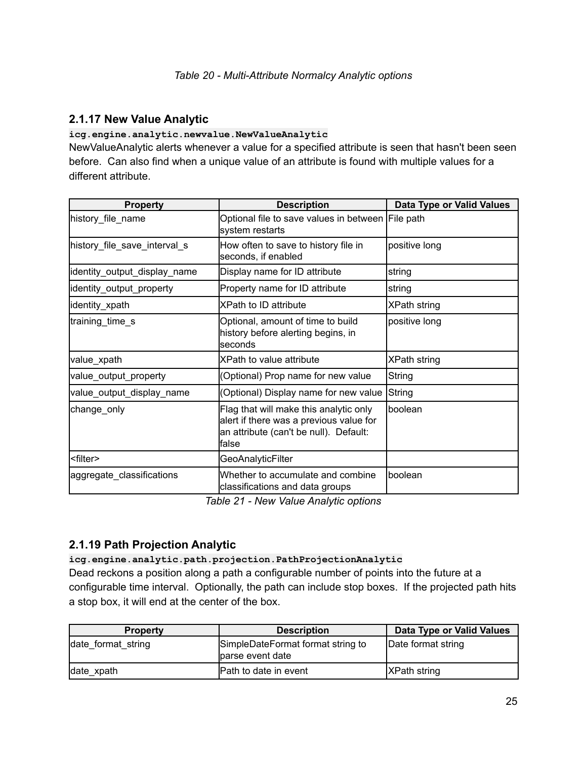*Table 20 - Multi-Attribute Normalcy Analytic options*

### 2.1.17 New Value Analytic

**`icg.engine.analytic.newvalue.NewValueAnalytic`**

NewValueAnalytic alerts whenever a value for a specified attribute is seen that hasn't been seen before. Can also find when a unique value of an attribute is found with multiple values for a different attribute.

| Property | Description | Data Type or Valid Values |
| --- | --- | --- |
| history_file_name | Optional file to save values in between system restarts | File path |
| history_file_save_interval_s | How often to save to history file in seconds, if enabled | positive long |
| identity_output_display_name | Display name for ID attribute | string |
| identity_output_property | Property name for ID attribute | string |
| identity_xpath | XPath to ID attribute | XPath string |
| training_time_s | Optional, amount of time to build history before alerting begins, in seconds | positive long |
| value_xpath | XPath to value attribute | XPath string |
| value_output_property | (Optional) Prop name for new value | String |
| value_output_display_name | (Optional) Display name for new value | String |
| change_only | Flag that will make this analytic only alert if there was a previous value for an attribute (can't be null). Default: false | boolean |
| <filter> | GeoAnalyticFilter | |
| aggregate_classifications | Whether to accumulate and combine classifications and data groups | boolean |

*Table 21 - New Value Analytic options*

### 2.1.19 Path Projection Analytic

**`icg.engine.analytic.path.projection.PathProjectionAnalytic`**

Dead reckons a position along a path a configurable number of points into the future at a configurable time interval. Optionally, the path can include stop boxes. If the projected path hits a stop box, it will end at the center of the box.

| Property | Description | Data Type or Valid Values |
| --- | --- | --- |
| date_format_string | SimpleDateFormat format string to parse event date | Date format string |
| date_xpath | Path to date in event | XPath string |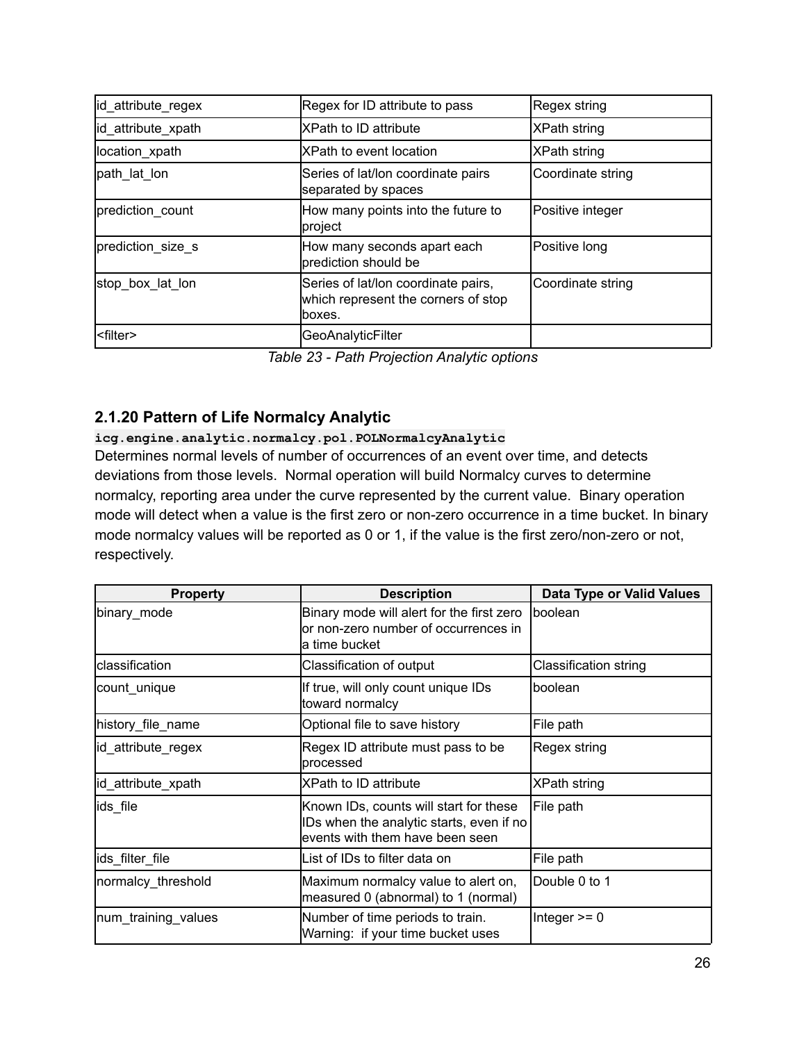| | | |
|---|---|---|
| id_attribute_regex | Regex for ID attribute to pass | Regex string |
| id_attribute_xpath | XPath to ID attribute | XPath string |
| location_xpath | XPath to event location | XPath string |
| path_lat_lon | Series of lat/lon coordinate pairs separated by spaces | Coordinate string |
| prediction_count | How many points into the future to project | Positive integer |
| prediction_size_s | How many seconds apart each prediction should be | Positive long |
| stop_box_lat_lon | Series of lat/lon coordinate pairs, which represent the corners of stop boxes. | Coordinate string |
| <filter> | GeoAnalyticFilter | |

*Table 23 - Path Projection Analytic options*

### 2.1.20 Pattern of Life Normalcy Analytic

**`icg.engine.analytic.normalcy.pol.POLNormalcyAnalytic`**

Determines normal levels of number of occurrences of an event over time, and detects deviations from those levels. Normal operation will build Normalcy curves to determine normalcy, reporting area under the curve represented by the current value. Binary operation mode will detect when a value is the first zero or non-zero occurrence in a time bucket. In binary mode normalcy values will be reported as 0 or 1, if the value is the first zero/non-zero or not, respectively.

| Property | Description | Data Type or Valid Values |
|---|---|---|
| binary_mode | Binary mode will alert for the first zero or non-zero number of occurrences in a time bucket | boolean |
| classification | Classification of output | Classification string |
| count_unique | If true, will only count unique IDs toward normalcy | boolean |
| history_file_name | Optional file to save history | File path |
| id_attribute_regex | Regex ID attribute must pass to be processed | Regex string |
| id_attribute_xpath | XPath to ID attribute | XPath string |
| ids_file | Known IDs, counts will start for these IDs when the analytic starts, even if no events with them have been seen | File path |
| ids_filter_file | List of IDs to filter data on | File path |
| normalcy_threshold | Maximum normalcy value to alert on, measured 0 (abnormal) to 1 (normal) | Double 0 to 1 |
| num_training_values | Number of time periods to train. Warning: if your time bucket uses | Integer >= 0 |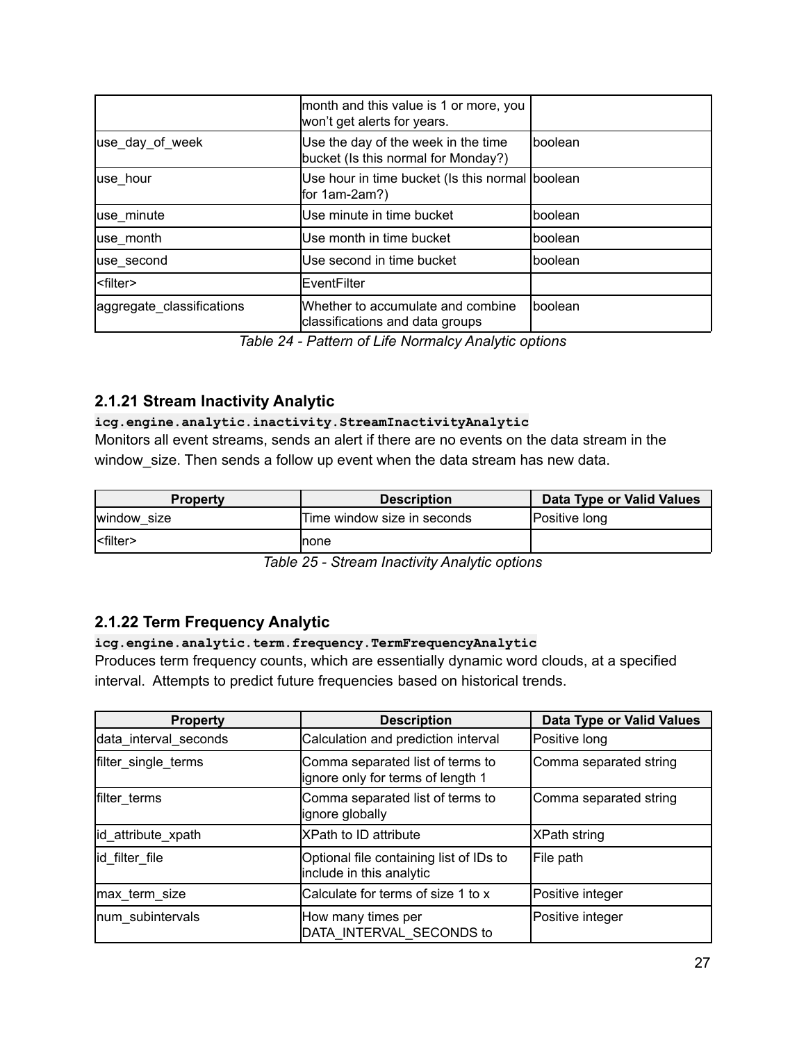| | month and this value is 1 or more, you won't get alerts for years. | |
|---|---|---|
| use_day_of_week | Use the day of the week in the time bucket (Is this normal for Monday?) | boolean |
| use_hour | Use hour in time bucket (Is this normal for 1am-2am?) | boolean |
| use_minute | Use minute in time bucket | boolean |
| use_month | Use month in time bucket | boolean |
| use_second | Use second in time bucket | boolean |
| <filter> | EventFilter | |
| aggregate_classifications | Whether to accumulate and combine classifications and data groups | boolean |

*Table 24 - Pattern of Life Normalcy Analytic options*

### 2.1.21 Stream Inactivity Analytic

**`icg.engine.analytic.inactivity.StreamInactivityAnalytic`**

Monitors all event streams, sends an alert if there are no events on the data stream in the window_size. Then sends a follow up event when the data stream has new data.

| Property | Description | Data Type or Valid Values |
|---|---|---|
| window_size | Time window size in seconds | Positive long |
| <filter> | none | |

*Table 25 - Stream Inactivity Analytic options*

### 2.1.22 Term Frequency Analytic

**`icg.engine.analytic.term.frequency.TermFrequencyAnalytic`**

Produces term frequency counts, which are essentially dynamic word clouds, at a specified interval. Attempts to predict future frequencies based on historical trends.

| Property | Description | Data Type or Valid Values |
|---|---|---|
| data_interval_seconds | Calculation and prediction interval | Positive long |
| filter_single_terms | Comma separated list of terms to ignore only for terms of length 1 | Comma separated string |
| filter_terms | Comma separated list of terms to ignore globally | Comma separated string |
| id_attribute_xpath | XPath to ID attribute | XPath string |
| id_filter_file | Optional file containing list of IDs to include in this analytic | File path |
| max_term_size | Calculate for terms of size 1 to x | Positive integer |
| num_subintervals | How many times per DATA_INTERVAL_SECONDS to | Positive integer |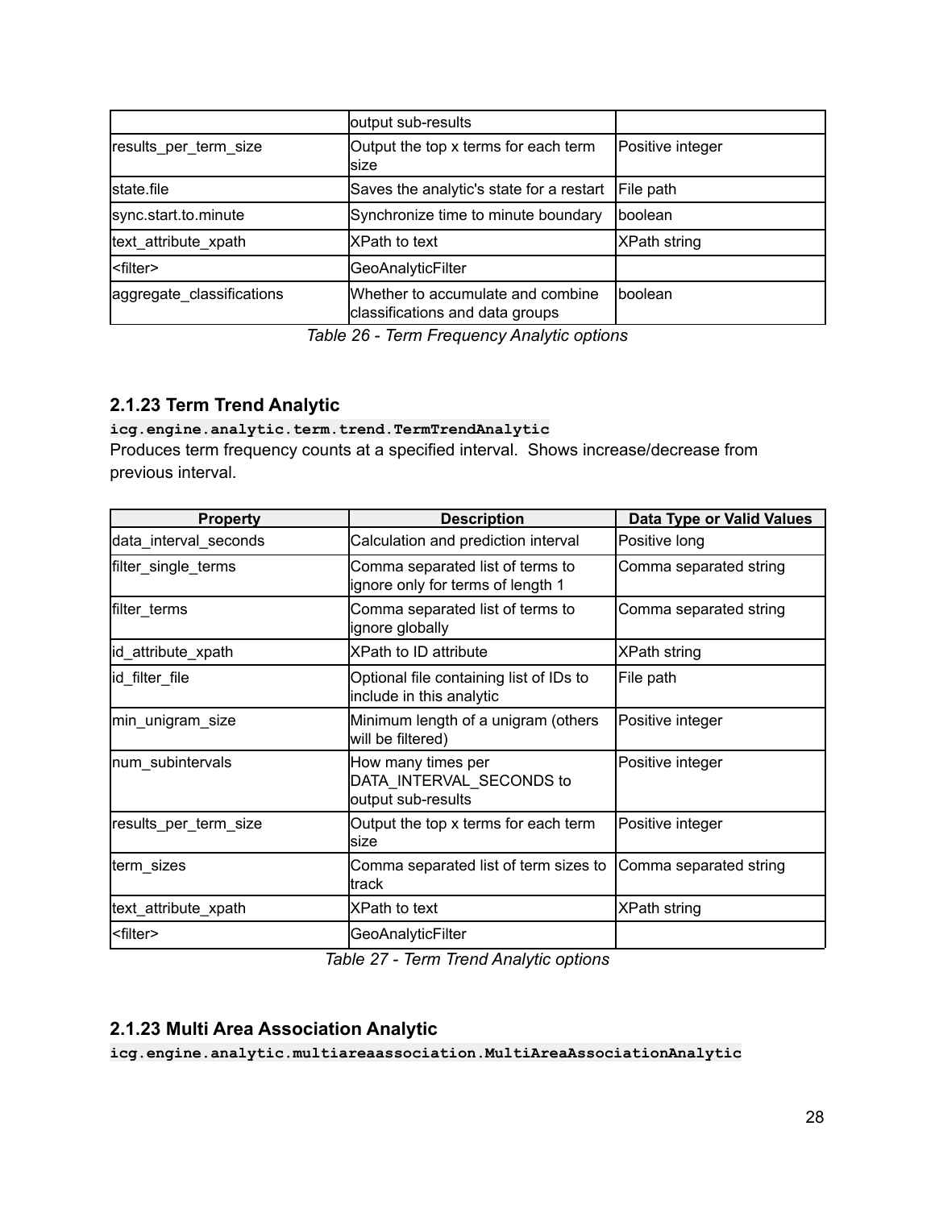| | | |
|---|---|---|
| | output sub-results | |
| results_per_term_size | Output the top x terms for each term size | Positive integer |
| state.file | Saves the analytic's state for a restart | File path |
| sync.start.to.minute | Synchronize time to minute boundary | boolean |
| text_attribute_xpath | XPath to text | XPath string |
| <filter> | GeoAnalyticFilter | |
| aggregate_classifications | Whether to accumulate and combine classifications and data groups | boolean |

*Table 26 - Term Frequency Analytic options*

### 2.1.23 Term Trend Analytic

**`icg.engine.analytic.term.trend.TermTrendAnalytic`**

Produces term frequency counts at a specified interval. Shows increase/decrease from previous interval.

| Property | Description | Data Type or Valid Values |
|---|---|---|
| data_interval_seconds | Calculation and prediction interval | Positive long |
| filter_single_terms | Comma separated list of terms to ignore only for terms of length 1 | Comma separated string |
| filter_terms | Comma separated list of terms to ignore globally | Comma separated string |
| id_attribute_xpath | XPath to ID attribute | XPath string |
| id_filter_file | Optional file containing list of IDs to include in this analytic | File path |
| min_unigram_size | Minimum length of a unigram (others will be filtered) | Positive integer |
| num_subintervals | How many times per DATA_INTERVAL_SECONDS to output sub-results | Positive integer |
| results_per_term_size | Output the top x terms for each term size | Positive integer |
| term_sizes | Comma separated list of term sizes to track | Comma separated string |
| text_attribute_xpath | XPath to text | XPath string |
| <filter> | GeoAnalyticFilter | |

*Table 27 - Term Trend Analytic options*

### 2.1.23 Multi Area Association Analytic

**`icg.engine.analytic.multiareaassociation.MultiAreaAssociationAnalytic`**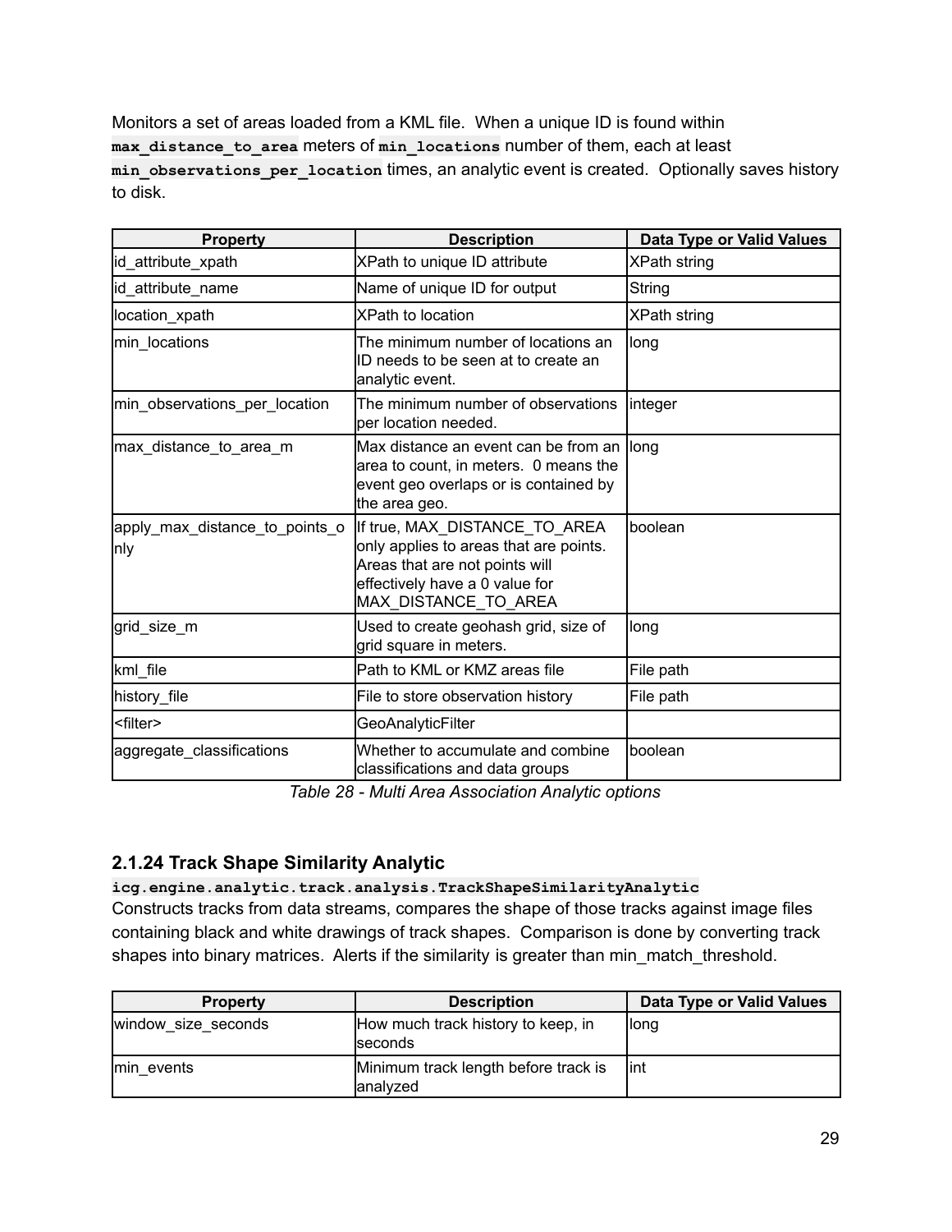Monitors a set of areas loaded from a KML file. When a unique ID is found within `max_distance_to_area` meters of `min_locations` number of them, each at least `min_observations_per_location` times, an analytic event is created. Optionally saves history to disk.

| Property | Description | Data Type or Valid Values |
|---|---|---|
| id_attribute_xpath | XPath to unique ID attribute | XPath string |
| id_attribute_name | Name of unique ID for output | String |
| location_xpath | XPath to location | XPath string |
| min_locations | The minimum number of locations an ID needs to be seen at to create an analytic event. | long |
| min_observations_per_location | The minimum number of observations per location needed. | integer |
| max_distance_to_area_m | Max distance an event can be from an area to count, in meters. 0 means the event geo overlaps or is contained by the area geo. | long |
| apply_max_distance_to_points_only | If true, MAX_DISTANCE_TO_AREA only applies to areas that are points. Areas that are not points will effectively have a 0 value for MAX_DISTANCE_TO_AREA | boolean |
| grid_size_m | Used to create geohash grid, size of grid square in meters. | long |
| kml_file | Path to KML or KMZ areas file | File path |
| history_file | File to store observation history | File path |
| <filter> | GeoAnalyticFilter | |
| aggregate_classifications | Whether to accumulate and combine classifications and data groups | boolean |

*Table 28 - Multi Area Association Analytic options*

### 2.1.24 Track Shape Similarity Analytic

`icg.engine.analytic.track.analysis.TrackShapeSimilarityAnalytic`

Constructs tracks from data streams, compares the shape of those tracks against image files containing black and white drawings of track shapes. Comparison is done by converting track shapes into binary matrices. Alerts if the similarity is greater than min_match_threshold.

| Property | Description | Data Type or Valid Values |
|---|---|---|
| window_size_seconds | How much track history to keep, in seconds | long |
| min_events | Minimum track length before track is analyzed | int |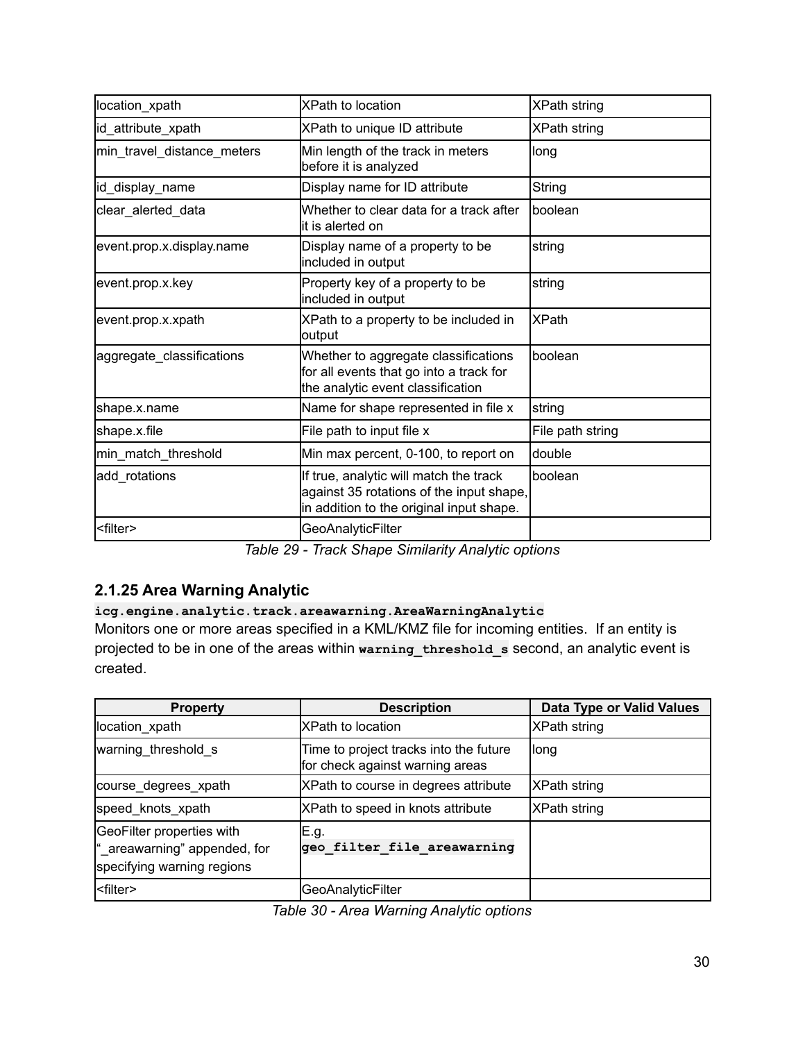| | | |
|---|---|---|
| location_xpath | XPath to location | XPath string |
| id_attribute_xpath | XPath to unique ID attribute | XPath string |
| min_travel_distance_meters | Min length of the track in meters before it is analyzed | long |
| id_display_name | Display name for ID attribute | String |
| clear_alerted_data | Whether to clear data for a track after it is alerted on | boolean |
| event.prop.x.display.name | Display name of a property to be included in output | string |
| event.prop.x.key | Property key of a property to be included in output | string |
| event.prop.x.xpath | XPath to a property to be included in output | XPath |
| aggregate_classifications | Whether to aggregate classifications for all events that go into a track for the analytic event classification | boolean |
| shape.x.name | Name for shape represented in file x | string |
| shape.x.file | File path to input file x | File path string |
| min_match_threshold | Min max percent, 0-100, to report on | double |
| add_rotations | If true, analytic will match the track against 35 rotations of the input shape, in addition to the original input shape. | boolean |
| <filter> | GeoAnalyticFilter | |

*Table 29 - Track Shape Similarity Analytic options*

### 2.1.25 Area Warning Analytic

**`icg.engine.analytic.track.areawarning.AreaWarningAnalytic`**

Monitors one or more areas specified in a KML/KMZ file for incoming entities. If an entity is projected to be in one of the areas within **`warning_threshold_s`** second, an analytic event is created.

| Property | Description | Data Type or Valid Values |
|---|---|---|
| location_xpath | XPath to location | XPath string |
| warning_threshold_s | Time to project tracks into the future for check against warning areas | long |
| course_degrees_xpath | XPath to course in degrees attribute | XPath string |
| speed_knots_xpath | XPath to speed in knots attribute | XPath string |
| GeoFilter properties with "_areawarning" appended, for specifying warning regions | E.g. **`geo_filter_file_areawarning`** | |
| <filter> | GeoAnalyticFilter | |

*Table 30 - Area Warning Analytic options*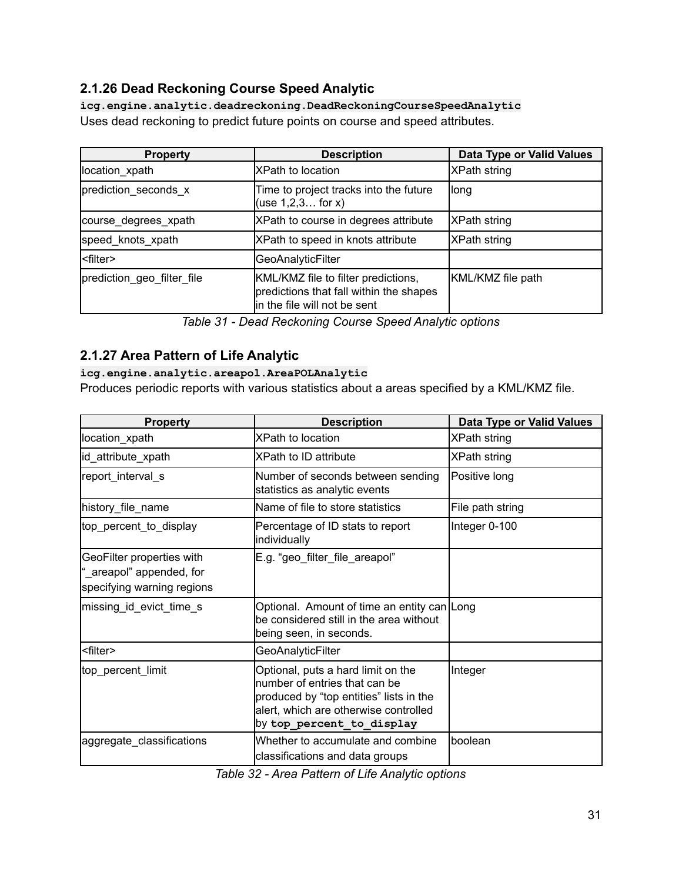### 2.1.26 Dead Reckoning Course Speed Analytic

`icg.engine.analytic.deadreckoning.DeadReckoningCourseSpeedAnalytic`

Uses dead reckoning to predict future points on course and speed attributes.

| Property | Description | Data Type or Valid Values |
|---|---|---|
| location_xpath | XPath to location | XPath string |
| prediction_seconds_x | Time to project tracks into the future (use 1,2,3… for x) | long |
| course_degrees_xpath | XPath to course in degrees attribute | XPath string |
| speed_knots_xpath | XPath to speed in knots attribute | XPath string |
| <filter> | GeoAnalyticFilter | |
| prediction_geo_filter_file | KML/KMZ file to filter predictions, predictions that fall within the shapes in the file will not be sent | KML/KMZ file path |

*Table 31 - Dead Reckoning Course Speed Analytic options*

### 2.1.27 Area Pattern of Life Analytic

`icg.engine.analytic.areapol.AreaPOLAnalytic`

Produces periodic reports with various statistics about a areas specified by a KML/KMZ file.

| Property | Description | Data Type or Valid Values |
|---|---|---|
| location_xpath | XPath to location | XPath string |
| id_attribute_xpath | XPath to ID attribute | XPath string |
| report_interval_s | Number of seconds between sending statistics as analytic events | Positive long |
| history_file_name | Name of file to store statistics | File path string |
| top_percent_to_display | Percentage of ID stats to report individually | Integer 0-100 |
| GeoFilter properties with "_areapol" appended, for specifying warning regions | E.g. "geo_filter_file_areapol" | |
| missing_id_evict_time_s | Optional. Amount of time an entity can be considered still in the area without being seen, in seconds. | Long |
| <filter> | GeoAnalyticFilter | |
| top_percent_limit | Optional, puts a hard limit on the number of entries that can be produced by "top entities" lists in the alert, which are otherwise controlled by **`top_percent_to_display`** | Integer |
| aggregate_classifications | Whether to accumulate and combine classifications and data groups | boolean |

*Table 32 - Area Pattern of Life Analytic options*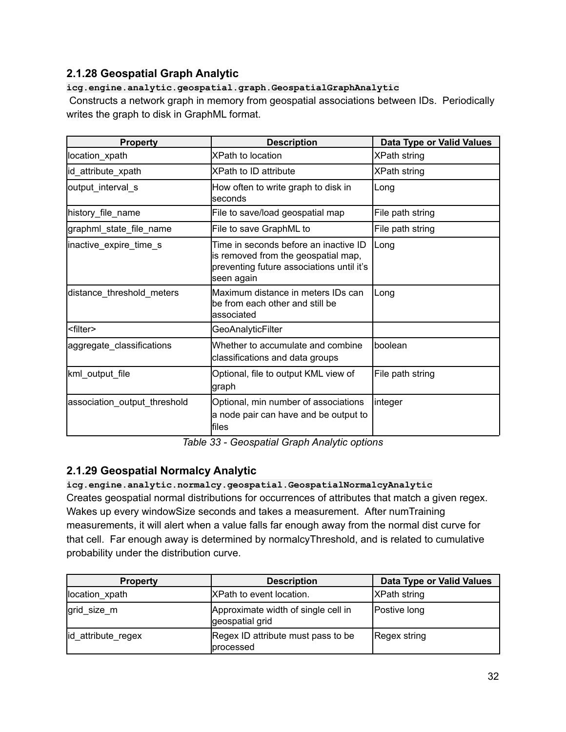### 2.1.28 Geospatial Graph Analytic

**`icg.engine.analytic.geospatial.graph.GeospatialGraphAnalytic`**

Constructs a network graph in memory from geospatial associations between IDs. Periodically writes the graph to disk in GraphML format.

| Property | Description | Data Type or Valid Values |
|---|---|---|
| location_xpath | XPath to location | XPath string |
| id_attribute_xpath | XPath to ID attribute | XPath string |
| output_interval_s | How often to write graph to disk in seconds | Long |
| history_file_name | File to save/load geospatial map | File path string |
| graphml_state_file_name | File to save GraphML to | File path string |
| inactive_expire_time_s | Time in seconds before an inactive ID is removed from the geospatial map, preventing future associations until it's seen again | Long |
| distance_threshold_meters | Maximum distance in meters IDs can be from each other and still be associated | Long |
| <filter> | GeoAnalyticFilter | |
| aggregate_classifications | Whether to accumulate and combine classifications and data groups | boolean |
| kml_output_file | Optional, file to output KML view of graph | File path string |
| association_output_threshold | Optional, min number of associations a node pair can have and be output to files | integer |

*Table 33 - Geospatial Graph Analytic options*

### 2.1.29 Geospatial Normalcy Analytic

**`icg.engine.analytic.normalcy.geospatial.GeospatialNormalcyAnalytic`**

Creates geospatial normal distributions for occurrences of attributes that match a given regex. Wakes up every windowSize seconds and takes a measurement. After numTraining measurements, it will alert when a value falls far enough away from the normal dist curve for that cell. Far enough away is determined by normalcyThreshold, and is related to cumulative probability under the distribution curve.

| Property | Description | Data Type or Valid Values |
|---|---|---|
| location_xpath | XPath to event location. | XPath string |
| grid_size_m | Approximate width of single cell in geospatial grid | Postive long |
| id_attribute_regex | Regex ID attribute must pass to be processed | Regex string |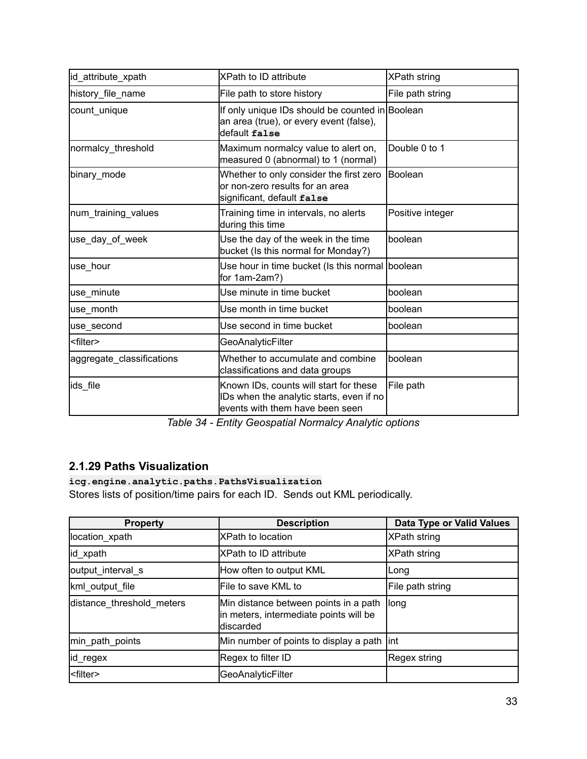| id_attribute_xpath | XPath to ID attribute | XPath string |
|---|---|---|
| history_file_name | File path to store history | File path string |
| count_unique | If only unique IDs should be counted in an area (true), or every event (false), default `false` | Boolean |
| normalcy_threshold | Maximum normalcy value to alert on, measured 0 (abnormal) to 1 (normal) | Double 0 to 1 |
| binary_mode | Whether to only consider the first zero or non-zero results for an area significant, default `false` | Boolean |
| num_training_values | Training time in intervals, no alerts during this time | Positive integer |
| use_day_of_week | Use the day of the week in the time bucket (Is this normal for Monday?) | boolean |
| use_hour | Use hour in time bucket (Is this normal for 1am-2am?) | boolean |
| use_minute | Use minute in time bucket | boolean |
| use_month | Use month in time bucket | boolean |
| use_second | Use second in time bucket | boolean |
| <filter> | GeoAnalyticFilter | |
| aggregate_classifications | Whether to accumulate and combine classifications and data groups | boolean |
| ids_file | Known IDs, counts will start for these IDs when the analytic starts, even if no events with them have been seen | File path |

*Table 34 - Entity Geospatial Normalcy Analytic options*

### 2.1.29 Paths Visualization

**`icg.engine.analytic.paths.PathsVisualization`**

Stores lists of position/time pairs for each ID. Sends out KML periodically.

| Property | Description | Data Type or Valid Values |
|---|---|---|
| location_xpath | XPath to location | XPath string |
| id_xpath | XPath to ID attribute | XPath string |
| output_interval_s | How often to output KML | Long |
| kml_output_file | File to save KML to | File path string |
| distance_threshold_meters | Min distance between points in a path in meters, intermediate points will be discarded | long |
| min_path_points | Min number of points to display a path | int |
| id_regex | Regex to filter ID | Regex string |
| <filter> | GeoAnalyticFilter | |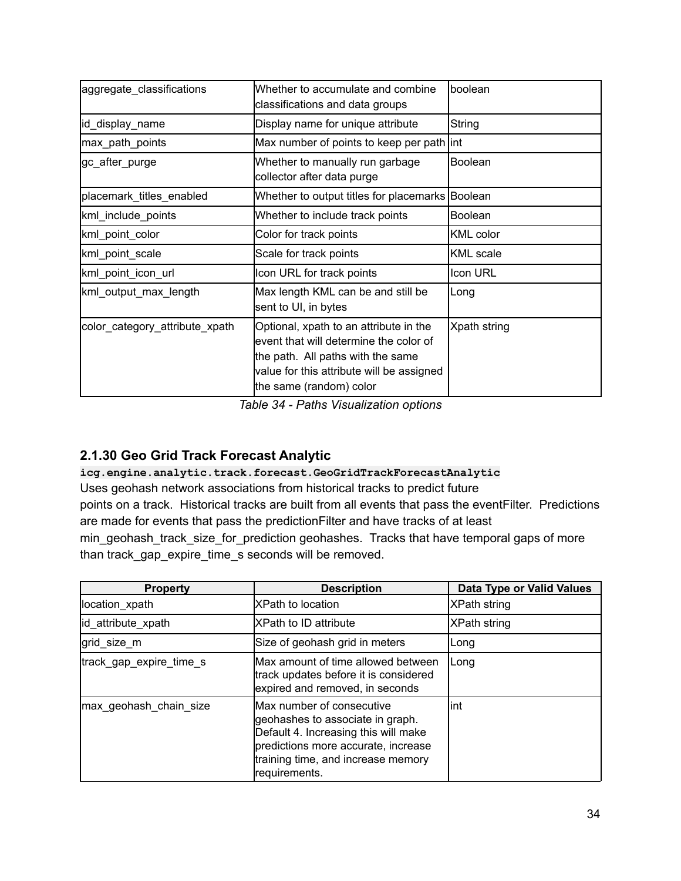| | | |
|---|---|---|
| aggregate_classifications | Whether to accumulate and combine classifications and data groups | boolean |
| id_display_name | Display name for unique attribute | String |
| max_path_points | Max number of points to keep per path | int |
| gc_after_purge | Whether to manually run garbage collector after data purge | Boolean |
| placemark_titles_enabled | Whether to output titles for placemarks | Boolean |
| kml_include_points | Whether to include track points | Boolean |
| kml_point_color | Color for track points | KML color |
| kml_point_scale | Scale for track points | KML scale |
| kml_point_icon_url | Icon URL for track points | Icon URL |
| kml_output_max_length | Max length KML can be and still be sent to UI, in bytes | Long |
| color_category_attribute_xpath | Optional, xpath to an attribute in the event that will determine the color of the path. All paths with the same value for this attribute will be assigned the same (random) color | Xpath string |

*Table 34 - Paths Visualization options*

### 2.1.30 Geo Grid Track Forecast Analytic

`icg.engine.analytic.track.forecast.GeoGridTrackForecastAnalytic`

Uses geohash network associations from historical tracks to predict future points on a track. Historical tracks are built from all events that pass the eventFilter. Predictions are made for events that pass the predictionFilter and have tracks of at least min_geohash_track_size_for_prediction geohashes. Tracks that have temporal gaps of more than track_gap_expire_time_s seconds will be removed.

| Property | Description | Data Type or Valid Values |
|---|---|---|
| location_xpath | XPath to location | XPath string |
| id_attribute_xpath | XPath to ID attribute | XPath string |
| grid_size_m | Size of geohash grid in meters | Long |
| track_gap_expire_time_s | Max amount of time allowed between track updates before it is considered expired and removed, in seconds | Long |
| max_geohash_chain_size | Max number of consecutive geohashes to associate in graph. Default 4. Increasing this will make predictions more accurate, increase training time, and increase memory requirements. | int |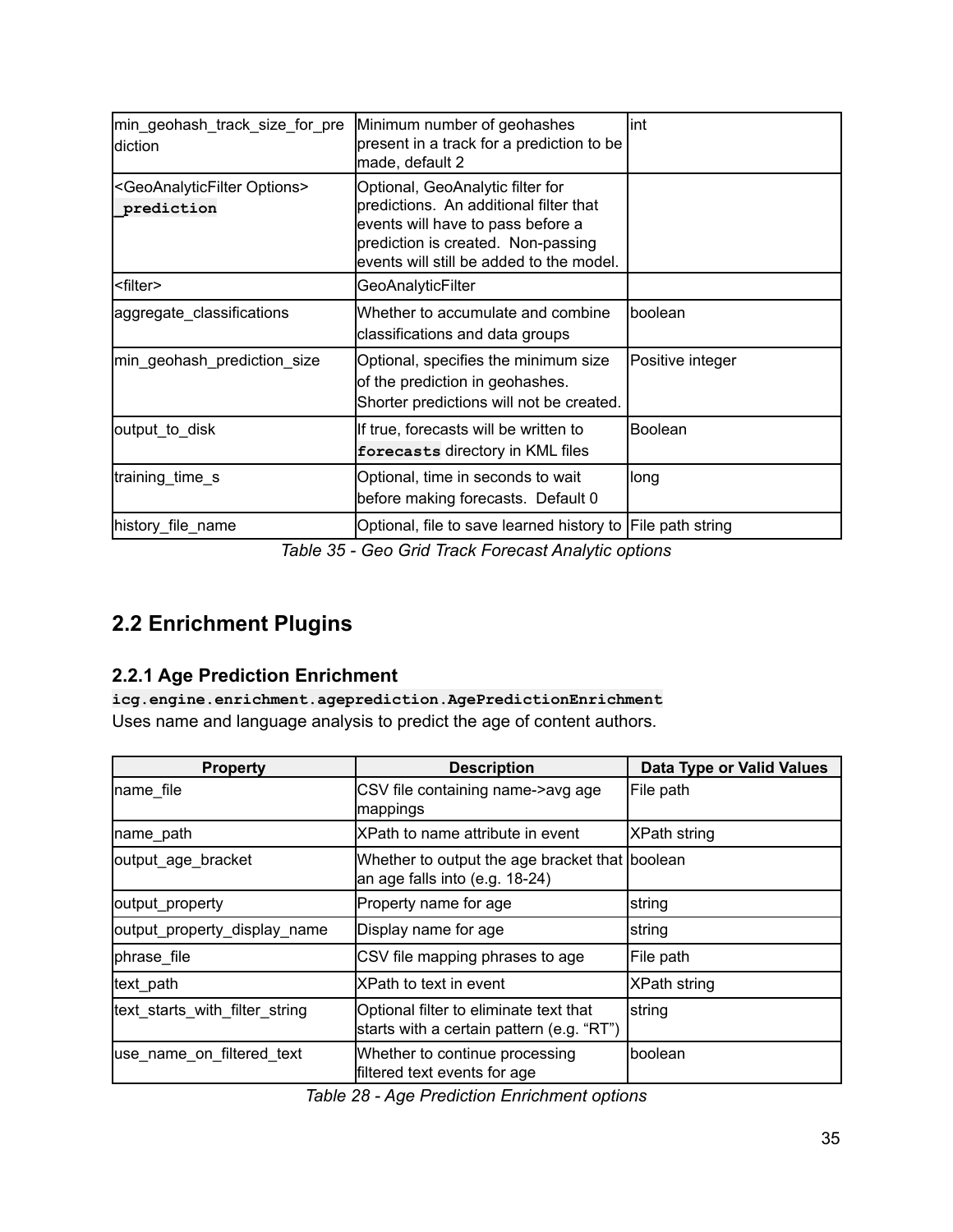| | | |
|---|---|---|
| min_geohash_track_size_for_prediction | Minimum number of geohashes present in a track for a prediction to be made, default 2 | int |
| <GeoAnalyticFilter Options> `_prediction` | Optional, GeoAnalytic filter for predictions. An additional filter that events will have to pass before a prediction is created. Non-passing events will still be added to the model. | |
| <filter> | GeoAnalyticFilter | |
| aggregate_classifications | Whether to accumulate and combine classifications and data groups | boolean |
| min_geohash_prediction_size | Optional, specifies the minimum size of the prediction in geohashes. Shorter predictions will not be created. | Positive integer |
| output_to_disk | If true, forecasts will be written to `forecasts` directory in KML files | Boolean |
| training_time_s | Optional, time in seconds to wait before making forecasts. Default 0 | long |
| history_file_name | Optional, file to save learned history to | File path string |

*Table 35 - Geo Grid Track Forecast Analytic options*

## 2.2 Enrichment Plugins

### 2.2.1 Age Prediction Enrichment

**`icg.engine.enrichment.ageprediction.AgePredictionEnrichment`**

Uses name and language analysis to predict the age of content authors.

| Property | Description | Data Type or Valid Values |
|---|---|---|
| name_file | CSV file containing name->avg age mappings | File path |
| name_path | XPath to name attribute in event | XPath string |
| output_age_bracket | Whether to output the age bracket that an age falls into (e.g. 18-24) | boolean |
| output_property | Property name for age | string |
| output_property_display_name | Display name for age | string |
| phrase_file | CSV file mapping phrases to age | File path |
| text_path | XPath to text in event | XPath string |
| text_starts_with_filter_string | Optional filter to eliminate text that starts with a certain pattern (e.g. “RT”) | string |
| use_name_on_filtered_text | Whether to continue processing filtered text events for age | boolean |

*Table 28 - Age Prediction Enrichment options*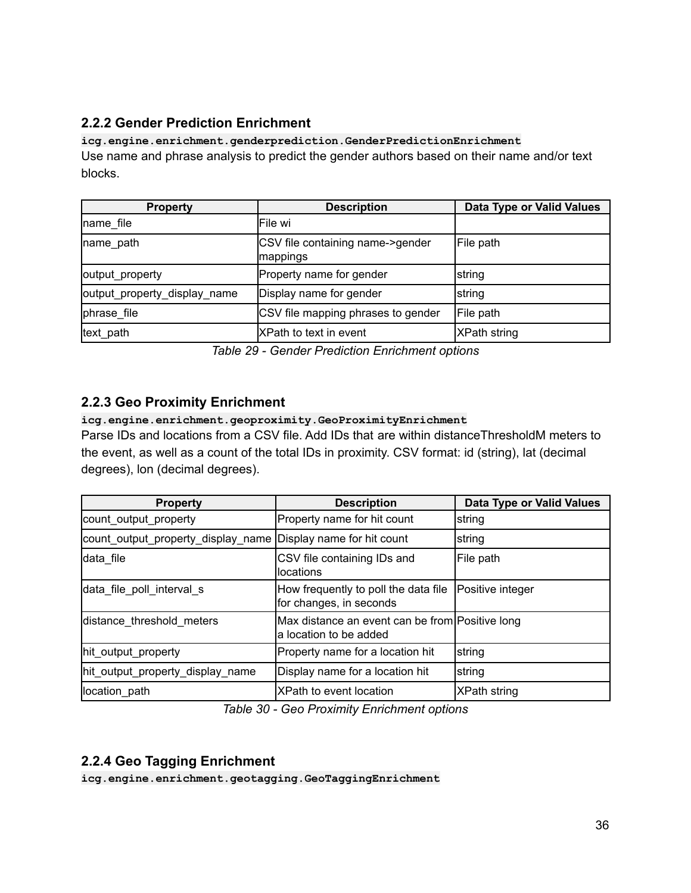### 2.2.2 Gender Prediction Enrichment

**`icg.engine.enrichment.genderprediction.GenderPredictionEnrichment`**

Use name and phrase analysis to predict the gender authors based on their name and/or text blocks.

| Property | Description | Data Type or Valid Values |
|---|---|---|
| name_file | File wi | |
| name_path | CSV file containing name->gender mappings | File path |
| output_property | Property name for gender | string |
| output_property_display_name | Display name for gender | string |
| phrase_file | CSV file mapping phrases to gender | File path |
| text_path | XPath to text in event | XPath string |

*Table 29 - Gender Prediction Enrichment options*

### 2.2.3 Geo Proximity Enrichment

**`icg.engine.enrichment.geoproximity.GeoProximityEnrichment`**

Parse IDs and locations from a CSV file. Add IDs that are within distanceThresholdM meters to the event, as well as a count of the total IDs in proximity. CSV format: id (string), lat (decimal degrees), lon (decimal degrees).

| Property | Description | Data Type or Valid Values |
|---|---|---|
| count_output_property | Property name for hit count | string |
| count_output_property_display_name | Display name for hit count | string |
| data_file | CSV file containing IDs and locations | File path |
| data_file_poll_interval_s | How frequently to poll the data file for changes, in seconds | Positive integer |
| distance_threshold_meters | Max distance an event can be from a location to be added | Positive long |
| hit_output_property | Property name for a location hit | string |
| hit_output_property_display_name | Display name for a location hit | string |
| location_path | XPath to event location | XPath string |

*Table 30 - Geo Proximity Enrichment options*

### 2.2.4 Geo Tagging Enrichment

**`icg.engine.enrichment.geotagging.GeoTaggingEnrichment`**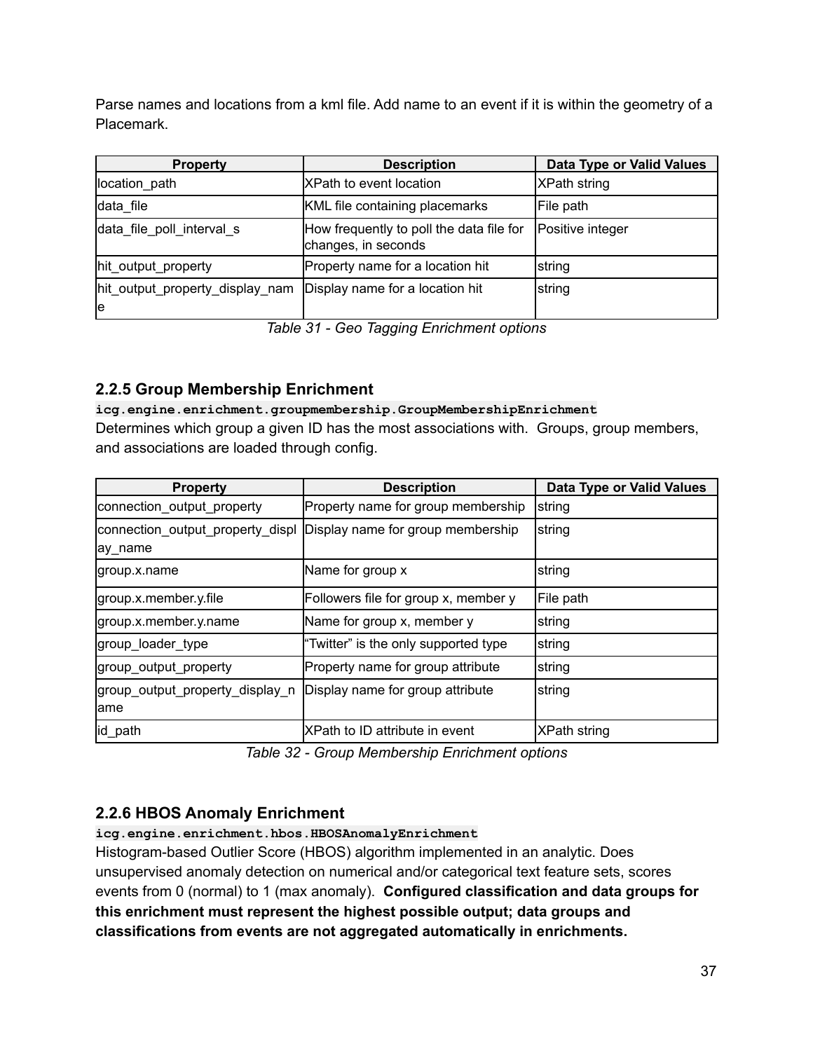Parse names and locations from a kml file. Add name to an event if it is within the geometry of a Placemark.

| Property | Description | Data Type or Valid Values |
| --- | --- | --- |
| location_path | XPath to event location | XPath string |
| data_file | KML file containing placemarks | File path |
| data_file_poll_interval_s | How frequently to poll the data file for changes, in seconds | Positive integer |
| hit_output_property | Property name for a location hit | string |
| hit_output_property_display_name | Display name for a location hit | string |

*Table 31 - Geo Tagging Enrichment options*

### 2.2.5 Group Membership Enrichment

`icg.engine.enrichment.groupmembership.GroupMembershipEnrichment`

Determines which group a given ID has the most associations with. Groups, group members, and associations are loaded through config.

| Property | Description | Data Type or Valid Values |
| --- | --- | --- |
| connection_output_property | Property name for group membership | string |
| connection_output_property_display_name | Display name for group membership | string |
| group.x.name | Name for group x | string |
| group.x.member.y.file | Followers file for group x, member y | File path |
| group.x.member.y.name | Name for group x, member y | string |
| group_loader_type | "Twitter" is the only supported type | string |
| group_output_property | Property name for group attribute | string |
| group_output_property_display_name | Display name for group attribute | string |
| id_path | XPath to ID attribute in event | XPath string |

*Table 32 - Group Membership Enrichment options*

### 2.2.6 HBOS Anomaly Enrichment

`icg.engine.enrichment.hbos.HBOSAnomalyEnrichment`

Histogram-based Outlier Score (HBOS) algorithm implemented in an analytic. Does unsupervised anomaly detection on numerical and/or categorical text feature sets, scores events from 0 (normal) to 1 (max anomaly). **Configured classification and data groups for this enrichment must represent the highest possible output; data groups and classifications from events are not aggregated automatically in enrichments.**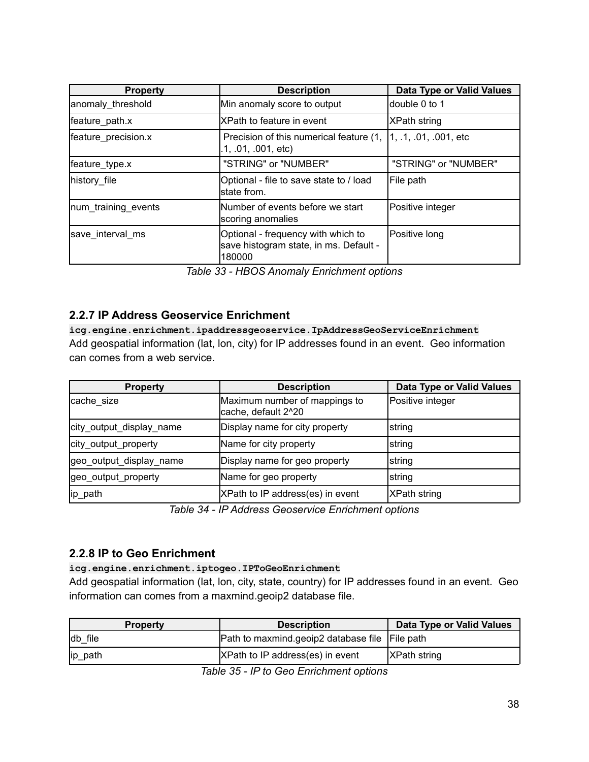| Property | Description | Data Type or Valid Values |
| --- | --- | --- |
| anomaly_threshold | Min anomaly score to output | double 0 to 1 |
| feature_path.x | XPath to feature in event | XPath string |
| feature_precision.x | Precision of this numerical feature (1, .1, .01, .001, etc) | 1, .1, .01, .001, etc |
| feature_type.x | "STRING" or "NUMBER" | "STRING" or "NUMBER" |
| history_file | Optional - file to save state to / load state from. | File path |
| num_training_events | Number of events before we start scoring anomalies | Positive integer |
| save_interval_ms | Optional - frequency with which to save histogram state, in ms. Default - 180000 | Positive long |

*Table 33 - HBOS Anomaly Enrichment options*

### 2.2.7 IP Address Geoservice Enrichment

`icg.engine.enrichment.ipaddressgeoservice.IpAddressGeoServiceEnrichment`

Add geospatial information (lat, lon, city) for IP addresses found in an event. Geo information can comes from a web service.

| Property | Description | Data Type or Valid Values |
| --- | --- | --- |
| cache_size | Maximum number of mappings to cache, default 2^20 | Positive integer |
| city_output_display_name | Display name for city property | string |
| city_output_property | Name for city property | string |
| geo_output_display_name | Display name for geo property | string |
| geo_output_property | Name for geo property | string |
| ip_path | XPath to IP address(es) in event | XPath string |

*Table 34 - IP Address Geoservice Enrichment options*

### 2.2.8 IP to Geo Enrichment

`icg.engine.enrichment.iptogeo.IPToGeoEnrichment`

Add geospatial information (lat, lon, city, state, country) for IP addresses found in an event. Geo information can comes from a maxmind.geoip2 database file.

| Property | Description | Data Type or Valid Values |
| --- | --- | --- |
| db_file | Path to maxmind.geoip2 database file | File path |
| ip_path | XPath to IP address(es) in event | XPath string |

*Table 35 - IP to Geo Enrichment options*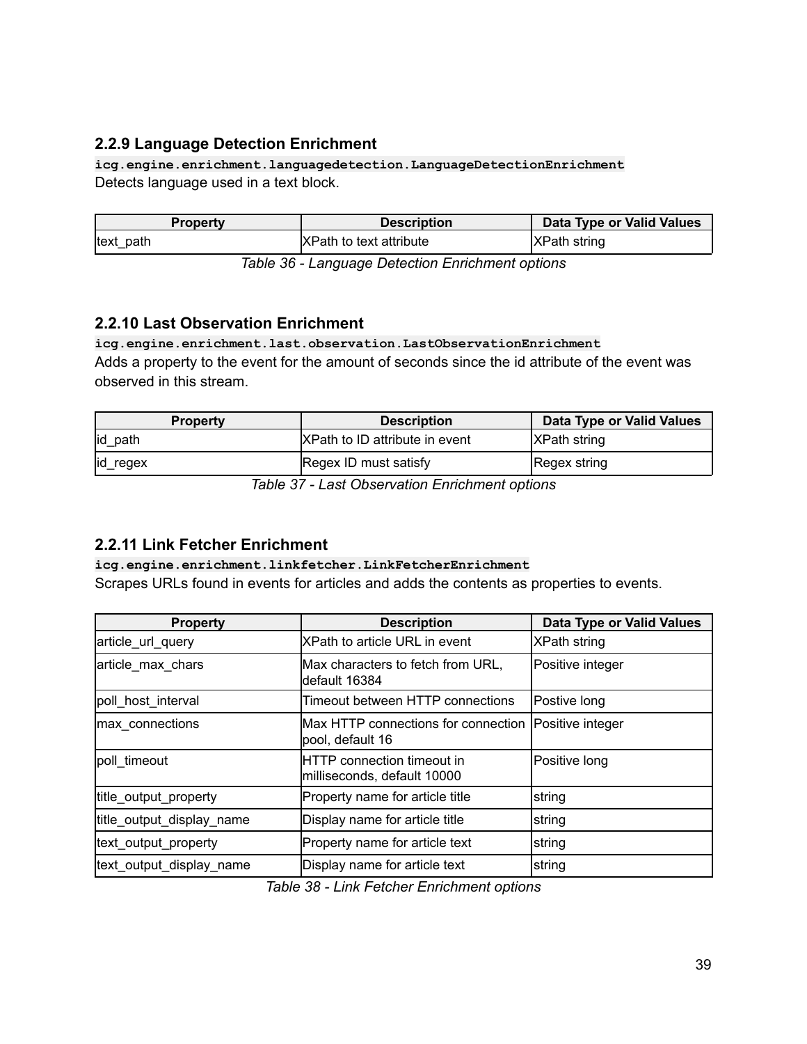### 2.2.9 Language Detection Enrichment

`icg.engine.enrichment.languagedetection.LanguageDetectionEnrichment`

Detects language used in a text block.

| Property | Description | Data Type or Valid Values |
|---|---|---|
| text_path | XPath to text attribute | XPath string |

*Table 36 - Language Detection Enrichment options*

### 2.2.10 Last Observation Enrichment

`icg.engine.enrichment.last.observation.LastObservationEnrichment`

Adds a property to the event for the amount of seconds since the id attribute of the event was observed in this stream.

| Property | Description | Data Type or Valid Values |
|---|---|---|
| id_path | XPath to ID attribute in event | XPath string |
| id_regex | Regex ID must satisfy | Regex string |

*Table 37 - Last Observation Enrichment options*

### 2.2.11 Link Fetcher Enrichment

`icg.engine.enrichment.linkfetcher.LinkFetcherEnrichment`

Scrapes URLs found in events for articles and adds the contents as properties to events.

| Property | Description | Data Type or Valid Values |
|---|---|---|
| article_url_query | XPath to article URL in event | XPath string |
| article_max_chars | Max characters to fetch from URL, default 16384 | Positive integer |
| poll_host_interval | Timeout between HTTP connections | Postive long |
| max_connections | Max HTTP connections for connection pool, default 16 | Positive integer |
| poll_timeout | HTTP connection timeout in milliseconds, default 10000 | Positive long |
| title_output_property | Property name for article title | string |
| title_output_display_name | Display name for article title | string |
| text_output_property | Property name for article text | string |
| text_output_display_name | Display name for article text | string |

*Table 38 - Link Fetcher Enrichment options*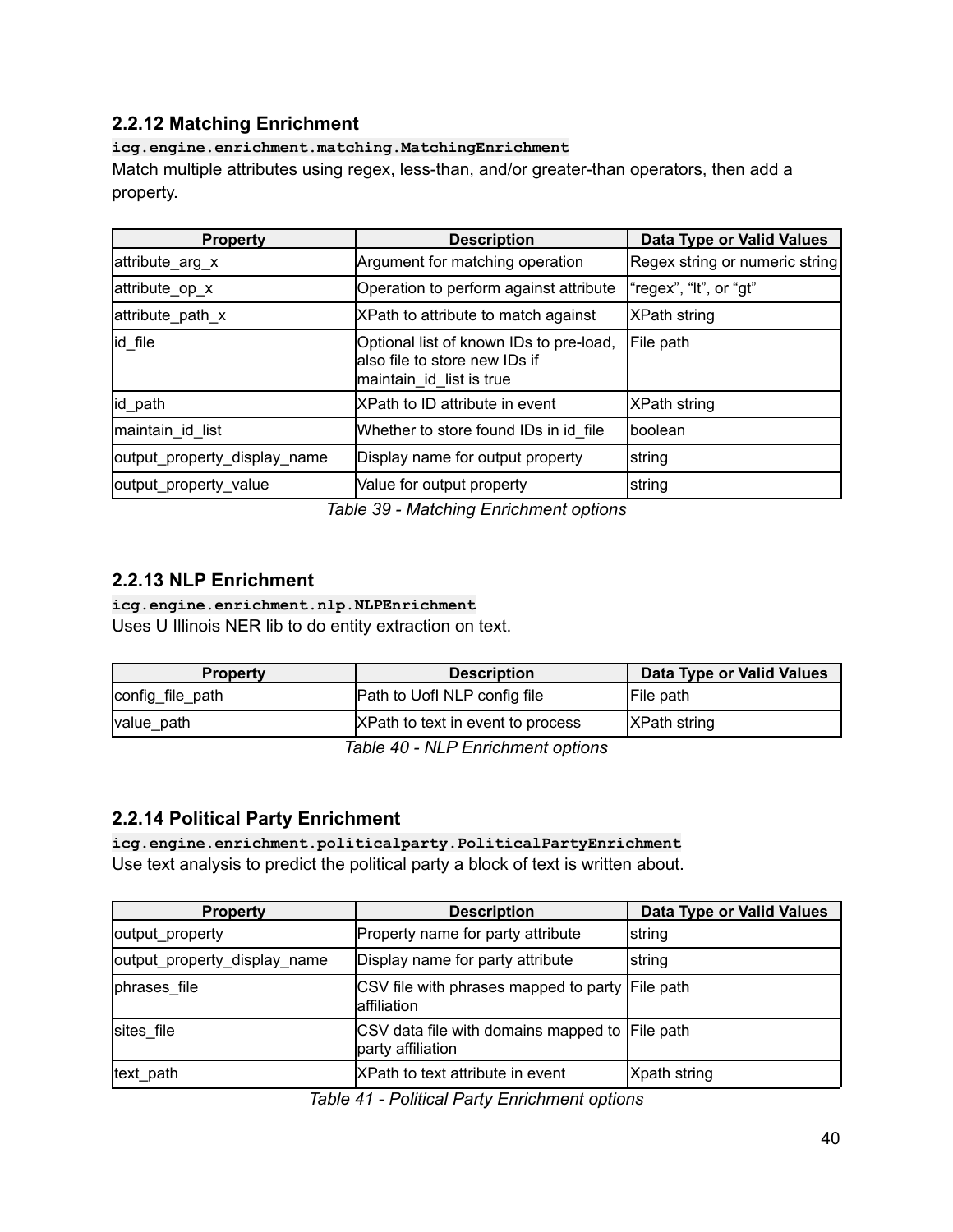### 2.2.12 Matching Enrichment

**`icg.engine.enrichment.matching.MatchingEnrichment`**

Match multiple attributes using regex, less-than, and/or greater-than operators, then add a property.

| Property | Description | Data Type or Valid Values |
|---|---|---|
| attribute_arg_x | Argument for matching operation | Regex string or numeric string |
| attribute_op_x | Operation to perform against attribute | “regex”, “lt”, or “gt” |
| attribute_path_x | XPath to attribute to match against | XPath string |
| id_file | Optional list of known IDs to pre-load, also file to store new IDs if maintain_id_list is true | File path |
| id_path | XPath to ID attribute in event | XPath string |
| maintain_id_list | Whether to store found IDs in id_file | boolean |
| output_property_display_name | Display name for output property | string |
| output_property_value | Value for output property | string |

*Table 39 - Matching Enrichment options*

### 2.2.13 NLP Enrichment

**`icg.engine.enrichment.nlp.NLPEnrichment`**

Uses U Illinois NER lib to do entity extraction on text.

| Property | Description | Data Type or Valid Values |
|---|---|---|
| config_file_path | Path to UofI NLP config file | File path |
| value_path | XPath to text in event to process | XPath string |

*Table 40 - NLP Enrichment options*

### 2.2.14 Political Party Enrichment

**`icg.engine.enrichment.politicalparty.PoliticalPartyEnrichment`**

Use text analysis to predict the political party a block of text is written about.

| Property | Description | Data Type or Valid Values |
|---|---|---|
| output_property | Property name for party attribute | string |
| output_property_display_name | Display name for party attribute | string |
| phrases_file | CSV file with phrases mapped to party affiliation | File path |
| sites_file | CSV data file with domains mapped to party affiliation | File path |
| text_path | XPath to text attribute in event | Xpath string |

*Table 41 - Political Party Enrichment options*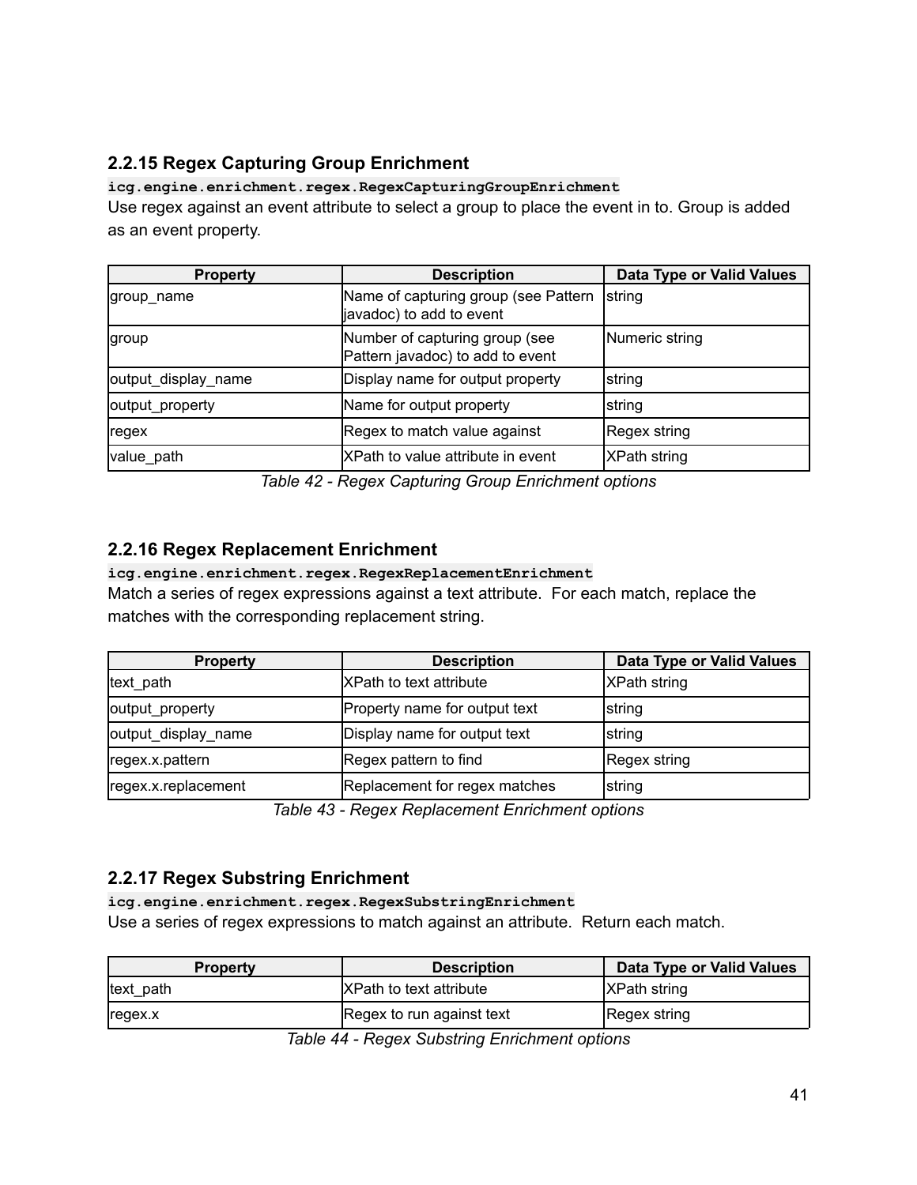### 2.2.15 Regex Capturing Group Enrichment

`icg.engine.enrichment.regex.RegexCapturingGroupEnrichment`

Use regex against an event attribute to select a group to place the event in to. Group is added as an event property.

| Property | Description | Data Type or Valid Values |
|---|---|---|
| group_name | Name of capturing group (see Pattern javadoc) to add to event | string |
| group | Number of capturing group (see Pattern javadoc) to add to event | Numeric string |
| output_display_name | Display name for output property | string |
| output_property | Name for output property | string |
| regex | Regex to match value against | Regex string |
| value_path | XPath to value attribute in event | XPath string |

*Table 42 - Regex Capturing Group Enrichment options*

### 2.2.16 Regex Replacement Enrichment

`icg.engine.enrichment.regex.RegexReplacementEnrichment`

Match a series of regex expressions against a text attribute. For each match, replace the matches with the corresponding replacement string.

| Property | Description | Data Type or Valid Values |
|---|---|---|
| text_path | XPath to text attribute | XPath string |
| output_property | Property name for output text | string |
| output_display_name | Display name for output text | string |
| regex.x.pattern | Regex pattern to find | Regex string |
| regex.x.replacement | Replacement for regex matches | string |

*Table 43 - Regex Replacement Enrichment options*

### 2.2.17 Regex Substring Enrichment

`icg.engine.enrichment.regex.RegexSubstringEnrichment`

Use a series of regex expressions to match against an attribute. Return each match.

| Property | Description | Data Type or Valid Values |
|---|---|---|
| text_path | XPath to text attribute | XPath string |
| regex.x | Regex to run against text | Regex string |

*Table 44 - Regex Substring Enrichment options*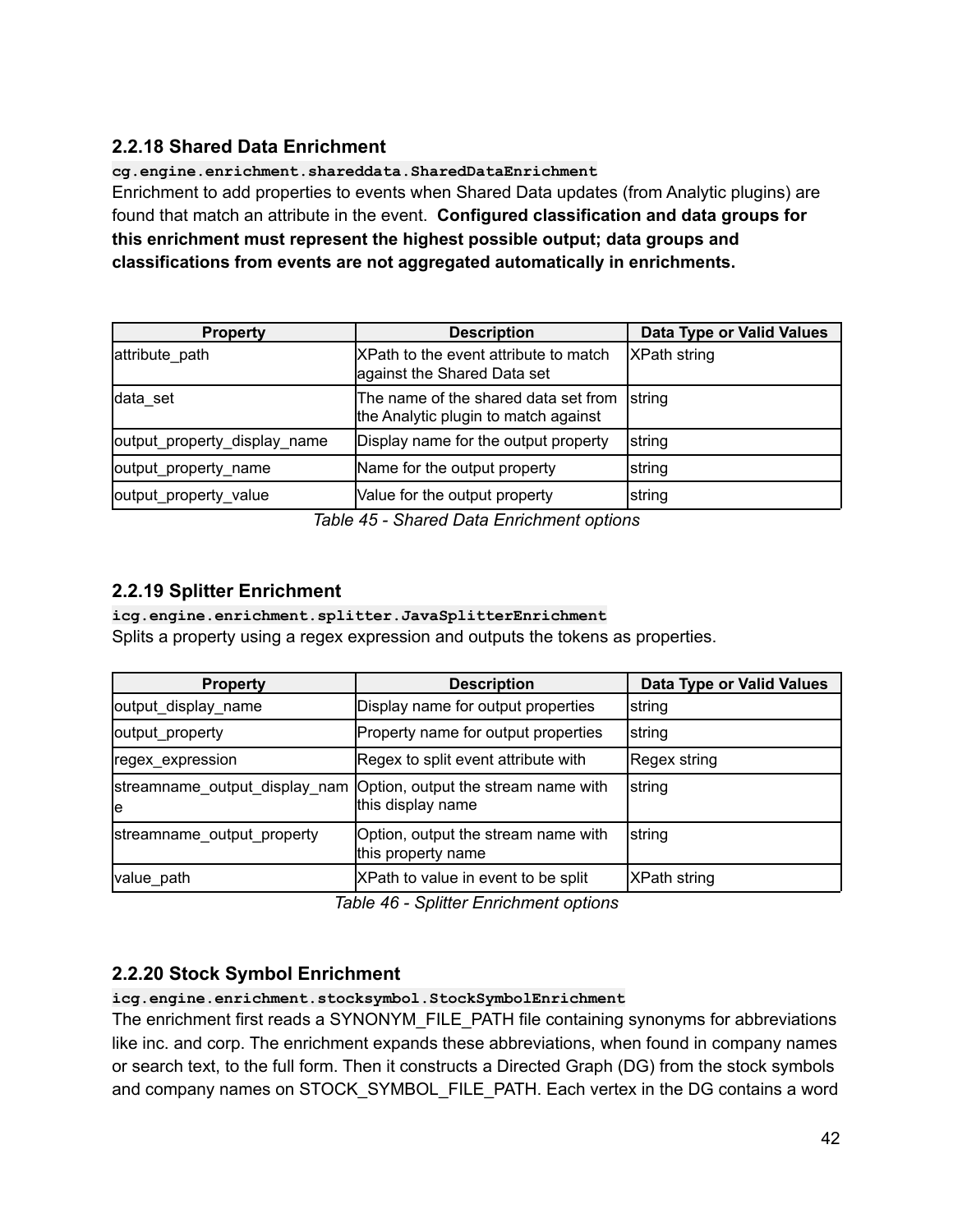### 2.2.18 Shared Data Enrichment

`cg.engine.enrichment.shareddata.SharedDataEnrichment`

Enrichment to add properties to events when Shared Data updates (from Analytic plugins) are found that match an attribute in the event. **Configured classification and data groups for this enrichment must represent the highest possible output; data groups and classifications from events are not aggregated automatically in enrichments.**

| Property | Description | Data Type or Valid Values |
|---|---|---|
| attribute_path | XPath to the event attribute to match against the Shared Data set | XPath string |
| data_set | The name of the shared data set from the Analytic plugin to match against | string |
| output_property_display_name | Display name for the output property | string |
| output_property_name | Name for the output property | string |
| output_property_value | Value for the output property | string |

*Table 45 - Shared Data Enrichment options*

### 2.2.19 Splitter Enrichment

`icg.engine.enrichment.splitter.JavaSplitterEnrichment`

Splits a property using a regex expression and outputs the tokens as properties.

| Property | Description | Data Type or Valid Values |
|---|---|---|
| output_display_name | Display name for output properties | string |
| output_property | Property name for output properties | string |
| regex_expression | Regex to split event attribute with | Regex string |
| streamname_output_display_name | Option, output the stream name with this display name | string |
| streamname_output_property | Option, output the stream name with this property name | string |
| value_path | XPath to value in event to be split | XPath string |

*Table 46 - Splitter Enrichment options*

### 2.2.20 Stock Symbol Enrichment

`icg.engine.enrichment.stocksymbol.StockSymbolEnrichment`

The enrichment first reads a SYNONYM_FILE_PATH file containing synonyms for abbreviations like inc. and corp. The enrichment expands these abbreviations, when found in company names or search text, to the full form. Then it constructs a Directed Graph (DG) from the stock symbols and company names on STOCK_SYMBOL_FILE_PATH. Each vertex in the DG contains a word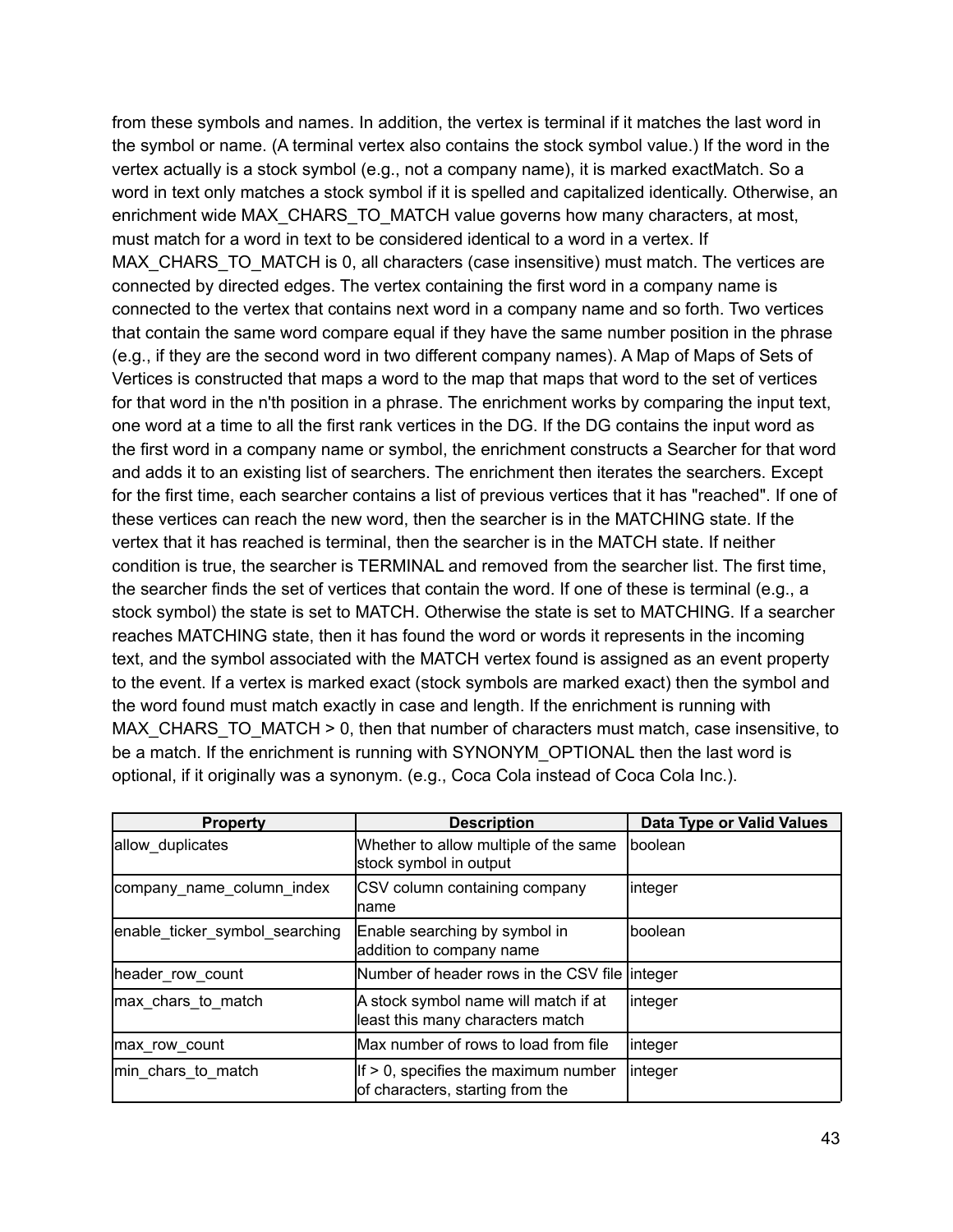from these symbols and names. In addition, the vertex is terminal if it matches the last word in the symbol or name. (A terminal vertex also contains the stock symbol value.) If the word in the vertex actually is a stock symbol (e.g., not a company name), it is marked exactMatch. So a word in text only matches a stock symbol if it is spelled and capitalized identically. Otherwise, an enrichment wide MAX_CHARS_TO_MATCH value governs how many characters, at most, must match for a word in text to be considered identical to a word in a vertex. If MAX_CHARS_TO_MATCH is 0, all characters (case insensitive) must match. The vertices are connected by directed edges. The vertex containing the first word in a company name is connected to the vertex that contains next word in a company name and so forth. Two vertices that contain the same word compare equal if they have the same number position in the phrase (e.g., if they are the second word in two different company names). A Map of Maps of Sets of Vertices is constructed that maps a word to the map that maps that word to the set of vertices for that word in the n'th position in a phrase. The enrichment works by comparing the input text, one word at a time to all the first rank vertices in the DG. If the DG contains the input word as the first word in a company name or symbol, the enrichment constructs a Searcher for that word and adds it to an existing list of searchers. The enrichment then iterates the searchers. Except for the first time, each searcher contains a list of previous vertices that it has "reached". If one of these vertices can reach the new word, then the searcher is in the MATCHING state. If the vertex that it has reached is terminal, then the searcher is in the MATCH state. If neither condition is true, the searcher is TERMINAL and removed from the searcher list. The first time, the searcher finds the set of vertices that contain the word. If one of these is terminal (e.g., a stock symbol) the state is set to MATCH. Otherwise the state is set to MATCHING. If a searcher reaches MATCHING state, then it has found the word or words it represents in the incoming text, and the symbol associated with the MATCH vertex found is assigned as an event property to the event. If a vertex is marked exact (stock symbols are marked exact) then the symbol and the word found must match exactly in case and length. If the enrichment is running with MAX_CHARS_TO_MATCH > 0, then that number of characters must match, case insensitive, to be a match. If the enrichment is running with SYNONYM_OPTIONAL then the last word is optional, if it originally was a synonym. (e.g., Coca Cola instead of Coca Cola Inc.).

| Property | Description | Data Type or Valid Values |
|---|---|---|
| allow_duplicates | Whether to allow multiple of the same stock symbol in output | boolean |
| company_name_column_index | CSV column containing company name | integer |
| enable_ticker_symbol_searching | Enable searching by symbol in addition to company name | boolean |
| header_row_count | Number of header rows in the CSV file | integer |
| max_chars_to_match | A stock symbol name will match if at least this many characters match | integer |
| max_row_count | Max number of rows to load from file | integer |
| min_chars_to_match | If > 0, specifies the maximum number of characters, starting from the | integer |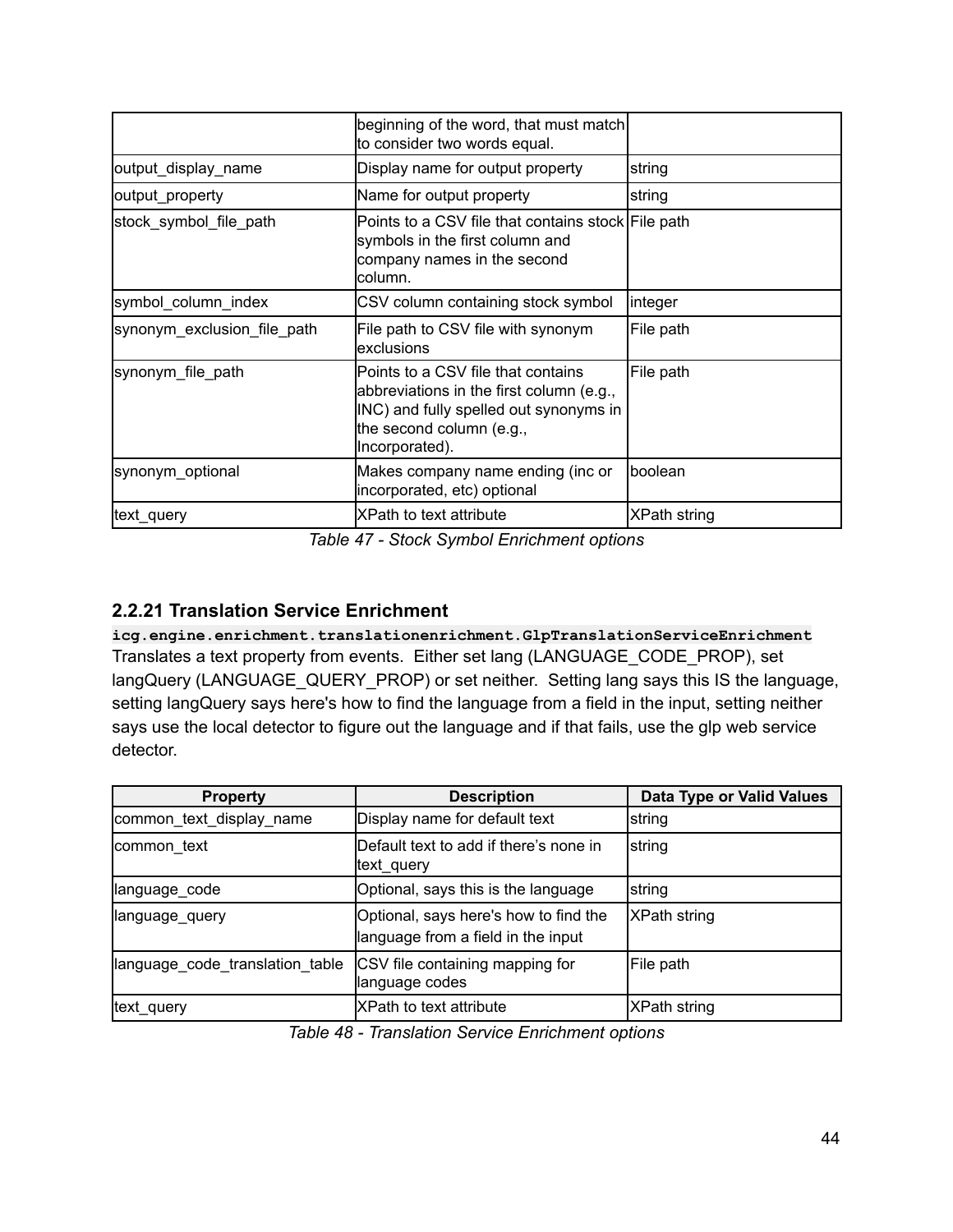| | beginning of the word, that must match to consider two words equal. | |
|---|---|---|
| output_display_name | Display name for output property | string |
| output_property | Name for output property | string |
| stock_symbol_file_path | Points to a CSV file that contains stock symbols in the first column and company names in the second column. | File path |
| symbol_column_index | CSV column containing stock symbol | integer |
| synonym_exclusion_file_path | File path to CSV file with synonym exclusions | File path |
| synonym_file_path | Points to a CSV file that contains abbreviations in the first column (e.g., INC) and fully spelled out synonyms in the second column (e.g., Incorporated). | File path |
| synonym_optional | Makes company name ending (inc or incorporated, etc) optional | boolean |
| text_query | XPath to text attribute | XPath string |

*Table 47 - Stock Symbol Enrichment options*

### 2.2.21 Translation Service Enrichment

**`icg.engine.enrichment.translationenrichment.GlpTranslationServiceEnrichment`**

Translates a text property from events. Either set lang (LANGUAGE_CODE_PROP), set langQuery (LANGUAGE_QUERY_PROP) or set neither. Setting lang says this IS the language, setting langQuery says here's how to find the language from a field in the input, setting neither says use the local detector to figure out the language and if that fails, use the glp web service detector.

| Property | Description | Data Type or Valid Values |
|---|---|---|
| common_text_display_name | Display name for default text | string |
| common_text | Default text to add if there's none in text_query | string |
| language_code | Optional, says this is the language | string |
| language_query | Optional, says here's how to find the language from a field in the input | XPath string |
| language_code_translation_table | CSV file containing mapping for language codes | File path |
| text_query | XPath to text attribute | XPath string |

*Table 48 - Translation Service Enrichment options*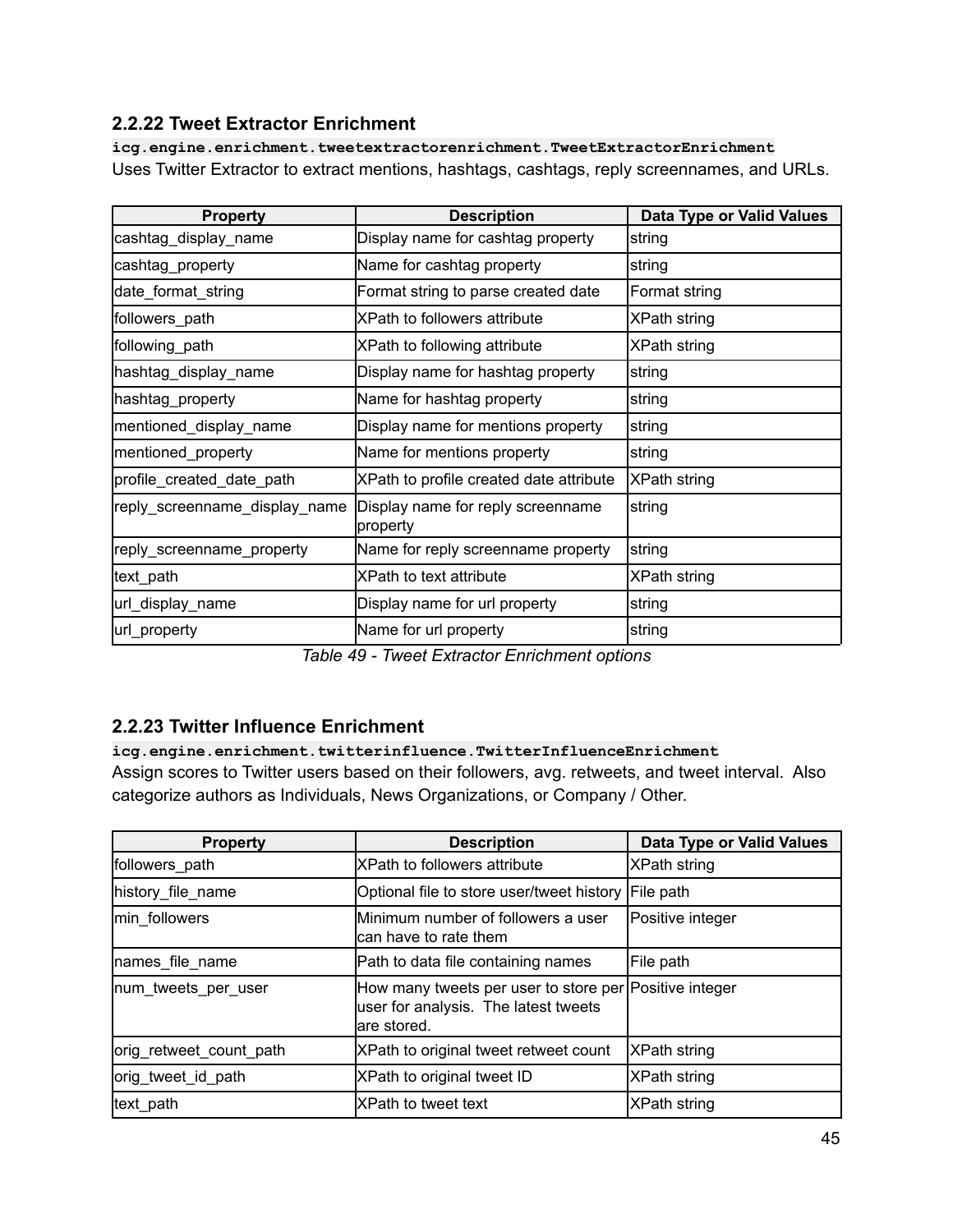### 2.2.22 Tweet Extractor Enrichment

`icg.engine.enrichment.tweetextractorenrichment.TweetExtractorEnrichment`

Uses Twitter Extractor to extract mentions, hashtags, cashtags, reply screennames, and URLs.

| Property | Description | Data Type or Valid Values |
|---|---|---|
| cashtag_display_name | Display name for cashtag property | string |
| cashtag_property | Name for cashtag property | string |
| date_format_string | Format string to parse created date | Format string |
| followers_path | XPath to followers attribute | XPath string |
| following_path | XPath to following attribute | XPath string |
| hashtag_display_name | Display name for hashtag property | string |
| hashtag_property | Name for hashtag property | string |
| mentioned_display_name | Display name for mentions property | string |
| mentioned_property | Name for mentions property | string |
| profile_created_date_path | XPath to profile created date attribute | XPath string |
| reply_screenname_display_name | Display name for reply screenname property | string |
| reply_screenname_property | Name for reply screenname property | string |
| text_path | XPath to text attribute | XPath string |
| url_display_name | Display name for url property | string |
| url_property | Name for url property | string |

*Table 49 - Tweet Extractor Enrichment options*

### 2.2.23 Twitter Influence Enrichment

`icg.engine.enrichment.twitterinfluence.TwitterInfluenceEnrichment`

Assign scores to Twitter users based on their followers, avg. retweets, and tweet interval. Also categorize authors as Individuals, News Organizations, or Company / Other.

| Property | Description | Data Type or Valid Values |
|---|---|---|
| followers_path | XPath to followers attribute | XPath string |
| history_file_name | Optional file to store user/tweet history | File path |
| min_followers | Minimum number of followers a user can have to rate them | Positive integer |
| names_file_name | Path to data file containing names | File path |
| num_tweets_per_user | How many tweets per user to store per user for analysis. The latest tweets are stored. | Positive integer |
| orig_retweet_count_path | XPath to original tweet retweet count | XPath string |
| orig_tweet_id_path | XPath to original tweet ID | XPath string |
| text_path | XPath to tweet text | XPath string |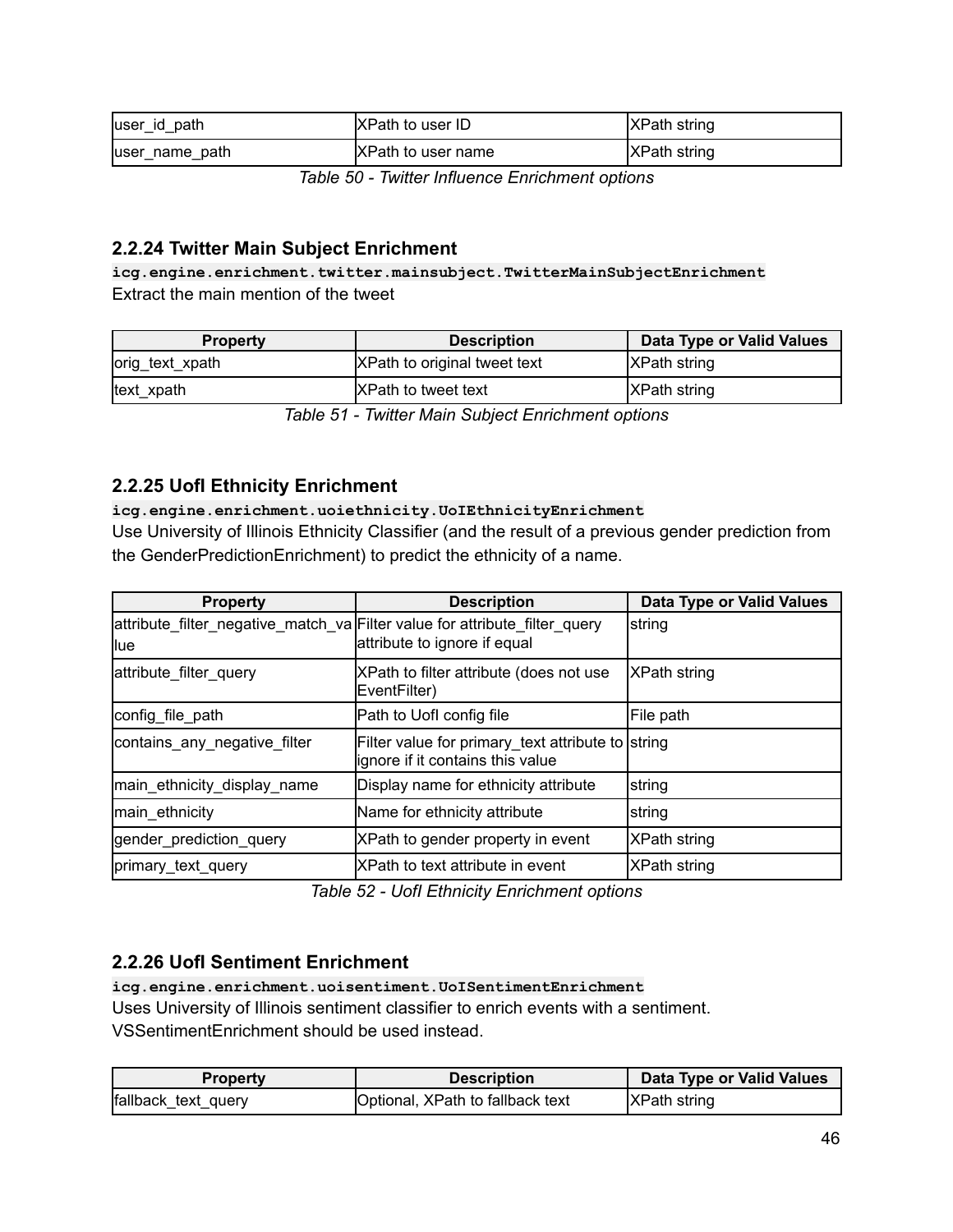| | | |
|---|---|---|
| user_id_path | XPath to user ID | XPath string |
| user_name_path | XPath to user name | XPath string |

*Table 50 - Twitter Influence Enrichment options*

### 2.2.24 Twitter Main Subject Enrichment

**`icg.engine.enrichment.twitter.mainsubject.TwitterMainSubjectEnrichment`**

Extract the main mention of the tweet

| Property | Description | Data Type or Valid Values |
|---|---|---|
| orig_text_xpath | XPath to original tweet text | XPath string |
| text_xpath | XPath to tweet text | XPath string |

*Table 51 - Twitter Main Subject Enrichment options*

### 2.2.25 UofI Ethnicity Enrichment

**`icg.engine.enrichment.uoiethnicity.UoIEthnicityEnrichment`**

Use University of Illinois Ethnicity Classifier (and the result of a previous gender prediction from the GenderPredictionEnrichment) to predict the ethnicity of a name.

| Property | Description | Data Type or Valid Values |
|---|---|---|
| attribute_filter_negative_match_value | Filter value for attribute_filter_query attribute to ignore if equal | string |
| attribute_filter_query | XPath to filter attribute (does not use EventFilter) | XPath string |
| config_file_path | Path to UofI config file | File path |
| contains_any_negative_filter | Filter value for primary_text attribute to ignore if it contains this value | string |
| main_ethnicity_display_name | Display name for ethnicity attribute | string |
| main_ethnicity | Name for ethnicity attribute | string |
| gender_prediction_query | XPath to gender property in event | XPath string |
| primary_text_query | XPath to text attribute in event | XPath string |

*Table 52 - UofI Ethnicity Enrichment options*

### 2.2.26 UofI Sentiment Enrichment

**`icg.engine.enrichment.uoisentiment.UoISentimentEnrichment`**

Uses University of Illinois sentiment classifier to enrich events with a sentiment. VSSentimentEnrichment should be used instead.

| Property | Description | Data Type or Valid Values |
|---|---|---|
| fallback_text_query | Optional, XPath to fallback text | XPath string |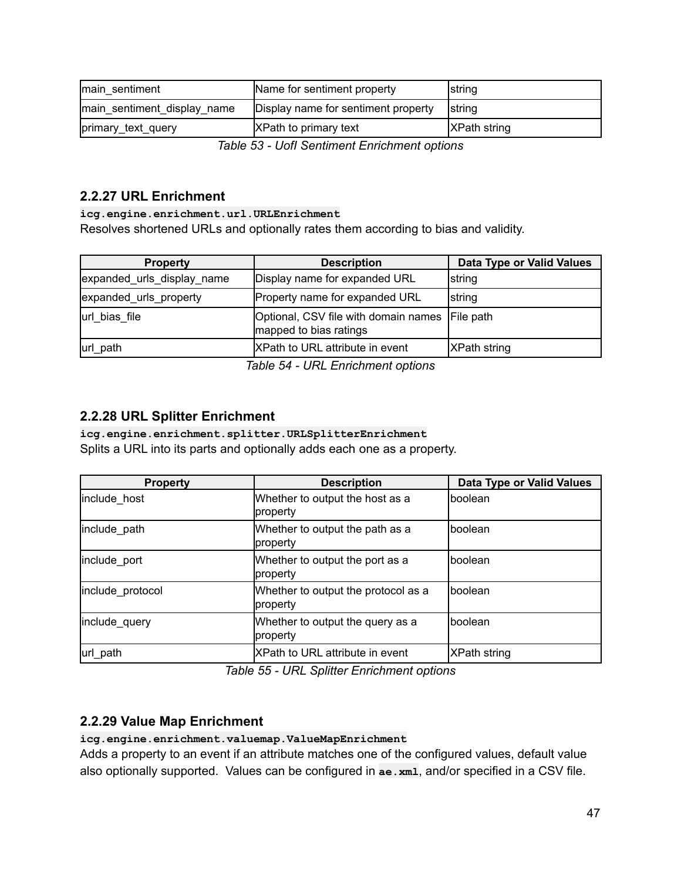| main_sentiment | Name for sentiment property | string |
|---|---|---|
| main_sentiment_display_name | Display name for sentiment property | string |
| primary_text_query | XPath to primary text | XPath string |

*Table 53 - UofI Sentiment Enrichment options*

### 2.2.27 URL Enrichment

**`icg.engine.enrichment.url.URLEnrichment`**

Resolves shortened URLs and optionally rates them according to bias and validity.

| Property | Description | Data Type or Valid Values |
|---|---|---|
| expanded_urls_display_name | Display name for expanded URL | string |
| expanded_urls_property | Property name for expanded URL | string |
| url_bias_file | Optional, CSV file with domain names mapped to bias ratings | File path |
| url_path | XPath to URL attribute in event | XPath string |

*Table 54 - URL Enrichment options*

### 2.2.28 URL Splitter Enrichment

**`icg.engine.enrichment.splitter.URLSplitterEnrichment`**

Splits a URL into its parts and optionally adds each one as a property.

| Property | Description | Data Type or Valid Values |
|---|---|---|
| include_host | Whether to output the host as a property | boolean |
| include_path | Whether to output the path as a property | boolean |
| include_port | Whether to output the port as a property | boolean |
| include_protocol | Whether to output the protocol as a property | boolean |
| include_query | Whether to output the query as a property | boolean |
| url_path | XPath to URL attribute in event | XPath string |

*Table 55 - URL Splitter Enrichment options*

### 2.2.29 Value Map Enrichment

**`icg.engine.enrichment.valuemap.ValueMapEnrichment`**

Adds a property to an event if an attribute matches one of the configured values, default value also optionally supported. Values can be configured in **`ae.xml`**, and/or specified in a CSV file.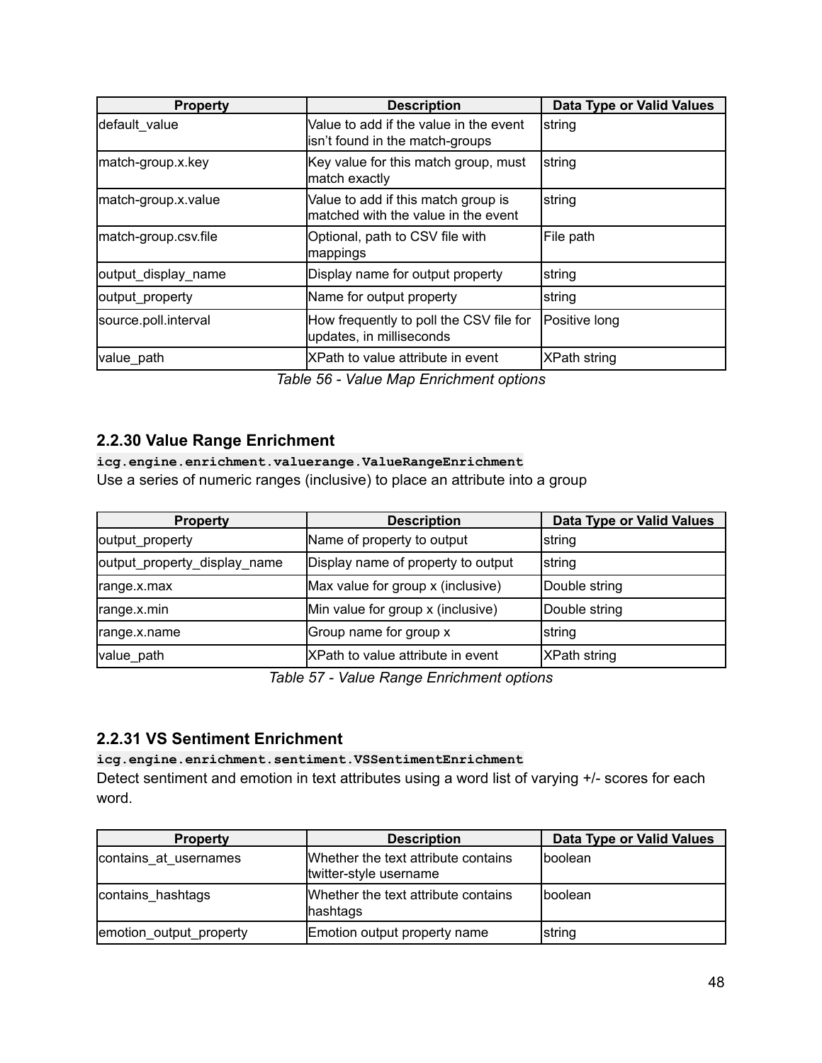| Property | Description | Data Type or Valid Values |
| --- | --- | --- |
| default_value | Value to add if the value in the event isn't found in the match-groups | string |
| match-group.x.key | Key value for this match group, must match exactly | string |
| match-group.x.value | Value to add if this match group is matched with the value in the event | string |
| match-group.csv.file | Optional, path to CSV file with mappings | File path |
| output_display_name | Display name for output property | string |
| output_property | Name for output property | string |
| source.poll.interval | How frequently to poll the CSV file for updates, in milliseconds | Positive long |
| value_path | XPath to value attribute in event | XPath string |

*Table 56 - Value Map Enrichment options*

### 2.2.30 Value Range Enrichment

**`icg.engine.enrichment.valuerange.ValueRangeEnrichment`**

Use a series of numeric ranges (inclusive) to place an attribute into a group

| Property | Description | Data Type or Valid Values |
| --- | --- | --- |
| output_property | Name of property to output | string |
| output_property_display_name | Display name of property to output | string |
| range.x.max | Max value for group x (inclusive) | Double string |
| range.x.min | Min value for group x (inclusive) | Double string |
| range.x.name | Group name for group x | string |
| value_path | XPath to value attribute in event | XPath string |

*Table 57 - Value Range Enrichment options*

### 2.2.31 VS Sentiment Enrichment

**`icg.engine.enrichment.sentiment.VSSentimentEnrichment`**

Detect sentiment and emotion in text attributes using a word list of varying +/- scores for each word.

| Property | Description | Data Type or Valid Values |
| --- | --- | --- |
| contains_at_usernames | Whether the text attribute contains twitter-style username | boolean |
| contains_hashtags | Whether the text attribute contains hashtags | boolean |
| emotion_output_property | Emotion output property name | string |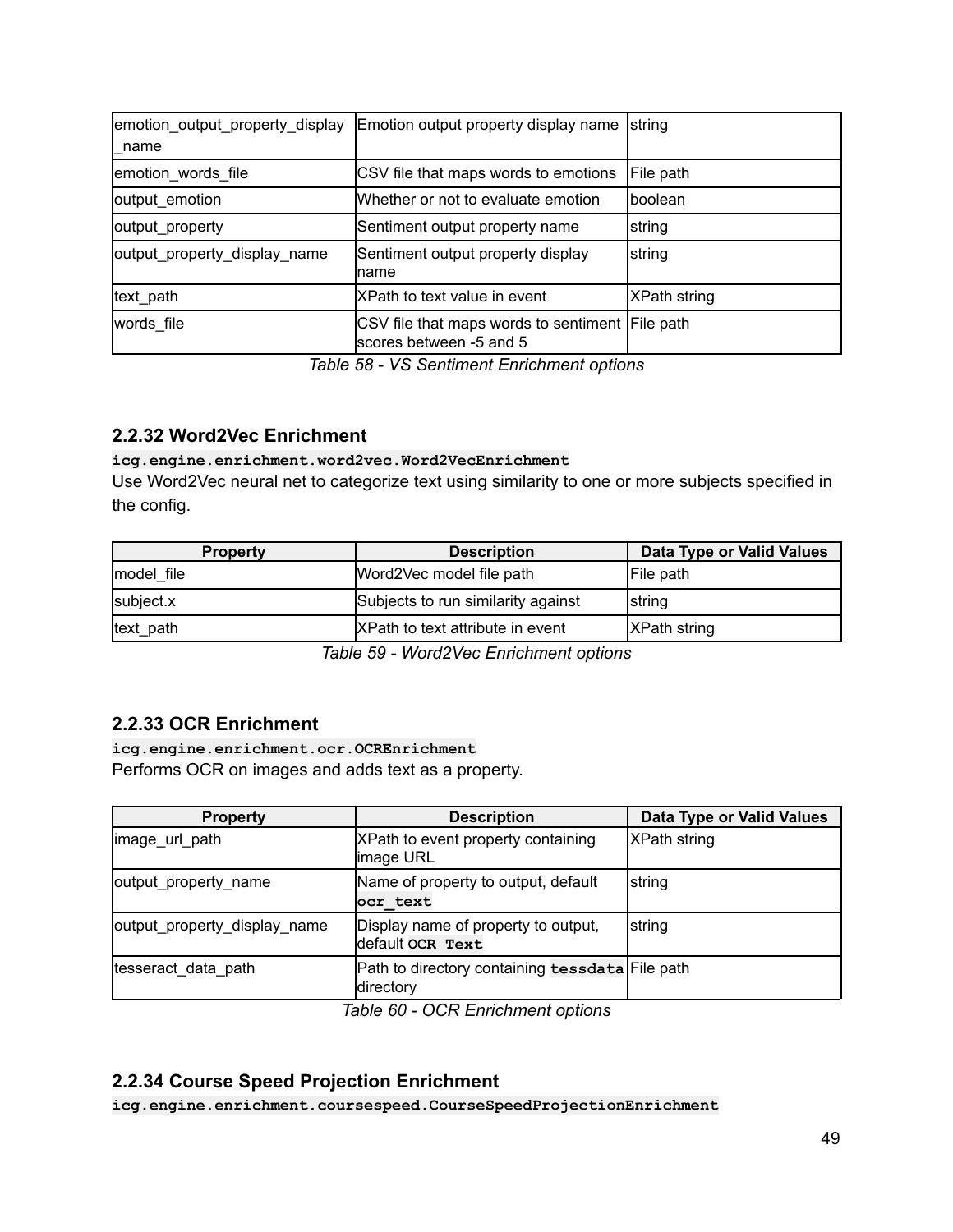| | | |
|---|---|---|
| emotion_output_property_display_name | Emotion output property display name | string |
| emotion_words_file | CSV file that maps words to emotions | File path |
| output_emotion | Whether or not to evaluate emotion | boolean |
| output_property | Sentiment output property name | string |
| output_property_display_name | Sentiment output property display name | string |
| text_path | XPath to text value in event | XPath string |
| words_file | CSV file that maps words to sentiment scores between -5 and 5 | File path |

*Table 58 - VS Sentiment Enrichment options*

### 2.2.32 Word2Vec Enrichment

**`icg.engine.enrichment.word2vec.Word2VecEnrichment`**

Use Word2Vec neural net to categorize text using similarity to one or more subjects specified in the config.

| Property | Description | Data Type or Valid Values |
|---|---|---|
| model_file | Word2Vec model file path | File path |
| subject.x | Subjects to run similarity against | string |
| text_path | XPath to text attribute in event | XPath string |

*Table 59 - Word2Vec Enrichment options*

### 2.2.33 OCR Enrichment

**`icg.engine.enrichment.ocr.OCREnrichment`**

Performs OCR on images and adds text as a property.

| Property | Description | Data Type or Valid Values |
|---|---|---|
| image_url_path | XPath to event property containing image URL | XPath string |
| output_property_name | Name of property to output, default **`ocr_text`** | string |
| output_property_display_name | Display name of property to output, default **`OCR Text`** | string |
| tesseract_data_path | Path to directory containing **`tessdata`** directory | File path |

*Table 60 - OCR Enrichment options*

### 2.2.34 Course Speed Projection Enrichment

**`icg.engine.enrichment.coursespeed.CourseSpeedProjectionEnrichment`**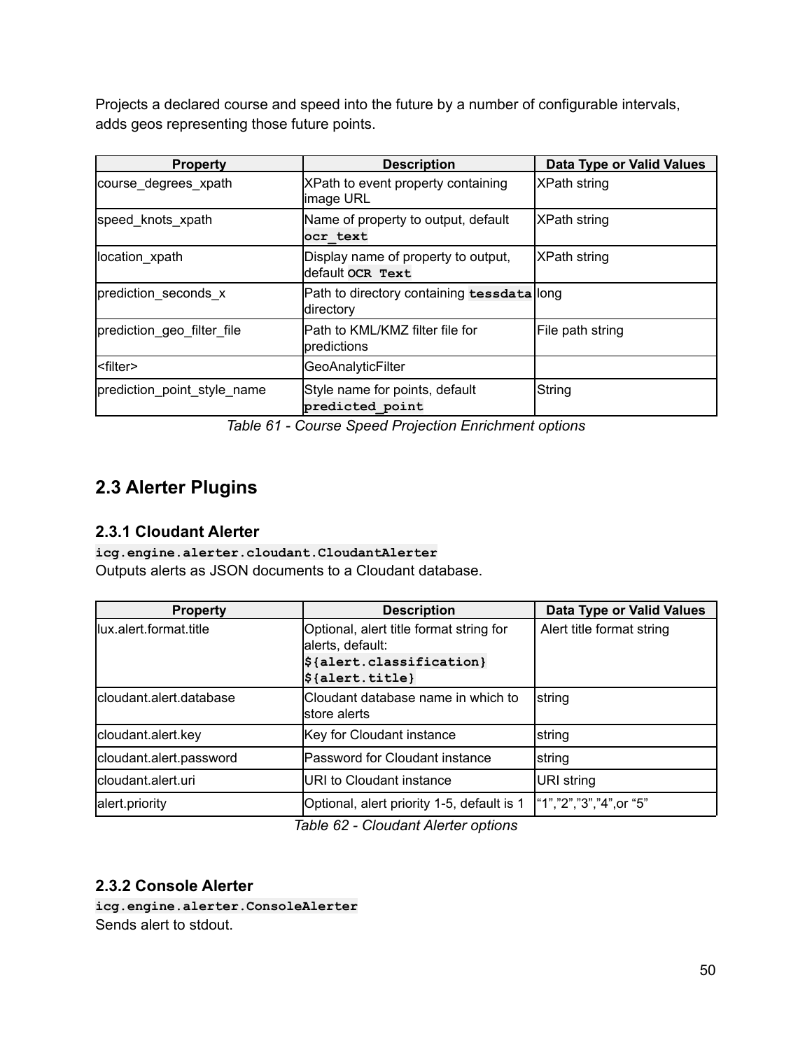Projects a declared course and speed into the future by a number of configurable intervals, adds geos representing those future points.

| Property | Description | Data Type or Valid Values |
|---|---|---|
| course_degrees_xpath | XPath to event property containing image URL | XPath string |
| speed_knots_xpath | Name of property to output, default `ocr_text` | XPath string |
| location_xpath | Display name of property to output, default `OCR Text` | XPath string |
| prediction_seconds_x | Path to directory containing `tessdata` directory | long |
| prediction_geo_filter_file | Path to KML/KMZ filter file for predictions | File path string |
| <filter> | GeoAnalyticFilter | |
| prediction_point_style_name | Style name for points, default `predicted_point` | String |

*Table 61 - Course Speed Projection Enrichment options*

## 2.3 Alerter Plugins

### 2.3.1 Cloudant Alerter

`icg.engine.alerter.cloudant.CloudantAlerter`
Outputs alerts as JSON documents to a Cloudant database.

| Property | Description | Data Type or Valid Values |
|---|---|---|
| lux.alert.format.title | Optional, alert title format string for alerts, default: `${alert.classification} ${alert.title}` | Alert title format string |
| cloudant.alert.database | Cloudant database name in which to store alerts | string |
| cloudant.alert.key | Key for Cloudant instance | string |
| cloudant.alert.password | Password for Cloudant instance | string |
| cloudant.alert.uri | URI to Cloudant instance | URI string |
| alert.priority | Optional, alert priority 1-5, default is 1 | "1","2","3","4",or "5" |

*Table 62 - Cloudant Alerter options*

### 2.3.2 Console Alerter

`icg.engine.alerter.ConsoleAlerter`
Sends alert to stdout.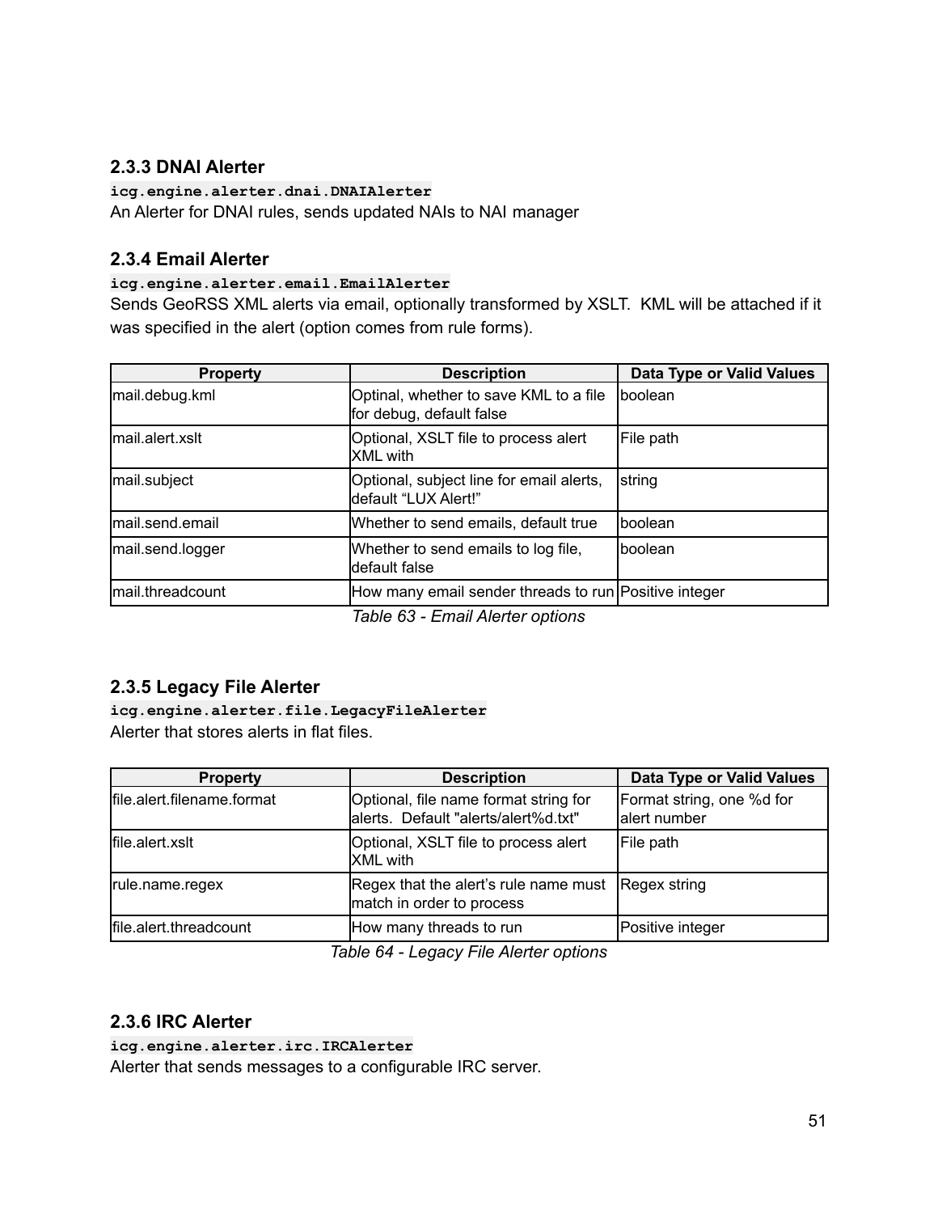### 2.3.3 DNAI Alerter

`icg.engine.alerter.dnai.DNAIAlerter`

An Alerter for DNAI rules, sends updated NAIs to NAI manager

### 2.3.4 Email Alerter

`icg.engine.alerter.email.EmailAlerter`

Sends GeoRSS XML alerts via email, optionally transformed by XSLT. KML will be attached if it was specified in the alert (option comes from rule forms).

| Property | Description | Data Type or Valid Values |
|---|---|---|
| mail.debug.kml | Optinal, whether to save KML to a file for debug, default false | boolean |
| mail.alert.xslt | Optional, XSLT file to process alert XML with | File path |
| mail.subject | Optional, subject line for email alerts, default “LUX Alert!” | string |
| mail.send.email | Whether to send emails, default true | boolean |
| mail.send.logger | Whether to send emails to log file, default false | boolean |
| mail.threadcount | How many email sender threads to run | Positive integer |

*Table 63 - Email Alerter options*

### 2.3.5 Legacy File Alerter

`icg.engine.alerter.file.LegacyFileAlerter`

Alerter that stores alerts in flat files.

| Property | Description | Data Type or Valid Values |
|---|---|---|
| file.alert.filename.format | Optional, file name format string for alerts. Default "alerts/alert%d.txt" | Format string, one %d for alert number |
| file.alert.xslt | Optional, XSLT file to process alert XML with | File path |
| rule.name.regex | Regex that the alert’s rule name must match in order to process | Regex string |
| file.alert.threadcount | How many threads to run | Positive integer |

*Table 64 - Legacy File Alerter options*

### 2.3.6 IRC Alerter

`icg.engine.alerter.irc.IRCAlerter`

Alerter that sends messages to a configurable IRC server.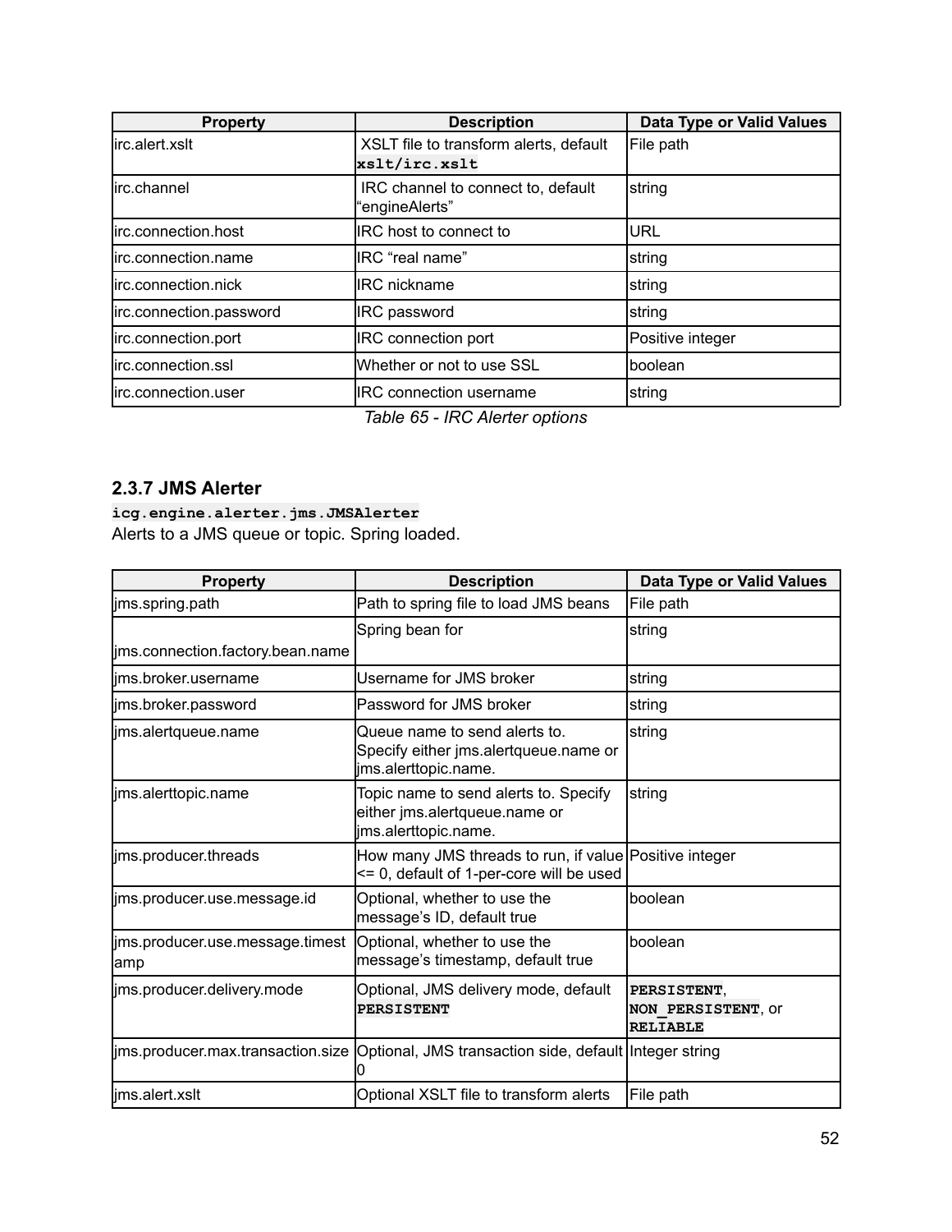| Property | Description | Data Type or Valid Values |
| --- | --- | --- |
| irc.alert.xslt | XSLT file to transform alerts, default **`xslt/irc.xslt`** | File path |
| irc.channel | IRC channel to connect to, default “engineAlerts” | string |
| irc.connection.host | IRC host to connect to | URL |
| irc.connection.name | IRC “real name” | string |
| irc.connection.nick | IRC nickname | string |
| irc.connection.password | IRC password | string |
| irc.connection.port | IRC connection port | Positive integer |
| irc.connection.ssl | Whether or not to use SSL | boolean |
| irc.connection.user | IRC connection username | string |

*Table 65 - IRC Alerter options*

### 2.3.7 JMS Alerter

**`icg.engine.alerter.jms.JMSAlerter`**

Alerts to a JMS queue or topic. Spring loaded.

| Property | Description | Data Type or Valid Values |
| --- | --- | --- |
| jms.spring.path | Path to spring file to load JMS beans | File path |
| jms.connection.factory.bean.name | Spring bean for | string |
| jms.broker.username | Username for JMS broker | string |
| jms.broker.password | Password for JMS broker | string |
| jms.alertqueue.name | Queue name to send alerts to. Specify either jms.alertqueue.name or jms.alerttopic.name. | string |
| jms.alerttopic.name | Topic name to send alerts to. Specify either jms.alertqueue.name or jms.alerttopic.name. | string |
| jms.producer.threads | How many JMS threads to run, if value <= 0, default of 1-per-core will be used | Positive integer |
| jms.producer.use.message.id | Optional, whether to use the message’s ID, default true | boolean |
| jms.producer.use.message.timestamp | Optional, whether to use the message’s timestamp, default true | boolean |
| jms.producer.delivery.mode | Optional, JMS delivery mode, default **`PERSISTENT`** | **`PERSISTENT`**, **`NON_PERSISTENT`**, or **`RELIABLE`** |
| jms.producer.max.transaction.size | Optional, JMS transaction side, default 0 | Integer string |
| jms.alert.xslt | Optional XSLT file to transform alerts | File path |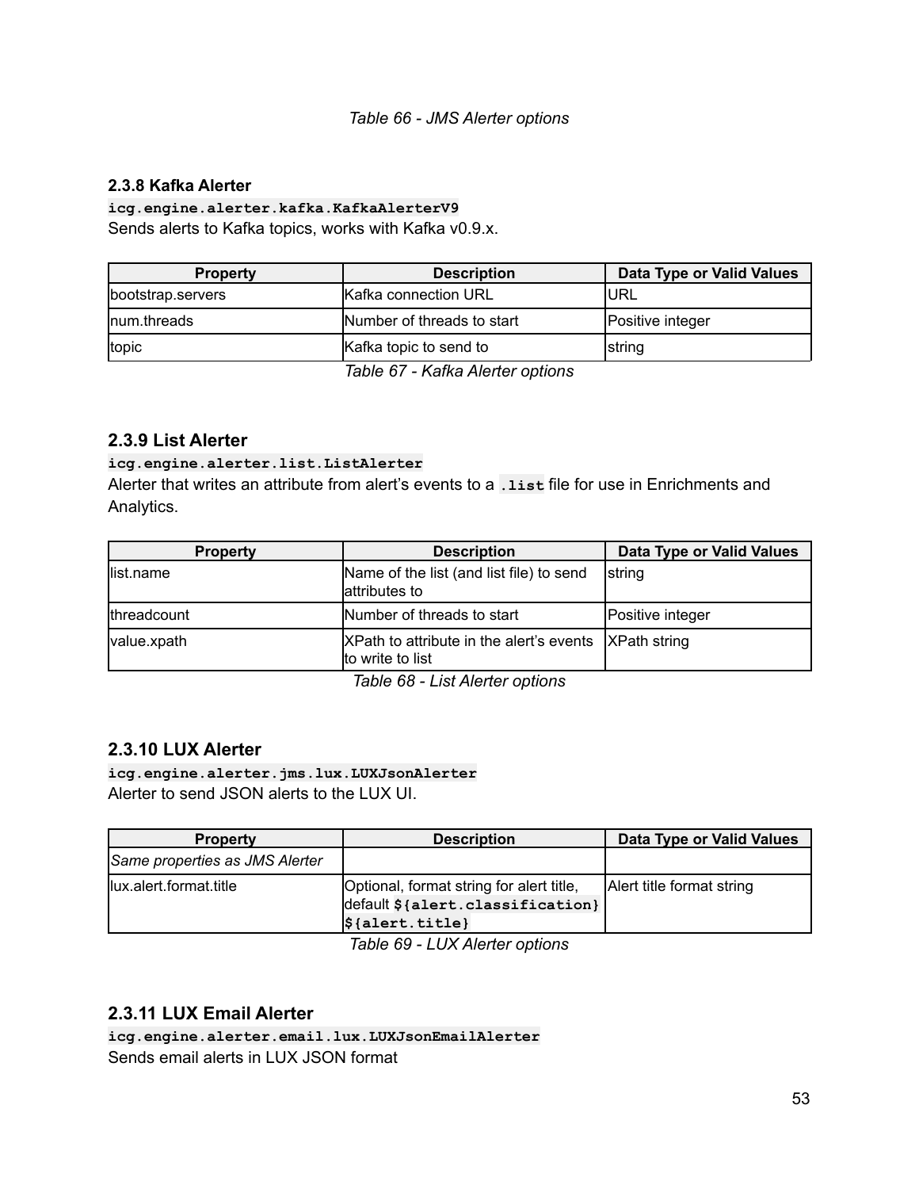*Table 66 - JMS Alerter options*

### 2.3.8 Kafka Alerter

`icg.engine.alerter.kafka.KafkaAlerterV9`

Sends alerts to Kafka topics, works with Kafka v0.9.x.

| Property | Description | Data Type or Valid Values |
| --- | --- | --- |
| bootstrap.servers | Kafka connection URL | URL |
| num.threads | Number of threads to start | Positive integer |
| topic | Kafka topic to send to | string |

*Table 67 - Kafka Alerter options*

### 2.3.9 List Alerter

`icg.engine.alerter.list.ListAlerter`

Alerter that writes an attribute from alert's events to a `.list` file for use in Enrichments and Analytics.

| Property | Description | Data Type or Valid Values |
| --- | --- | --- |
| list.name | Name of the list (and list file) to send attributes to | string |
| threadcount | Number of threads to start | Positive integer |
| value.xpath | XPath to attribute in the alert's events to write to list | XPath string |

*Table 68 - List Alerter options*

### 2.3.10 LUX Alerter

`icg.engine.alerter.jms.lux.LUXJsonAlerter`

Alerter to send JSON alerts to the LUX UI.

| Property | Description | Data Type or Valid Values |
| --- | --- | --- |
| *Same properties as JMS Alerter* | | |
| lux.alert.format.title | Optional, format string for alert title, default `${alert.classification} ${alert.title}` | Alert title format string |

*Table 69 - LUX Alerter options*

### 2.3.11 LUX Email Alerter

`icg.engine.alerter.email.lux.LUXJsonEmailAlerter`

Sends email alerts in LUX JSON format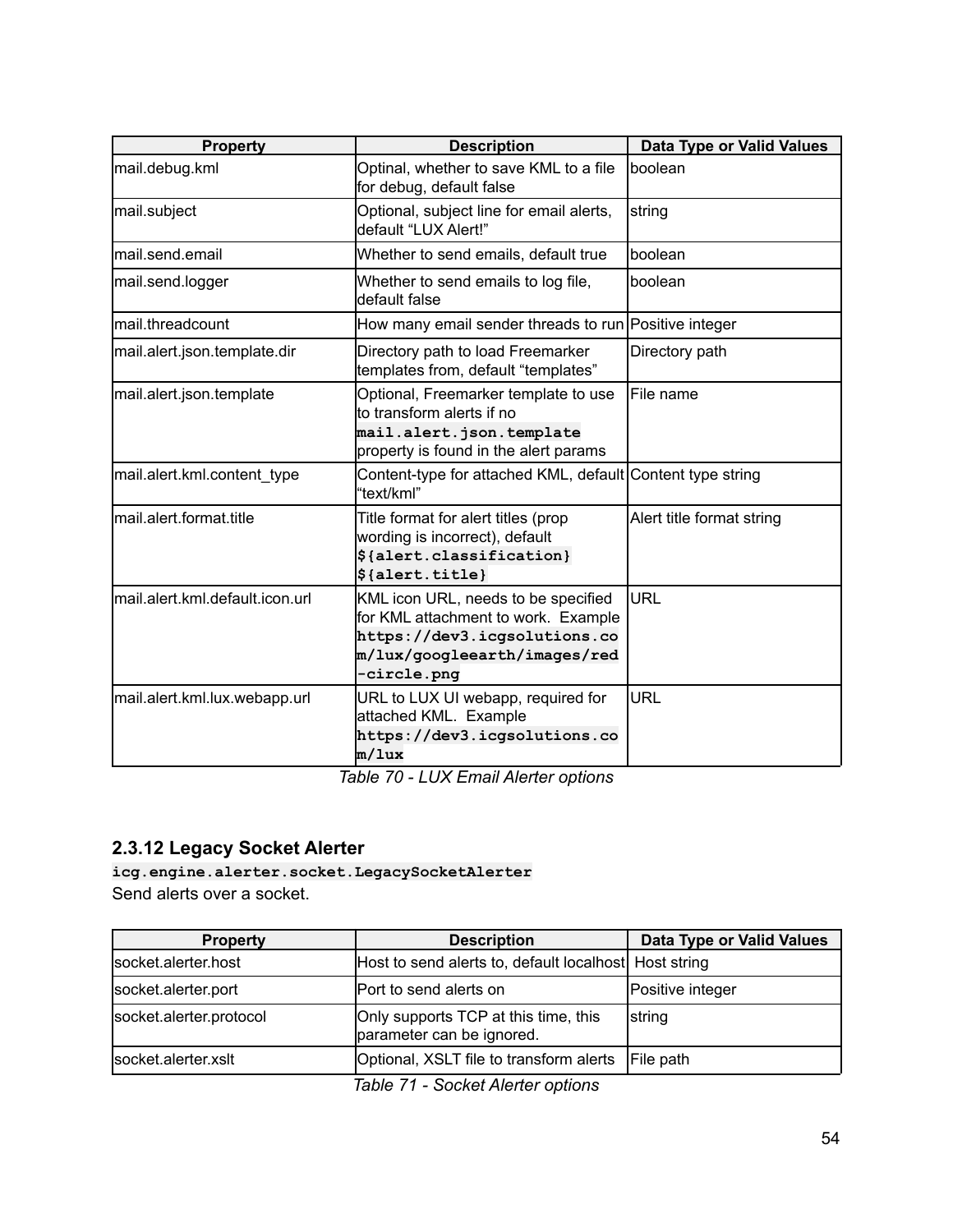| Property | Description | Data Type or Valid Values |
|---|---|---|
| mail.debug.kml | Optinal, whether to save KML to a file for debug, default false | boolean |
| mail.subject | Optional, subject line for email alerts, default “LUX Alert!” | string |
| mail.send.email | Whether to send emails, default true | boolean |
| mail.send.logger | Whether to send emails to log file, default false | boolean |
| mail.threadcount | How many email sender threads to run | Positive integer |
| mail.alert.json.template.dir | Directory path to load Freemarker templates from, default “templates” | Directory path |
| mail.alert.json.template | Optional, Freemarker template to use to transform alerts if no `mail.alert.json.template` property is found in the alert params | File name |
| mail.alert.kml.content_type | Content-type for attached KML, default “text/kml” | Content type string |
| mail.alert.format.title | Title format for alert titles (prop wording is incorrect), default `${alert.classification} ${alert.title}` | Alert title format string |
| mail.alert.kml.default.icon.url | KML icon URL, needs to be specified for KML attachment to work. Example `https://dev3.icgsolutions.com/lux/googleearth/images/red-circle.png` | URL |
| mail.alert.kml.lux.webapp.url | URL to LUX UI webapp, required for attached KML. Example `https://dev3.icgsolutions.com/lux` | URL |

*Table 70 - LUX Email Alerter options*

### 2.3.12 Legacy Socket Alerter

**`icg.engine.alerter.socket.LegacySocketAlerter`**

Send alerts over a socket.

| Property | Description | Data Type or Valid Values |
|---|---|---|
| socket.alerter.host | Host to send alerts to, default localhost | Host string |
| socket.alerter.port | Port to send alerts on | Positive integer |
| socket.alerter.protocol | Only supports TCP at this time, this parameter can be ignored. | string |
| socket.alerter.xslt | Optional, XSLT file to transform alerts | File path |

*Table 71 - Socket Alerter options*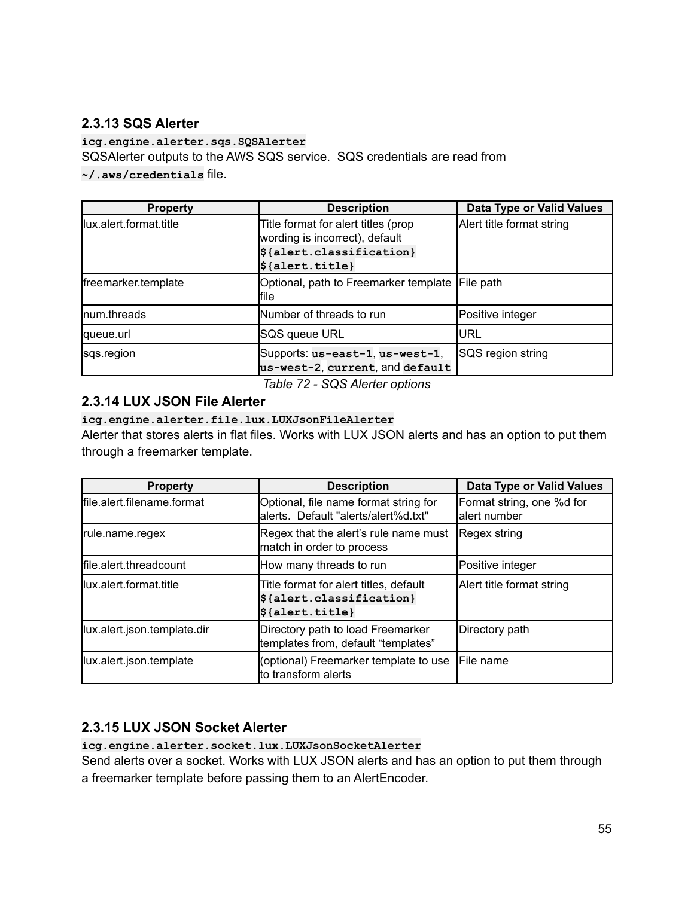### 2.3.13 SQS Alerter

**`icg.engine.alerter.sqs.SQSAlerter`**
SQSAlerter outputs to the AWS SQS service. SQS credentials are read from **`~/.aws/credentials`** file.

| Property | Description | Data Type or Valid Values |
|---|---|---|
| lux.alert.format.title | Title format for alert titles (prop wording is incorrect), default **`${alert.classification} ${alert.title}`** | Alert title format string |
| freemarker.template | Optional, path to Freemarker template file | File path |
| num.threads | Number of threads to run | Positive integer |
| queue.url | SQS queue URL | URL |
| sqs.region | Supports: **`us-east-1`**, **`us-west-1`**, **`us-west-2`**, **`current`**, and **`default`** | SQS region string |

*Table 72 - SQS Alerter options*

### 2.3.14 LUX JSON File Alerter

**`icg.engine.alerter.file.lux.LUXJsonFileAlerter`**
Alerter that stores alerts in flat files. Works with LUX JSON alerts and has an option to put them through a freemarker template.

| Property | Description | Data Type or Valid Values |
|---|---|---|
| file.alert.filename.format | Optional, file name format string for alerts. Default "alerts/alert%d.txt" | Format string, one %d for alert number |
| rule.name.regex | Regex that the alert's rule name must match in order to process | Regex string |
| file.alert.threadcount | How many threads to run | Positive integer |
| lux.alert.format.title | Title format for alert titles, default **`${alert.classification} ${alert.title}`** | Alert title format string |
| lux.alert.json.template.dir | Directory path to load Freemarker templates from, default "templates" | Directory path |
| lux.alert.json.template | (optional) Freemarker template to use to transform alerts | File name |

### 2.3.15 LUX JSON Socket Alerter

**`icg.engine.alerter.socket.lux.LUXJsonSocketAlerter`**
Send alerts over a socket. Works with LUX JSON alerts and has an option to put them through a freemarker template before passing them to an AlertEncoder.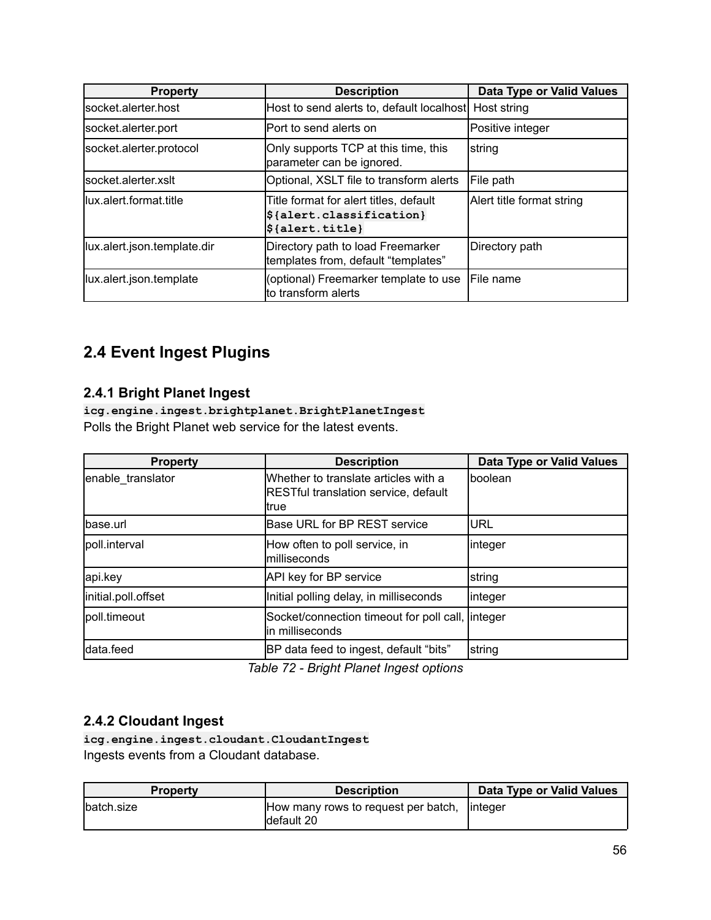| Property | Description | Data Type or Valid Values |
|---|---|---|
| socket.alerter.host | Host to send alerts to, default localhost | Host string |
| socket.alerter.port | Port to send alerts on | Positive integer |
| socket.alerter.protocol | Only supports TCP at this time, this parameter can be ignored. | string |
| socket.alerter.xslt | Optional, XSLT file to transform alerts | File path |
| lux.alert.format.title | Title format for alert titles, default `${alert.classification} ${alert.title}` | Alert title format string |
| lux.alert.json.template.dir | Directory path to load Freemarker templates from, default “templates” | Directory path |
| lux.alert.json.template | (optional) Freemarker template to use to transform alerts | File name |

## 2.4 Event Ingest Plugins

### 2.4.1 Bright Planet Ingest

`icg.engine.ingest.brightplanet.BrightPlanetIngest`

Polls the Bright Planet web service for the latest events.

| Property | Description | Data Type or Valid Values |
|---|---|---|
| enable_translator | Whether to translate articles with a RESTful translation service, default true | boolean |
| base.url | Base URL for BP REST service | URL |
| poll.interval | How often to poll service, in milliseconds | integer |
| api.key | API key for BP service | string |
| initial.poll.offset | Initial polling delay, in milliseconds | integer |
| poll.timeout | Socket/connection timeout for poll call, in milliseconds | integer |
| data.feed | BP data feed to ingest, default “bits” | string |

*Table 72 - Bright Planet Ingest options*

### 2.4.2 Cloudant Ingest

`icg.engine.ingest.cloudant.CloudantIngest`

Ingests events from a Cloudant database.

| Property | Description | Data Type or Valid Values |
|---|---|---|
| batch.size | How many rows to request per batch, default 20 | integer |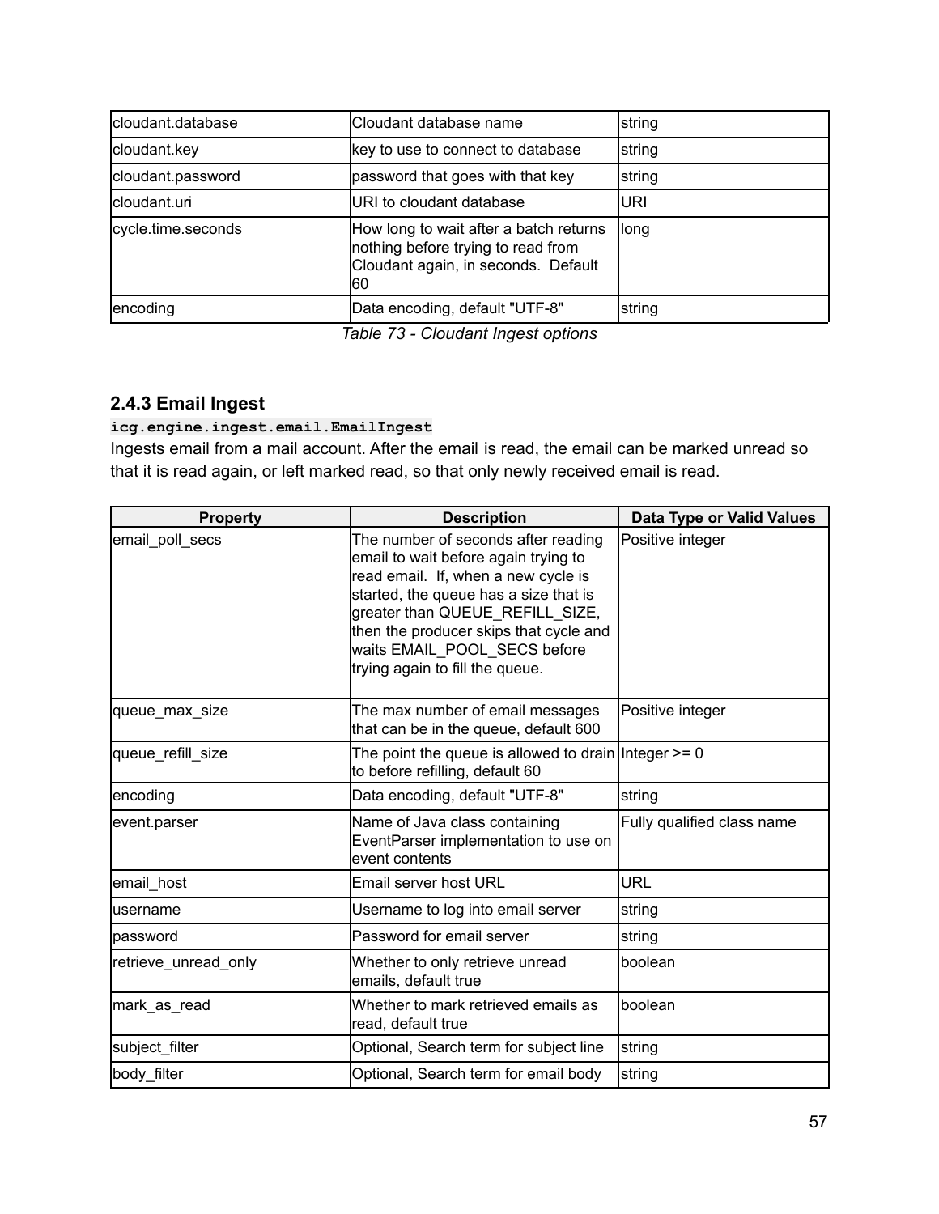| | | |
|---|---|---|
| cloudant.database | Cloudant database name | string |
| cloudant.key | key to use to connect to database | string |
| cloudant.password | password that goes with that key | string |
| cloudant.uri | URI to cloudant database | URI |
| cycle.time.seconds | How long to wait after a batch returns nothing before trying to read from Cloudant again, in seconds. Default 60 | long |
| encoding | Data encoding, default "UTF-8" | string |

*Table 73 - Cloudant Ingest options*

### 2.4.3 Email Ingest

**`icg.engine.ingest.email.EmailIngest`**

Ingests email from a mail account. After the email is read, the email can be marked unread so that it is read again, or left marked read, so that only newly received email is read.

| Property | Description | Data Type or Valid Values |
|---|---|---|
| email_poll_secs | The number of seconds after reading email to wait before again trying to read email. If, when a new cycle is started, the queue has a size that is greater than QUEUE_REFILL_SIZE, then the producer skips that cycle and waits EMAIL_POOL_SECS before trying again to fill the queue. | Positive integer |
| queue_max_size | The max number of email messages that can be in the queue, default 600 | Positive integer |
| queue_refill_size | The point the queue is allowed to drain to before refilling, default 60 | Integer >= 0 |
| encoding | Data encoding, default "UTF-8" | string |
| event.parser | Name of Java class containing EventParser implementation to use on event contents | Fully qualified class name |
| email_host | Email server host URL | URL |
| username | Username to log into email server | string |
| password | Password for email server | string |
| retrieve_unread_only | Whether to only retrieve unread emails, default true | boolean |
| mark_as_read | Whether to mark retrieved emails as read, default true | boolean |
| subject_filter | Optional, Search term for subject line | string |
| body_filter | Optional, Search term for email body | string |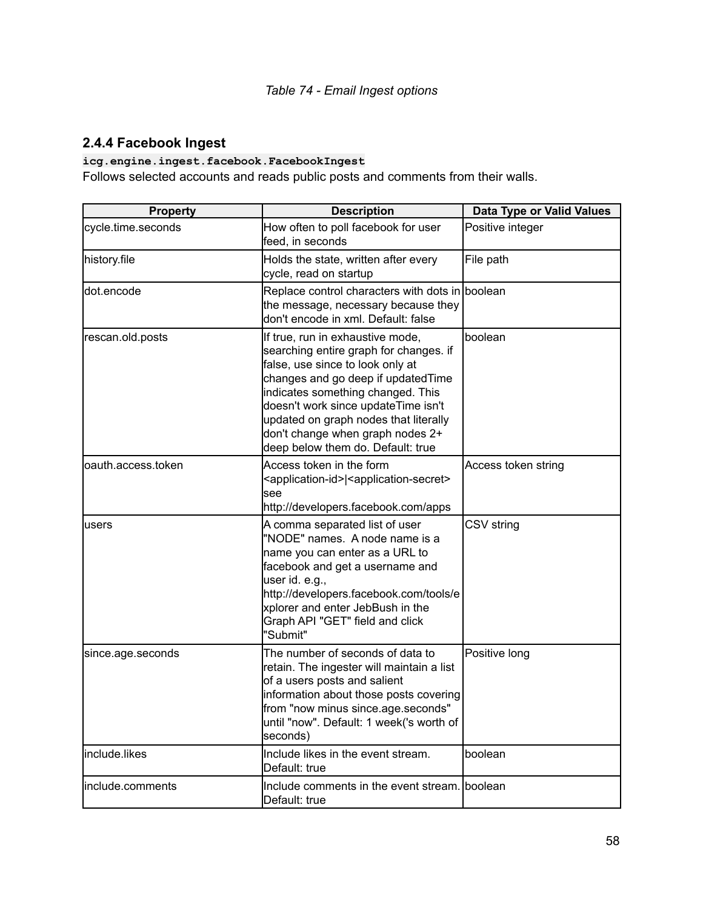*Table 74 - Email Ingest options*

### 2.4.4 Facebook Ingest

**`icg.engine.ingest.facebook.FacebookIngest`**

Follows selected accounts and reads public posts and comments from their walls.

| Property | Description | Data Type or Valid Values |
|---|---|---|
| cycle.time.seconds | How often to poll facebook for user feed, in seconds | Positive integer |
| history.file | Holds the state, written after every cycle, read on startup | File path |
| dot.encode | Replace control characters with dots in the message, necessary because they don't encode in xml. Default: false | boolean |
| rescan.old.posts | If true, run in exhaustive mode, searching entire graph for changes. if false, use since to look only at changes and go deep if updatedTime indicates something changed. This doesn't work since updateTime isn't updated on graph nodes that literally don't change when graph nodes 2+ deep below them do. Default: true | boolean |
| oauth.access.token | Access token in the form <application-id>\|<application-secret> see http://developers.facebook.com/apps | Access token string |
| users | A comma separated list of user "NODE" names. A node name is a name you can enter as a URL to facebook and get a username and user id. e.g., http://developers.facebook.com/tools/explorer and enter JebBush in the Graph API "GET" field and click "Submit" | CSV string |
| since.age.seconds | The number of seconds of data to retain. The ingester will maintain a list of a users posts and salient information about those posts covering from "now minus since.age.seconds" until "now". Default: 1 week('s worth of seconds) | Positive long |
| include.likes | Include likes in the event stream. Default: true | boolean |
| include.comments | Include comments in the event stream. Default: true | boolean |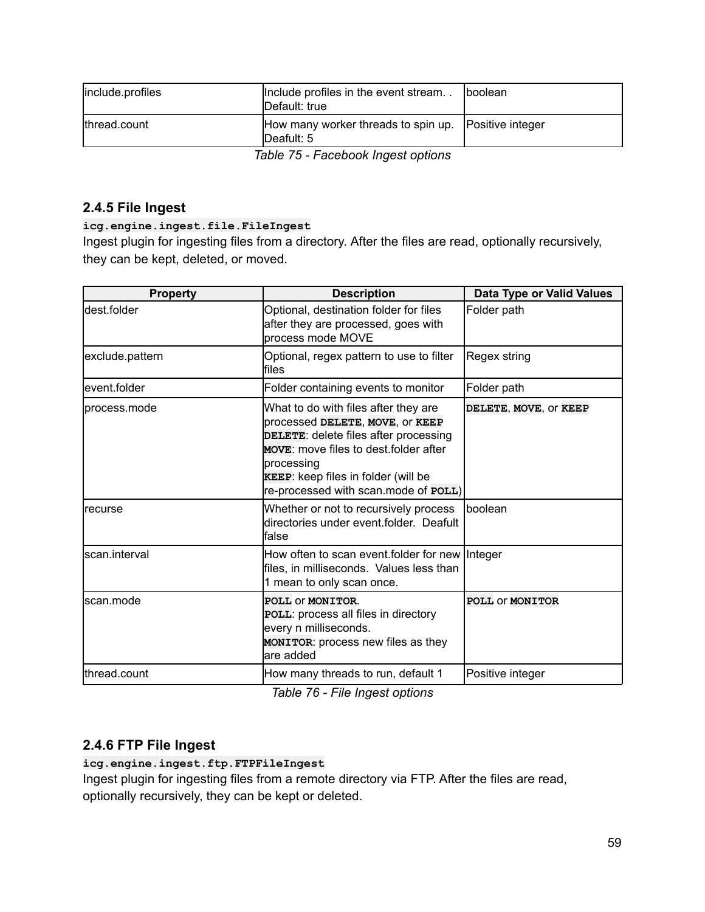| include.profiles | Include profiles in the event stream. . Default: true | boolean |
|---|---|---|
| thread.count | How many worker threads to spin up. Deafult: 5 | Positive integer |

*Table 75 - Facebook Ingest options*

### 2.4.5 File Ingest

**`icg.engine.ingest.file.FileIngest`**

Ingest plugin for ingesting files from a directory. After the files are read, optionally recursively, they can be kept, deleted, or moved.

| Property | Description | Data Type or Valid Values |
|---|---|---|
| dest.folder | Optional, destination folder for files after they are processed, goes with process mode MOVE | Folder path |
| exclude.pattern | Optional, regex pattern to use to filter files | Regex string |
| event.folder | Folder containing events to monitor | Folder path |
| process.mode | What to do with files after they are processed **`DELETE`**, **`MOVE`**, or **`KEEP`**<br>**`DELETE`**: delete files after processing<br>**`MOVE`**: move files to dest.folder after processing<br>**`KEEP`**: keep files in folder (will be re-processed with scan.mode of **`POLL`**) | **`DELETE`**, **`MOVE`**, or **`KEEP`** |
| recurse | Whether or not to recursively process directories under event.folder. Deafult false | boolean |
| scan.interval | How often to scan event.folder for new files, in milliseconds. Values less than 1 mean to only scan once. | Integer |
| scan.mode | **`POLL`** or **`MONITOR`**.<br>**`POLL`**: process all files in directory every n milliseconds.<br>**`MONITOR`**: process new files as they are added | **`POLL`** or **`MONITOR`** |
| thread.count | How many threads to run, default 1 | Positive integer |

*Table 76 - File Ingest options*

### 2.4.6 FTP File Ingest

**`icg.engine.ingest.ftp.FTPFileIngest`**

Ingest plugin for ingesting files from a remote directory via FTP. After the files are read, optionally recursively, they can be kept or deleted.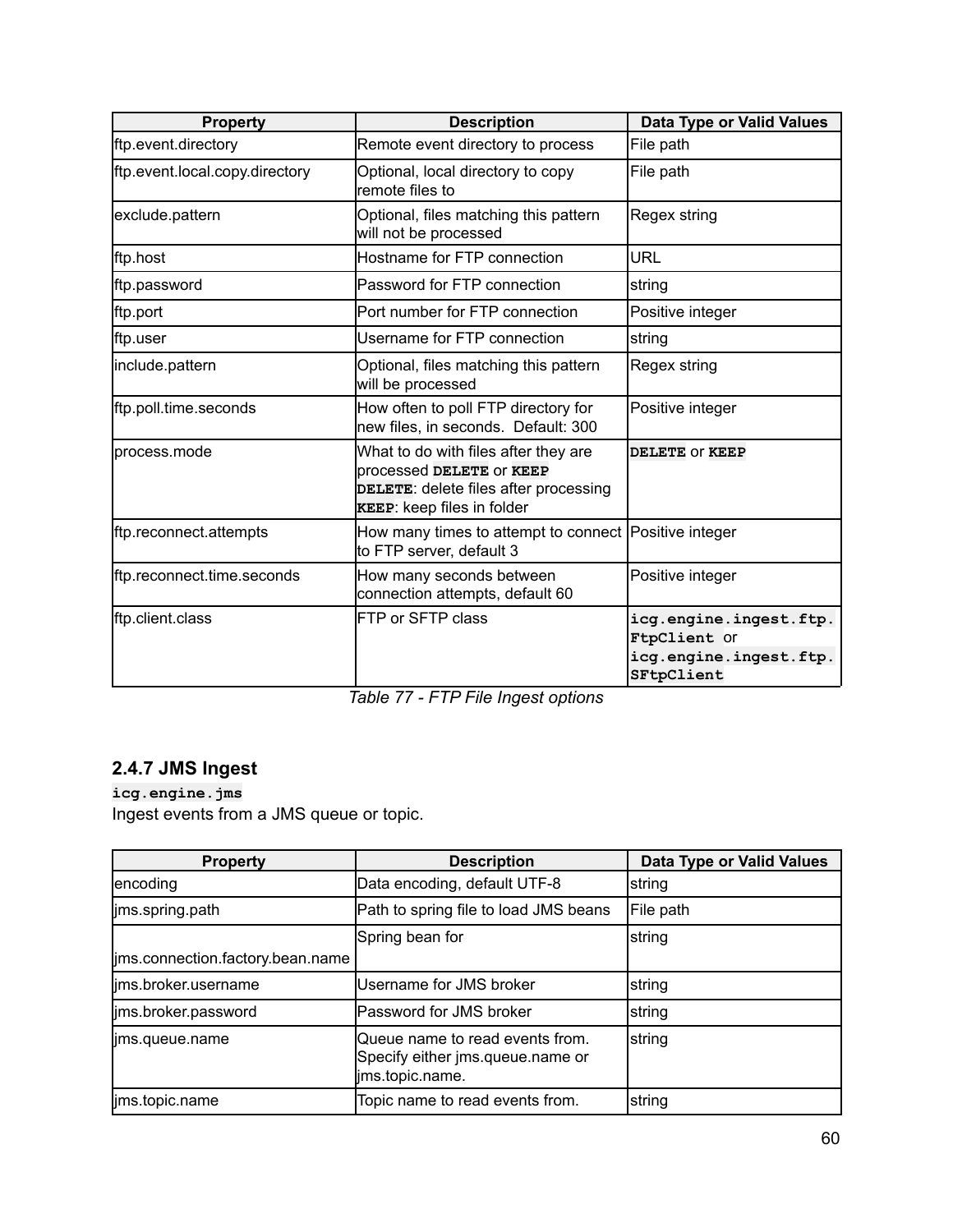| Property | Description | Data Type or Valid Values |
| --- | --- | --- |
| ftp.event.directory | Remote event directory to process | File path |
| ftp.event.local.copy.directory | Optional, local directory to copy remote files to | File path |
| exclude.pattern | Optional, files matching this pattern will not be processed | Regex string |
| ftp.host | Hostname for FTP connection | URL |
| ftp.password | Password for FTP connection | string |
| ftp.port | Port number for FTP connection | Positive integer |
| ftp.user | Username for FTP connection | string |
| include.pattern | Optional, files matching this pattern will be processed | Regex string |
| ftp.poll.time.seconds | How often to poll FTP directory for new files, in seconds. Default: 300 | Positive integer |
| process.mode | What to do with files after they are processed `DELETE` or `KEEP` `DELETE`: delete files after processing `KEEP`: keep files in folder | `DELETE` or `KEEP` |
| ftp.reconnect.attempts | How many times to attempt to connect to FTP server, default 3 | Positive integer |
| ftp.reconnect.time.seconds | How many seconds between connection attempts, default 60 | Positive integer |
| ftp.client.class | FTP or SFTP class | `icg.engine.ingest.ftp.FtpClient` or `icg.engine.ingest.ftp.SFtpClient` |

*Table 77 - FTP File Ingest options*

### 2.4.7 JMS Ingest

**`icg.engine.jms`**

Ingest events from a JMS queue or topic.

| Property | Description | Data Type or Valid Values |
| --- | --- | --- |
| encoding | Data encoding, default UTF-8 | string |
| jms.spring.path | Path to spring file to load JMS beans | File path |
| jms.connection.factory.bean.name | Spring bean for | string |
| jms.broker.username | Username for JMS broker | string |
| jms.broker.password | Password for JMS broker | string |
| jms.queue.name | Queue name to read events from. Specify either jms.queue.name or jms.topic.name. | string |
| jms.topic.name | Topic name to read events from. | string |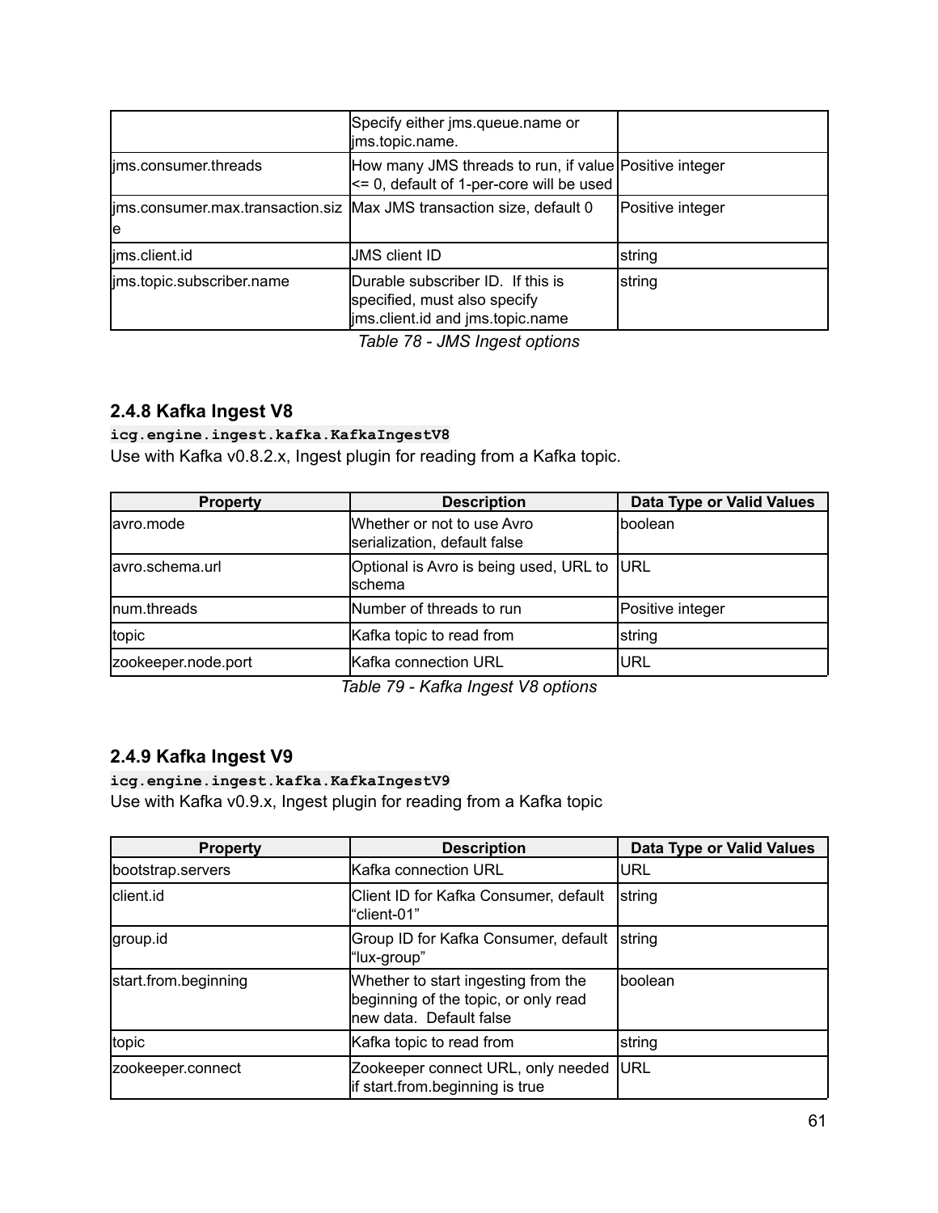| | | |
|---|---|---|
| | Specify either jms.queue.name or jms.topic.name. | |
| jms.consumer.threads | How many JMS threads to run, if value <= 0, default of 1-per-core will be used | Positive integer |
| jms.consumer.max.transaction.size | Max JMS transaction size, default 0 | Positive integer |
| jms.client.id | JMS client ID | string |
| jms.topic.subscriber.name | Durable subscriber ID. If this is specified, must also specify jms.client.id and jms.topic.name | string |

*Table 78 - JMS Ingest options*

### 2.4.8 Kafka Ingest V8

`icg.engine.ingest.kafka.KafkaIngestV8`

Use with Kafka v0.8.2.x, Ingest plugin for reading from a Kafka topic.

| Property | Description | Data Type or Valid Values |
|---|---|---|
| avro.mode | Whether or not to use Avro serialization, default false | boolean |
| avro.schema.url | Optional is Avro is being used, URL to schema | URL |
| num.threads | Number of threads to run | Positive integer |
| topic | Kafka topic to read from | string |
| zookeeper.node.port | Kafka connection URL | URL |

*Table 79 - Kafka Ingest V8 options*

### 2.4.9 Kafka Ingest V9

`icg.engine.ingest.kafka.KafkaIngestV9`

Use with Kafka v0.9.x, Ingest plugin for reading from a Kafka topic

| Property | Description | Data Type or Valid Values |
|---|---|---|
| bootstrap.servers | Kafka connection URL | URL |
| client.id | Client ID for Kafka Consumer, default "client-01" | string |
| group.id | Group ID for Kafka Consumer, default "lux-group" | string |
| start.from.beginning | Whether to start ingesting from the beginning of the topic, or only read new data. Default false | boolean |
| topic | Kafka topic to read from | string |
| zookeeper.connect | Zookeeper connect URL, only needed if start.from.beginning is true | URL |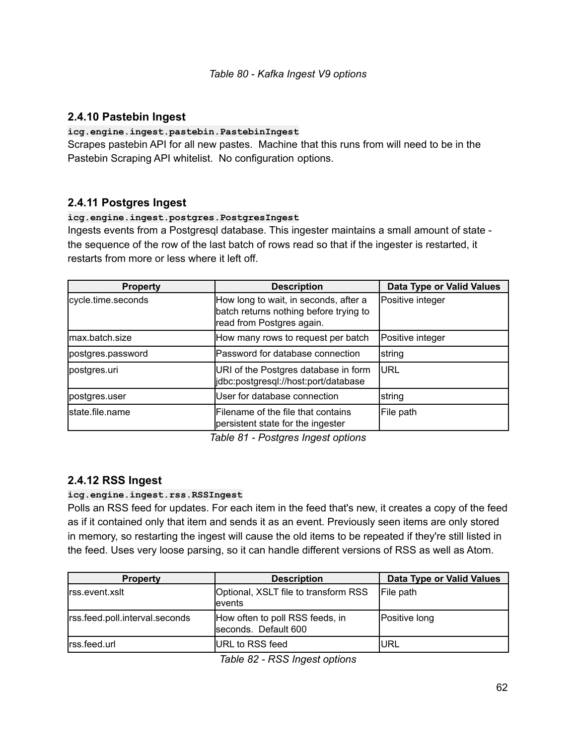*Table 80 - Kafka Ingest V9 options*

### 2.4.10 Pastebin Ingest

**`icg.engine.ingest.pastebin.PastebinIngest`**

Scrapes pastebin API for all new pastes. Machine that this runs from will need to be in the Pastebin Scraping API whitelist. No configuration options.

### 2.4.11 Postgres Ingest

**`icg.engine.ingest.postgres.PostgresIngest`**

Ingests events from a Postgresql database. This ingester maintains a small amount of state - the sequence of the row of the last batch of rows read so that if the ingester is restarted, it restarts from more or less where it left off.

| Property | Description | Data Type or Valid Values |
|---|---|---|
| cycle.time.seconds | How long to wait, in seconds, after a batch returns nothing before trying to read from Postgres again. | Positive integer |
| max.batch.size | How many rows to request per batch | Positive integer |
| postgres.password | Password for database connection | string |
| postgres.uri | URI of the Postgres database in form jdbc:postgresql://host:port/database | URL |
| postgres.user | User for database connection | string |
| state.file.name | Filename of the file that contains persistent state for the ingester | File path |

*Table 81 - Postgres Ingest options*

### 2.4.12 RSS Ingest

**`icg.engine.ingest.rss.RSSIngest`**

Polls an RSS feed for updates. For each item in the feed that's new, it creates a copy of the feed as if it contained only that item and sends it as an event. Previously seen items are only stored in memory, so restarting the ingest will cause the old items to be repeated if they're still listed in the feed. Uses very loose parsing, so it can handle different versions of RSS as well as Atom.

| Property | Description | Data Type or Valid Values |
|---|---|---|
| rss.event.xslt | Optional, XSLT file to transform RSS events | File path |
| rss.feed.poll.interval.seconds | How often to poll RSS feeds, in seconds. Default 600 | Positive long |
| rss.feed.url | URL to RSS feed | URL |

*Table 82 - RSS Ingest options*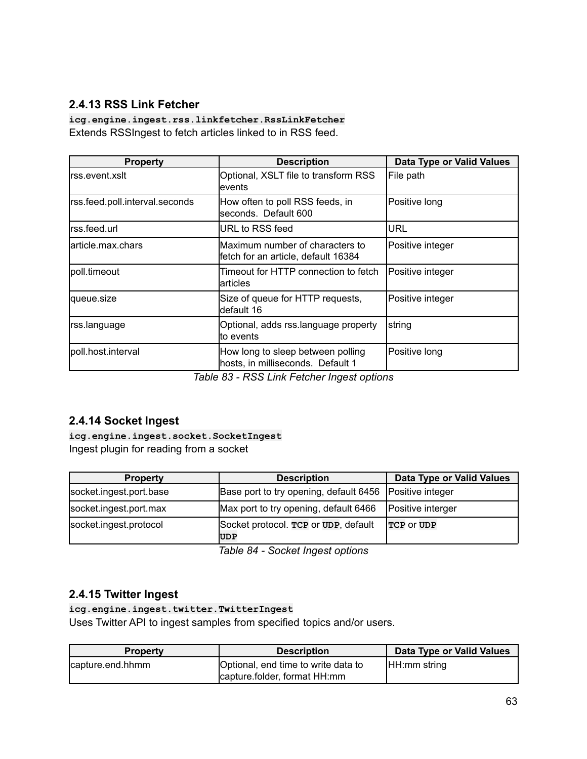### 2.4.13 RSS Link Fetcher

**`icg.engine.ingest.rss.linkfetcher.RssLinkFetcher`**
Extends RSSIngest to fetch articles linked to in RSS feed.

| Property | Description | Data Type or Valid Values |
|---|---|---|
| rss.event.xslt | Optional, XSLT file to transform RSS events | File path |
| rss.feed.poll.interval.seconds | How often to poll RSS feeds, in seconds. Default 600 | Positive long |
| rss.feed.url | URL to RSS feed | URL |
| article.max.chars | Maximum number of characters to fetch for an article, default 16384 | Positive integer |
| poll.timeout | Timeout for HTTP connection to fetch articles | Positive integer |
| queue.size | Size of queue for HTTP requests, default 16 | Positive integer |
| rss.language | Optional, adds rss.language property to events | string |
| poll.host.interval | How long to sleep between polling hosts, in milliseconds. Default 1 | Positive long |

*Table 83 - RSS Link Fetcher Ingest options*

### 2.4.14 Socket Ingest

**`icg.engine.ingest.socket.SocketIngest`**
Ingest plugin for reading from a socket

| Property | Description | Data Type or Valid Values |
|---|---|---|
| socket.ingest.port.base | Base port to try opening, default 6456 | Positive integer |
| socket.ingest.port.max | Max port to try opening, default 6466 | Positive interger |
| socket.ingest.protocol | Socket protocol. **`TCP`** or **`UDP`**, default **`UDP`** | **`TCP`** or **`UDP`** |

*Table 84 - Socket Ingest options*

### 2.4.15 Twitter Ingest

**`icg.engine.ingest.twitter.TwitterIngest`**
Uses Twitter API to ingest samples from specified topics and/or users.

| Property | Description | Data Type or Valid Values |
|---|---|---|
| capture.end.hhmm | Optional, end time to write data to capture.folder, format HH:mm | HH:mm string |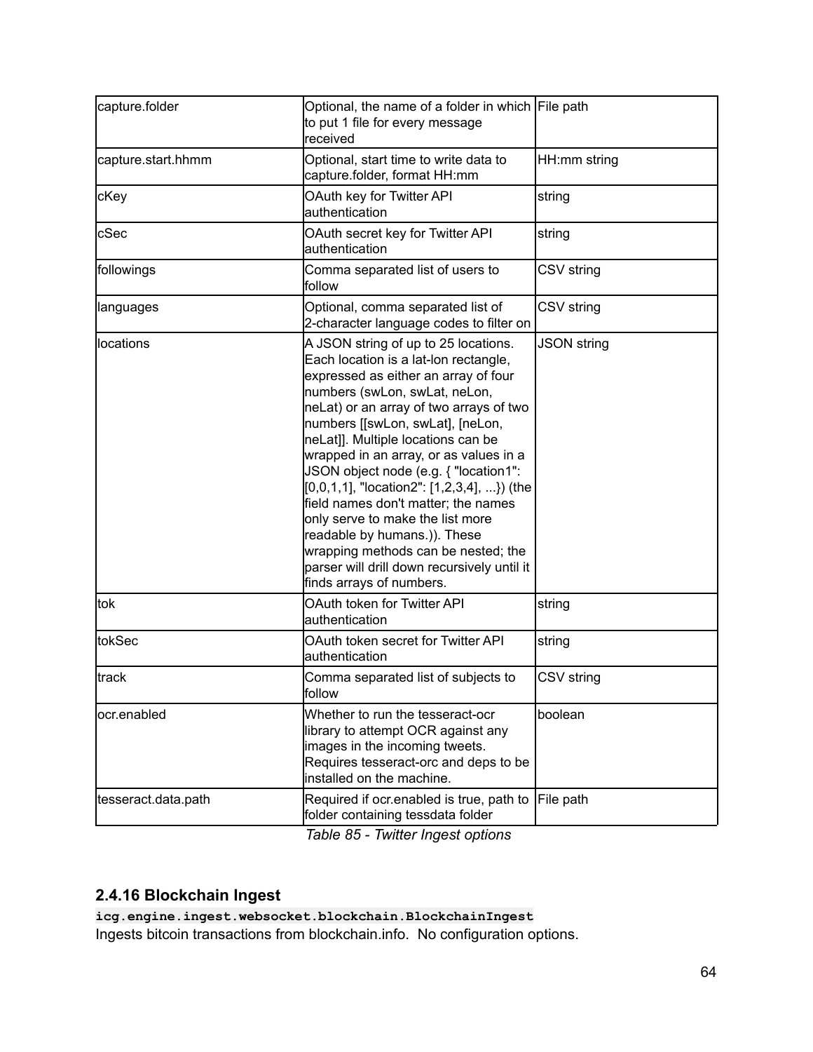| capture.folder | Optional, the name of a folder in which to put 1 file for every message received | File path |
|---|---|---|
| capture.start.hhmm | Optional, start time to write data to capture.folder, format HH:mm | HH:mm string |
| cKey | OAuth key for Twitter API authentication | string |
| cSec | OAuth secret key for Twitter API authentication | string |
| followings | Comma separated list of users to follow | CSV string |
| languages | Optional, comma separated list of 2-character language codes to filter on | CSV string |
| locations | A JSON string of up to 25 locations. Each location is a lat-lon rectangle, expressed as either an array of four numbers (swLon, swLat, neLon, neLat) or an array of two arrays of two numbers [[swLon, swLat], [neLon, neLat]]. Multiple locations can be wrapped in an array, or as values in a JSON object node (e.g. { "location1": [0,0,1,1], "location2": [1,2,3,4], ...}) (the field names don't matter; the names only serve to make the list more readable by humans.)). These wrapping methods can be nested; the parser will drill down recursively until it finds arrays of numbers. | JSON string |
| tok | OAuth token for Twitter API authentication | string |
| tokSec | OAuth token secret for Twitter API authentication | string |
| track | Comma separated list of subjects to follow | CSV string |
| ocr.enabled | Whether to run the tesseract-ocr library to attempt OCR against any images in the incoming tweets. Requires tesseract-orc and deps to be installed on the machine. | boolean |
| tesseract.data.path | Required if ocr.enabled is true, path to folder containing tessdata folder | File path |

*Table 85 - Twitter Ingest options*

### 2.4.16 Blockchain Ingest

**`icg.engine.ingest.websocket.blockchain.BlockchainIngest`**

Ingests bitcoin transactions from blockchain.info. No configuration options.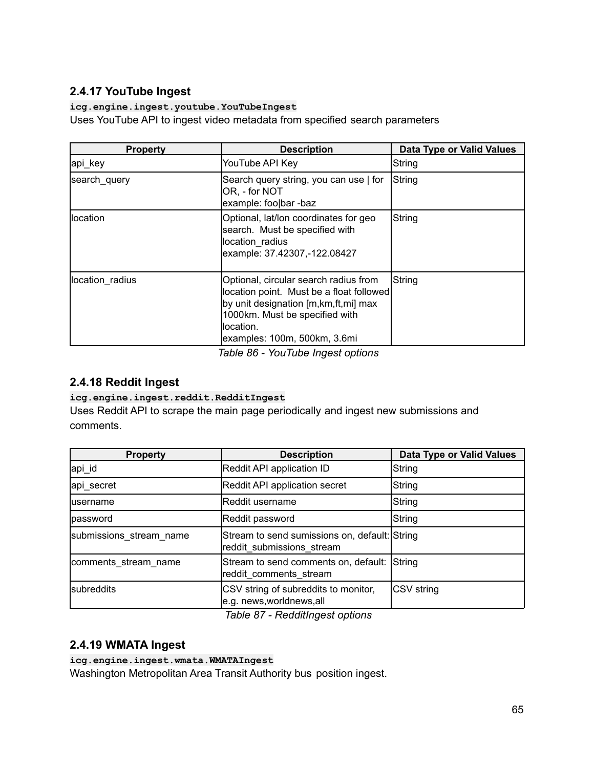### 2.4.17 YouTube Ingest

**`icg.engine.ingest.youtube.YouTubeIngest`**

Uses YouTube API to ingest video metadata from specified search parameters

| Property | Description | Data Type or Valid Values |
|---|---|---|
| api_key | YouTube API Key | String |
| search_query | Search query string, you can use \| for OR, - for NOT<br>example: foo\|bar -baz | String |
| location | Optional, lat/lon coordinates for geo search. Must be specified with location_radius<br>example: 37.42307,-122.08427 | String |
| location_radius | Optional, circular search radius from location point. Must be a float followed by unit designation [m,km,ft,mi] max 1000km. Must be specified with location.<br>examples: 100m, 500km, 3.6mi | String |

*Table 86 - YouTube Ingest options*

### 2.4.18 Reddit Ingest

**`icg.engine.ingest.reddit.RedditIngest`**

Uses Reddit API to scrape the main page periodically and ingest new submissions and comments.

| Property | Description | Data Type or Valid Values |
|---|---|---|
| api_id | Reddit API application ID | String |
| api_secret | Reddit API application secret | String |
| username | Reddit username | String |
| password | Reddit password | String |
| submissions_stream_name | Stream to send sumissions on, default: reddit_submissions_stream | String |
| comments_stream_name | Stream to send comments on, default: reddit_comments_stream | String |
| subreddits | CSV string of subreddits to monitor, e.g. news,worldnews,all | CSV string |

*Table 87 - RedditIngest options*

### 2.4.19 WMATA Ingest

**`icg.engine.ingest.wmata.WMATAIngest`**

Washington Metropolitan Area Transit Authority bus position ingest.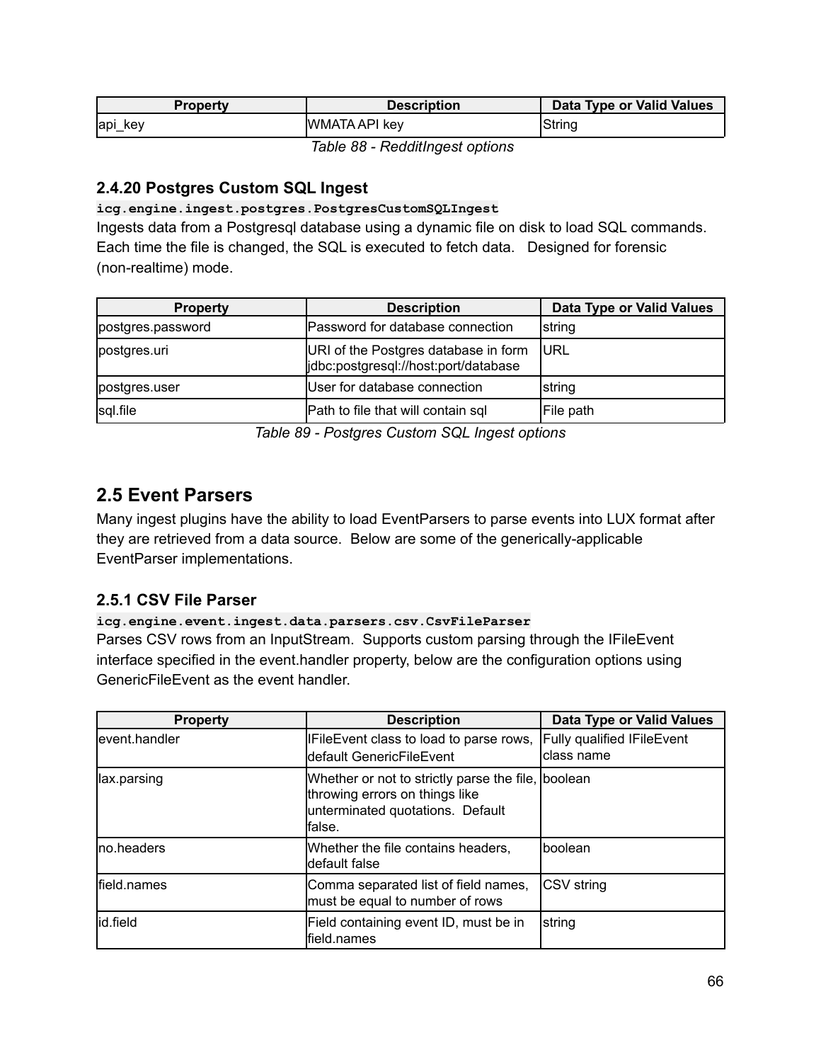| Property | Description | Data Type or Valid Values |
| --- | --- | --- |
| api_key | WMATA API key | String |

*Table 88 - RedditIngest options*

### 2.4.20 Postgres Custom SQL Ingest

**`icg.engine.ingest.postgres.PostgresCustomSQLIngest`**

Ingests data from a Postgresql database using a dynamic file on disk to load SQL commands. Each time the file is changed, the SQL is executed to fetch data. Designed for forensic (non-realtime) mode.

| Property | Description | Data Type or Valid Values |
| --- | --- | --- |
| postgres.password | Password for database connection | string |
| postgres.uri | URI of the Postgres database in form jdbc:postgresql://host:port/database | URL |
| postgres.user | User for database connection | string |
| sql.file | Path to file that will contain sql | File path |

*Table 89 - Postgres Custom SQL Ingest options*

## 2.5 Event Parsers

Many ingest plugins have the ability to load EventParsers to parse events into LUX format after they are retrieved from a data source. Below are some of the generically-applicable EventParser implementations.

### 2.5.1 CSV File Parser

**`icg.engine.event.ingest.data.parsers.csv.CsvFileParser`**

Parses CSV rows from an InputStream. Supports custom parsing through the IFileEvent interface specified in the event.handler property, below are the configuration options using GenericFileEvent as the event handler.

| Property | Description | Data Type or Valid Values |
| --- | --- | --- |
| event.handler | IFileEvent class to load to parse rows, default GenericFileEvent | Fully qualified IFileEvent class name |
| lax.parsing | Whether or not to strictly parse the file, throwing errors on things like unterminated quotations. Default false. | boolean |
| no.headers | Whether the file contains headers, default false | boolean |
| field.names | Comma separated list of field names, must be equal to number of rows | CSV string |
| id.field | Field containing event ID, must be in field.names | string |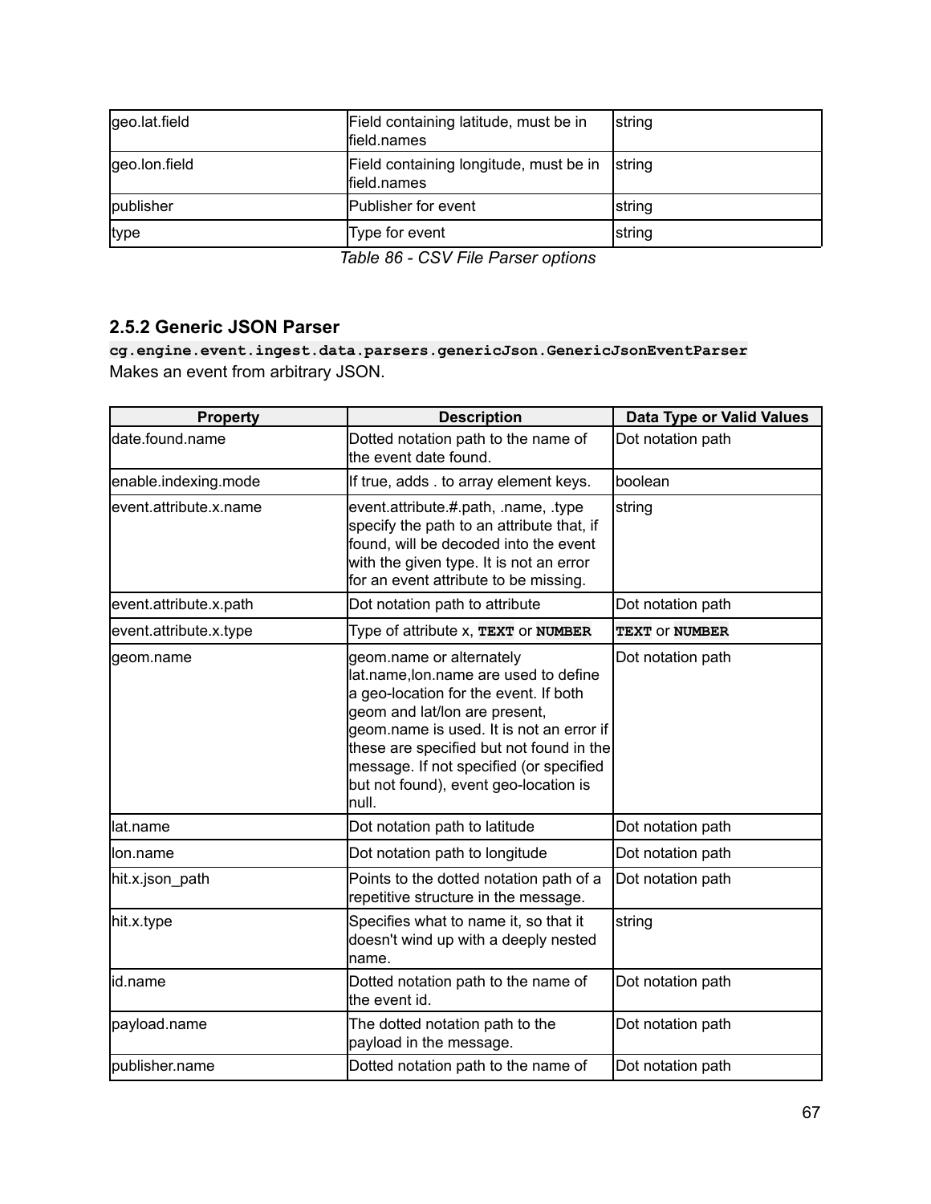| | | |
|---|---|---|
| geo.lat.field | Field containing latitude, must be in field.names | string |
| geo.lon.field | Field containing longitude, must be in field.names | string |
| publisher | Publisher for event | string |
| type | Type for event | string |

*Table 86 - CSV File Parser options*

### 2.5.2 Generic JSON Parser

`cg.engine.event.ingest.data.parsers.genericJson.GenericJsonEventParser`

Makes an event from arbitrary JSON.

| Property | Description | Data Type or Valid Values |
|---|---|---|
| date.found.name | Dotted notation path to the name of the event date found. | Dot notation path |
| enable.indexing.mode | If true, adds . to array element keys. | boolean |
| event.attribute.x.name | event.attribute.#.path, .name, .type specify the path to an attribute that, if found, will be decoded into the event with the given type. It is not an error for an event attribute to be missing. | string |
| event.attribute.x.path | Dot notation path to attribute | Dot notation path |
| event.attribute.x.type | Type of attribute x, **`TEXT`** or **`NUMBER`** | **`TEXT`** or **`NUMBER`** |
| geom.name | geom.name or alternately lat.name,lon.name are used to define a geo-location for the event. If both geom and lat/lon are present, geom.name is used. It is not an error if these are specified but not found in the message. If not specified (or specified but not found), event geo-location is null. | Dot notation path |
| lat.name | Dot notation path to latitude | Dot notation path |
| lon.name | Dot notation path to longitude | Dot notation path |
| hit.x.json_path | Points to the dotted notation path of a repetitive structure in the message. | Dot notation path |
| hit.x.type | Specifies what to name it, so that it doesn't wind up with a deeply nested name. | string |
| id.name | Dotted notation path to the name of the event id. | Dot notation path |
| payload.name | The dotted notation path to the payload in the message. | Dot notation path |
| publisher.name | Dotted notation path to the name of | Dot notation path |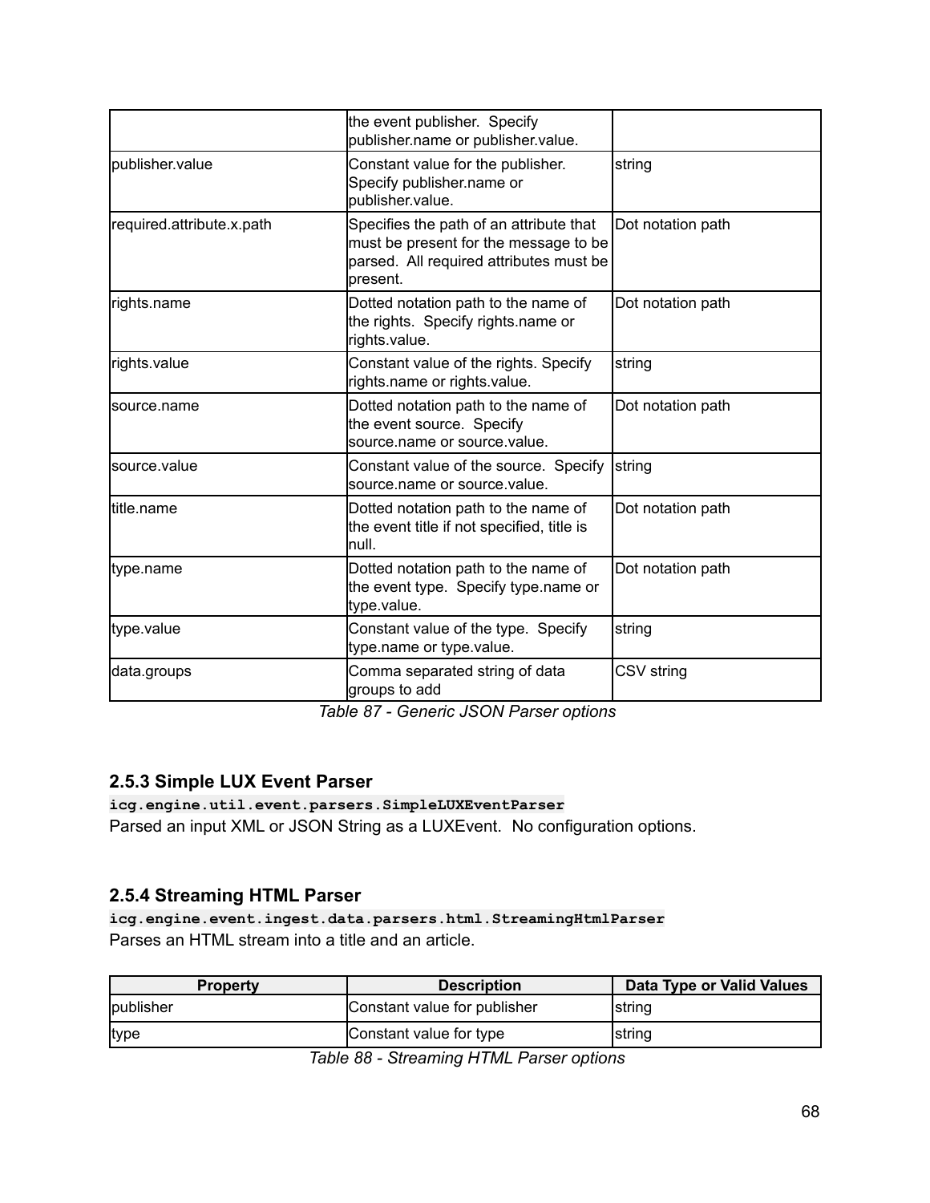| | | |
|---|---|---|
| | the event publisher. Specify publisher.name or publisher.value. | |
| publisher.value | Constant value for the publisher. Specify publisher.name or publisher.value. | string |
| required.attribute.x.path | Specifies the path of an attribute that must be present for the message to be parsed. All required attributes must be present. | Dot notation path |
| rights.name | Dotted notation path to the name of the rights. Specify rights.name or rights.value. | Dot notation path |
| rights.value | Constant value of the rights. Specify rights.name or rights.value. | string |
| source.name | Dotted notation path to the name of the event source. Specify source.name or source.value. | Dot notation path |
| source.value | Constant value of the source. Specify source.name or source.value. | string |
| title.name | Dotted notation path to the name of the event title if not specified, title is null. | Dot notation path |
| type.name | Dotted notation path to the name of the event type. Specify type.name or type.value. | Dot notation path |
| type.value | Constant value of the type. Specify type.name or type.value. | string |
| data.groups | Comma separated string of data groups to add | CSV string |

*Table 87 - Generic JSON Parser options*

### 2.5.3 Simple LUX Event Parser

**`icg.engine.util.event.parsers.SimpleLUXEventParser`**
Parsed an input XML or JSON String as a LUXEvent. No configuration options.

### 2.5.4 Streaming HTML Parser

**`icg.engine.event.ingest.data.parsers.html.StreamingHtmlParser`**
Parses an HTML stream into a title and an article.

| Property | Description | Data Type or Valid Values |
|---|---|---|
| publisher | Constant value for publisher | string |
| type | Constant value for type | string |

*Table 88 - Streaming HTML Parser options*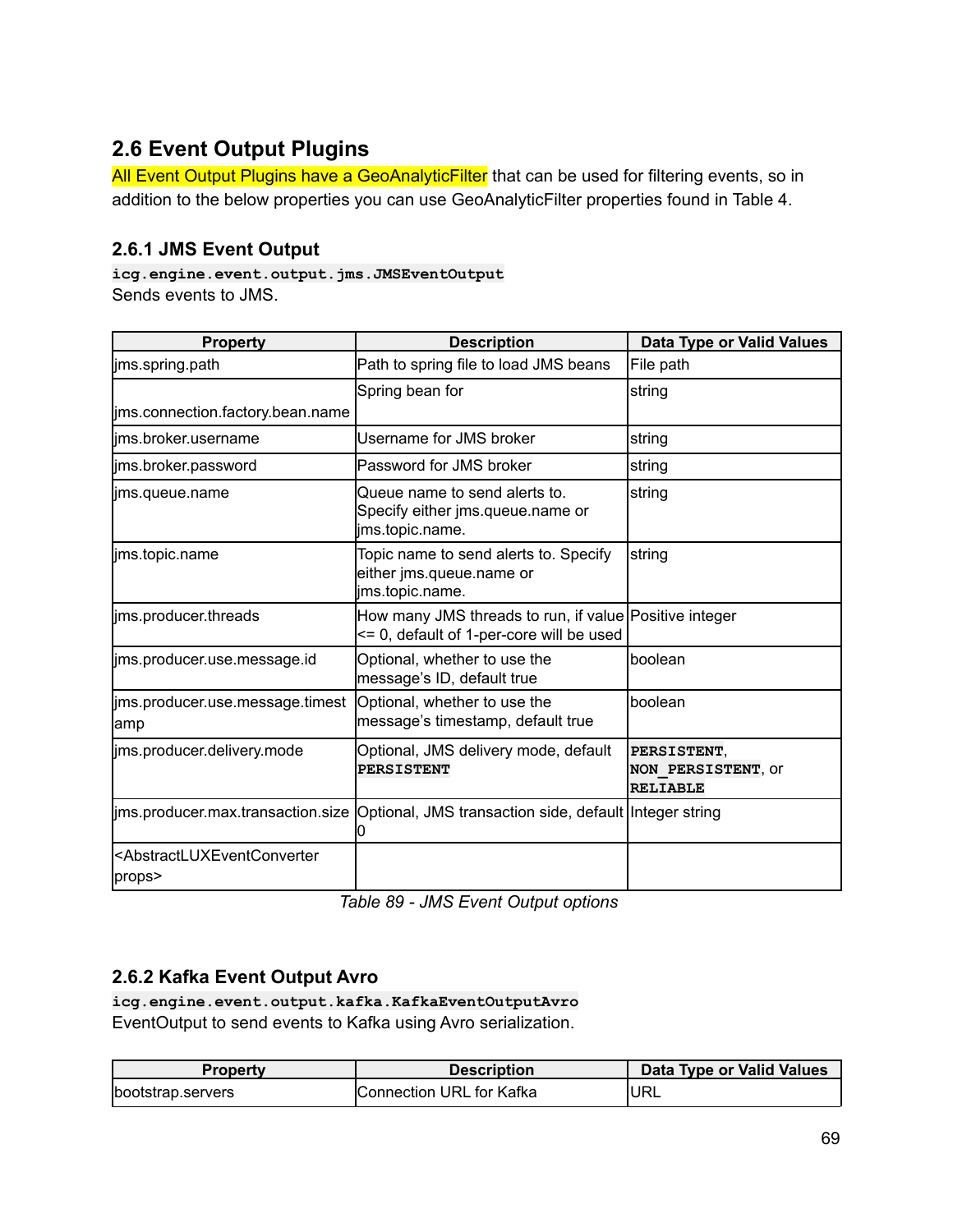## 2.6 Event Output Plugins

All Event Output Plugins have a GeoAnalyticFilter that can be used for filtering events, so in addition to the below properties you can use GeoAnalyticFilter properties found in Table 4.

### 2.6.1 JMS Event Output

**`icg.engine.event.output.jms.JMSEventOutput`**
Sends events to JMS.

| Property | Description | Data Type or Valid Values |
|---|---|---|
| jms.spring.path | Path to spring file to load JMS beans | File path |
| jms.connection.factory.bean.name | Spring bean for | string |
| jms.broker.username | Username for JMS broker | string |
| jms.broker.password | Password for JMS broker | string |
| jms.queue.name | Queue name to send alerts to. Specify either jms.queue.name or jms.topic.name. | string |
| jms.topic.name | Topic name to send alerts to. Specify either jms.queue.name or jms.topic.name. | string |
| jms.producer.threads | How many JMS threads to run, if value <= 0, default of 1-per-core will be used | Positive integer |
| jms.producer.use.message.id | Optional, whether to use the message's ID, default true | boolean |
| jms.producer.use.message.timestamp | Optional, whether to use the message's timestamp, default true | boolean |
| jms.producer.delivery.mode | Optional, JMS delivery mode, default **`PERSISTENT`** | **`PERSISTENT`**, **`NON_PERSISTENT`**, or **`RELIABLE`** |
| jms.producer.max.transaction.size | Optional, JMS transaction side, default 0 | Integer string |
| <AbstractLUXEventConverter props> | | |

*Table 89 - JMS Event Output options*

### 2.6.2 Kafka Event Output Avro

**`icg.engine.event.output.kafka.KafkaEventOutputAvro`**
EventOutput to send events to Kafka using Avro serialization.

| Property | Description | Data Type or Valid Values |
|---|---|---|
| bootstrap.servers | Connection URL for Kafka | URL |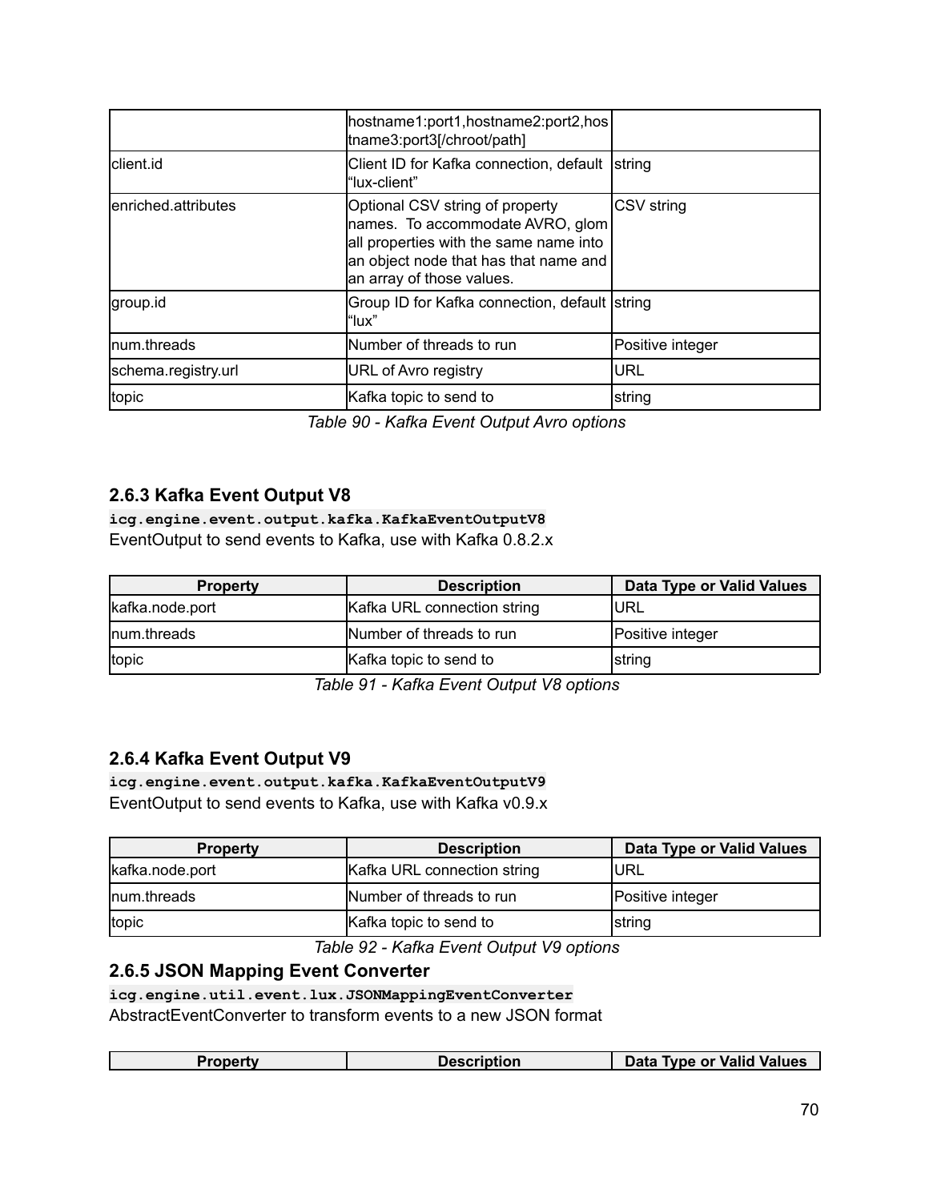| | hostname1:port1,hostname2:port2,hostname3:port3[/chroot/path] | |
|---|---|---|
| client.id | Client ID for Kafka connection, default "lux-client" | string |
| enriched.attributes | Optional CSV string of property names. To accommodate AVRO, glom all properties with the same name into an object node that has that name and an array of those values. | CSV string |
| group.id | Group ID for Kafka connection, default "lux" | string |
| num.threads | Number of threads to run | Positive integer |
| schema.registry.url | URL of Avro registry | URL |
| topic | Kafka topic to send to | string |

*Table 90 - Kafka Event Output Avro options*

### 2.6.3 Kafka Event Output V8

**`icg.engine.event.output.kafka.KafkaEventOutputV8`**
EventOutput to send events to Kafka, use with Kafka 0.8.2.x

| Property | Description | Data Type or Valid Values |
|---|---|---|
| kafka.node.port | Kafka URL connection string | URL |
| num.threads | Number of threads to run | Positive integer |
| topic | Kafka topic to send to | string |

*Table 91 - Kafka Event Output V8 options*

### 2.6.4 Kafka Event Output V9

**`icg.engine.event.output.kafka.KafkaEventOutputV9`**
EventOutput to send events to Kafka, use with Kafka v0.9.x

| Property | Description | Data Type or Valid Values |
|---|---|---|
| kafka.node.port | Kafka URL connection string | URL |
| num.threads | Number of threads to run | Positive integer |
| topic | Kafka topic to send to | string |

*Table 92 - Kafka Event Output V9 options*

### 2.6.5 JSON Mapping Event Converter

**`icg.engine.util.event.lux.JSONMappingEventConverter`**
AbstractEventConverter to transform events to a new JSON format

| Property | Description | Data Type or Valid Values |
|---|---|---|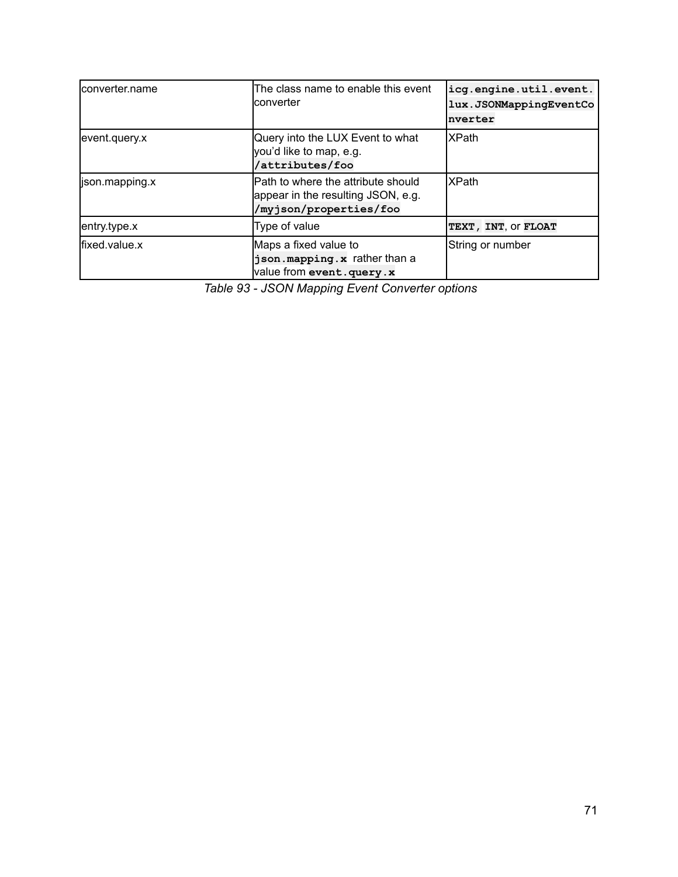| | | |
|---|---|---|
| converter.name | The class name to enable this event converter | **`icg.engine.util.event.lux.JSONMappingEventConverter`** |
| event.query.x | Query into the LUX Event to what you'd like to map, e.g. **`/attributes/foo`** | XPath |
| json.mapping.x | Path to where the attribute should appear in the resulting JSON, e.g. **`/myjson/properties/foo`** | XPath |
| entry.type.x | Type of value | **`TEXT,`** **`INT`**, or **`FLOAT`** |
| fixed.value.x | Maps a fixed value to **`json.mapping.x`** rather than a value from **`event.query.x`** | String or number |

*Table 93 - JSON Mapping Event Converter options*